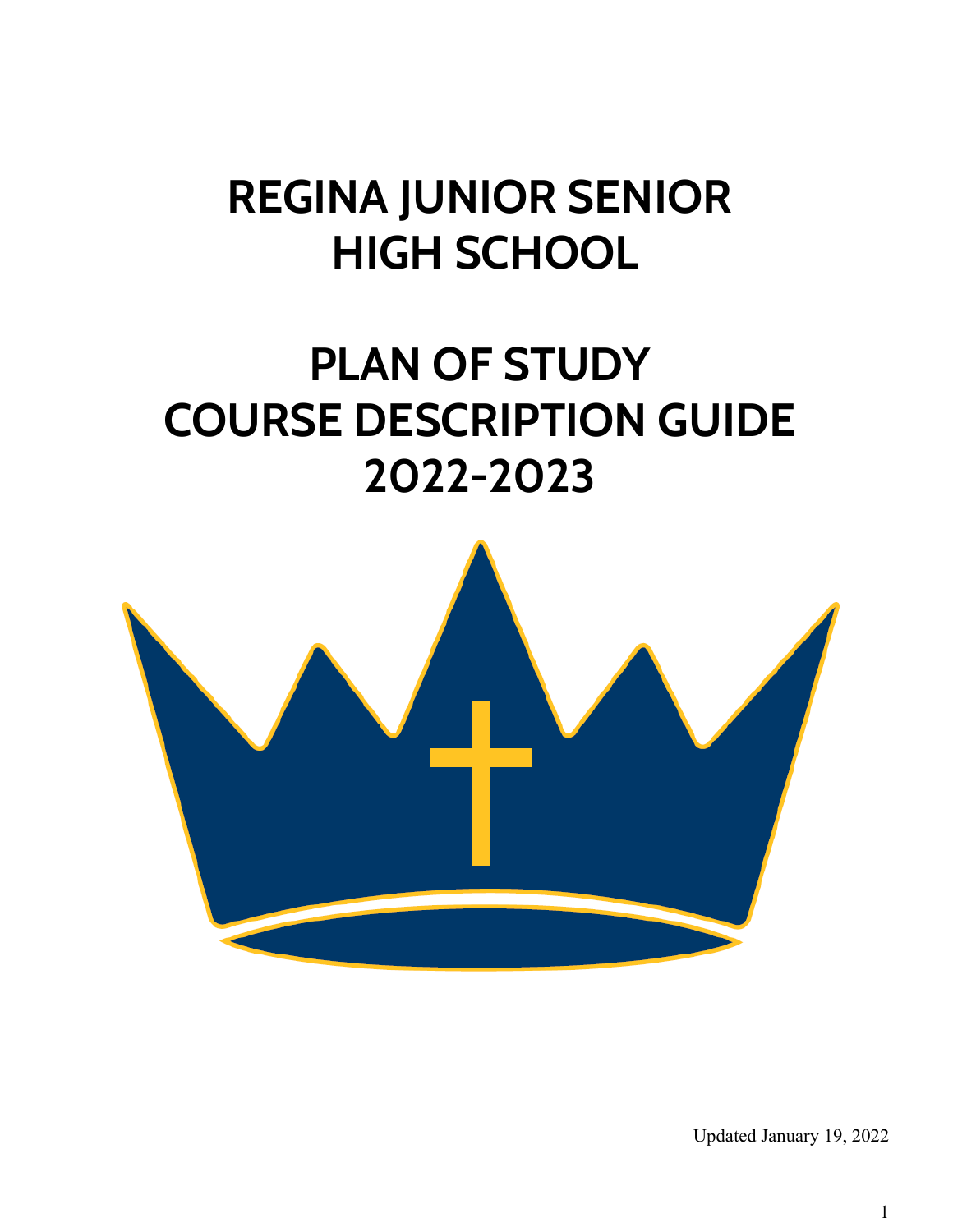# REGINA JUNIOR SENIOR HIGH SCHOOL

# PLAN OF STUDY COURSE DESCRIPTION GUIDE 2022-2023

Updated January 19, 2022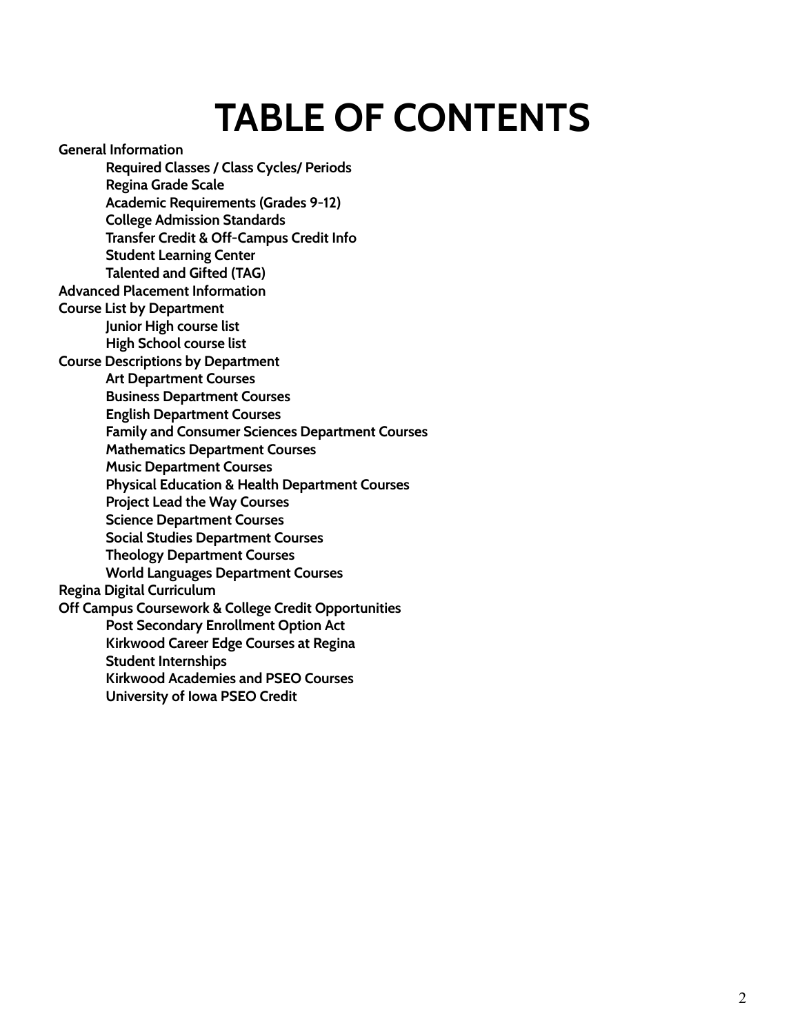# TABLE OF CONTENTS

**General Information**

- **Required Classes / Class Cycles/ Periods**
- **Regina Grade Scale**
- **Academic Requirements (Grades 9-12)**
- **College Admission Standards**
- **Transfer Credit & Off-Campus Credit Info**
- **Student Learning Center**
- **Talented and Gifted (TAG)**

**Advanced Placement Information**

**Course List by Department**

- **Junior High course list**
- **High School course list**

**Course Descriptions by Department**

- **Art Department Courses**
- **Business Department Courses**
- **English Department Courses**
- **Family and Consumer Sciences Department Courses**
- **Mathematics Department Courses**
- **Music Department Courses**
- **Physical Education & Health Department Courses**
- **Project Lead the Way Courses**
- **Science Department Courses**
- **Social Studies Department Courses**
- **Theology Department Courses**
- **World Languages Department Courses**

**Regina Digital Curriculum**

**Off Campus Coursework & College Credit Opportunities**

- **Post Secondary Enrollment Option Act**
- **Kirkwood Career Edge Courses at Regina**
- **Student Internships**
- **Kirkwood Academies and PSEO Courses**
- **University of Iowa PSEO Credit**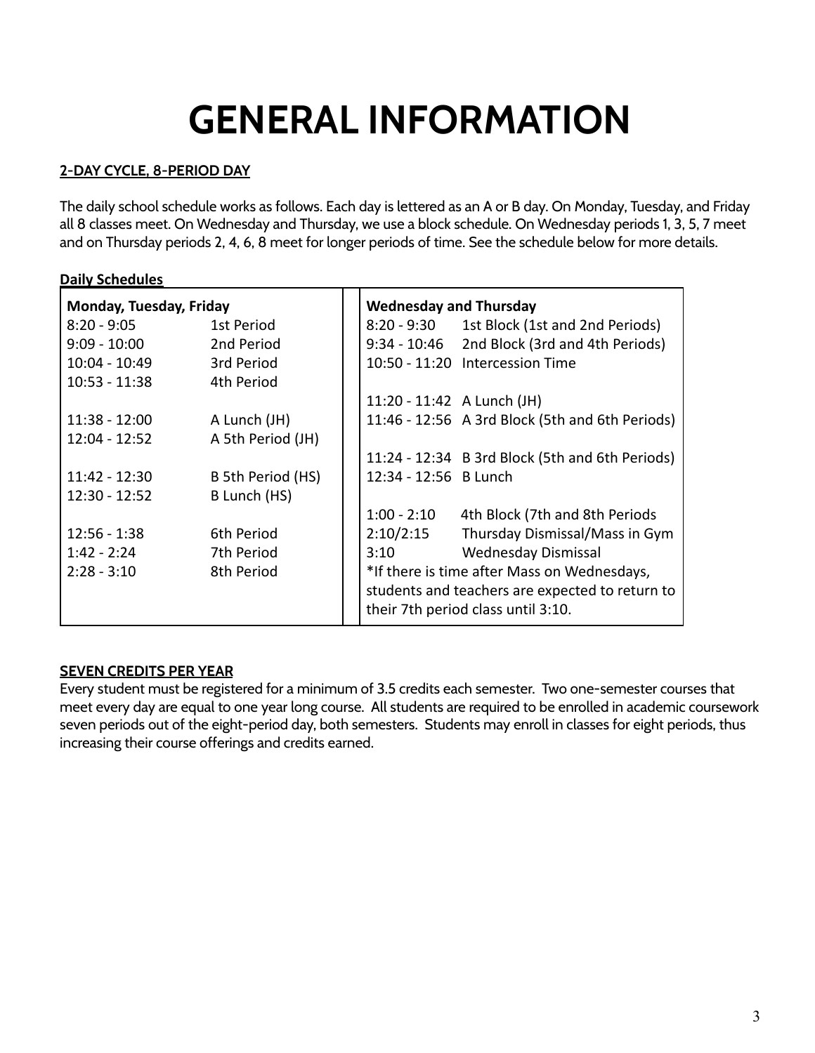# GENERAL INFORMATION

**2-DAY CYCLE, 8-PERIOD DAY**

The daily school schedule works as follows. Each day is lettered as an A or B day. On Monday, Tuesday, and Friday all 8 classes meet. On Wednesday and Thursday, we use a block schedule. On Wednesday periods 1, 3, 5, 7 meet and on Thursday periods 2, 4, 6, 8 meet for longer periods of time. See the schedule below for more details.

**Daily Schedules**

| Monday, Tuesday, Friday | | Wednesday and Thursday | |
|---|---|---|---|
| 8:20 - 9:05 | 1st Period | 8:20 - 9:30 | 1st Block (1st and 2nd Periods) |
| 9:09 - 10:00 | 2nd Period | 9:34 - 10:46 | 2nd Block (3rd and 4th Periods) |
| 10:04 - 10:49 | 3rd Period | 10:50 - 11:20 | Intercession Time |
| 10:53 - 11:38 | 4th Period | | |
| | | 11:20 - 11:42 | A Lunch (JH) |
| 11:38 - 12:00 | A Lunch (JH) | 11:46 - 12:56 | A 3rd Block (5th and 6th Periods) |
| 12:04 - 12:52 | A 5th Period (JH) | | |
| | | 11:24 - 12:34 | B 3rd Block (5th and 6th Periods) |
| 11:42 - 12:30 | B 5th Period (HS) | 12:34 - 12:56 | B Lunch |
| 12:30 - 12:52 | B Lunch (HS) | | |
| | | 1:00 - 2:10 | 4th Block (7th and 8th Periods |
| 12:56 - 1:38 | 6th Period | 2:10/2:15 | Thursday Dismissal/Mass in Gym |
| 1:42 - 2:24 | 7th Period | 3:10 | Wednesday Dismissal |
| 2:28 - 3:10 | 8th Period | *If there is time after Mass on Wednesdays, students and teachers are expected to return to their 7th period class until 3:10. | |

**SEVEN CREDITS PER YEAR**

Every student must be registered for a minimum of 3.5 credits each semester. Two one-semester courses that meet every day are equal to one year long course. All students are required to be enrolled in academic coursework seven periods out of the eight-period day, both semesters. Students may enroll in classes for eight periods, thus increasing their course offerings and credits earned.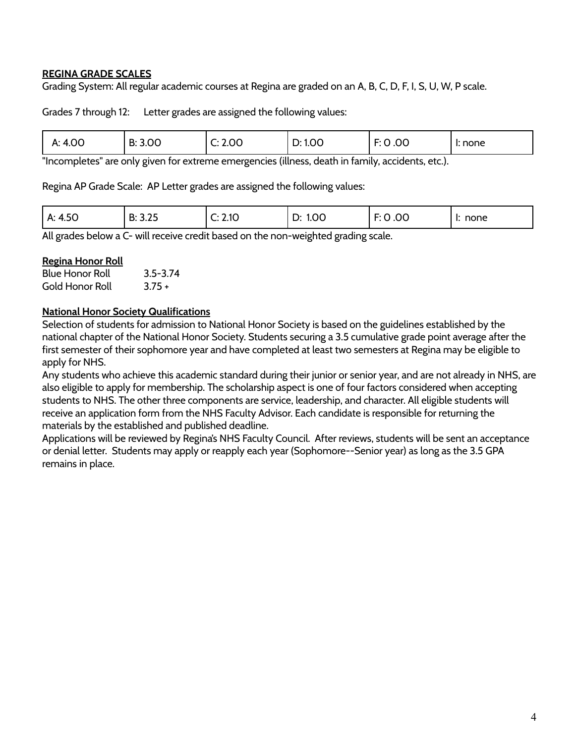**REGINA GRADE SCALES**

Grading System: All regular academic courses at Regina are graded on an A, B, C, D, F, I, S, U, W, P scale.

Grades 7 through 12: Letter grades are assigned the following values:

| A: 4.00 | B: 3.00 | C: 2.00 | D: 1.00 | F: 0 .00 | I: none |
|---|---|---|---|---|---|

"Incompletes" are only given for extreme emergencies (illness, death in family, accidents, etc.).

Regina AP Grade Scale: AP Letter grades are assigned the following values:

| A: 4.50 | B: 3.25 | C: 2.10 | D: 1.00 | F: 0 .00 | I: none |
|---|---|---|---|---|---|

All grades below a C- will receive credit based on the non-weighted grading scale.

**Regina Honor Roll**

| | |
|---|---|
| Blue Honor Roll | 3.5-3.74 |
| Gold Honor Roll | 3.75 + |

**National Honor Society Qualifications**

Selection of students for admission to National Honor Society is based on the guidelines established by the national chapter of the National Honor Society. Students securing a 3.5 cumulative grade point average after the first semester of their sophomore year and have completed at least two semesters at Regina may be eligible to apply for NHS.

Any students who achieve this academic standard during their junior or senior year, and are not already in NHS, are also eligible to apply for membership. The scholarship aspect is one of four factors considered when accepting students to NHS. The other three components are service, leadership, and character. All eligible students will receive an application form from the NHS Faculty Advisor. Each candidate is responsible for returning the materials by the established and published deadline.

Applications will be reviewed by Regina's NHS Faculty Council. After reviews, students will be sent an acceptance or denial letter. Students may apply or reapply each year (Sophomore--Senior year) as long as the 3.5 GPA remains in place.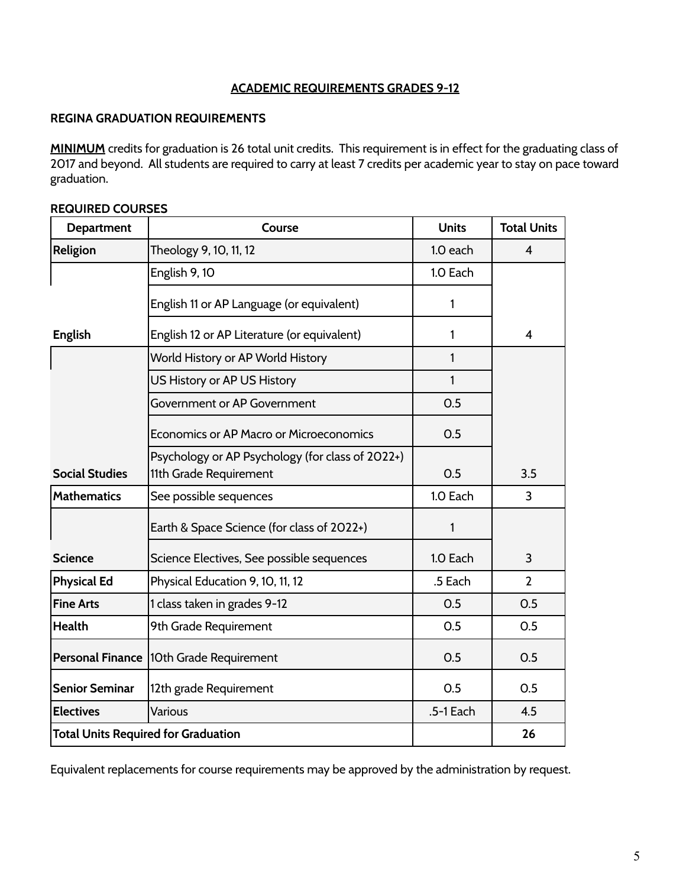## ACADEMIC REQUIREMENTS GRADES 9-12

### REGINA GRADUATION REQUIREMENTS

**MINIMUM** credits for graduation is 26 total unit credits. This requirement is in effect for the graduating class of 2017 and beyond. All students are required to carry at least 7 credits per academic year to stay on pace toward graduation.

**REQUIRED COURSES**

| Department | Course | Units | Total Units |
|---|---|---|---|
| **Religion** | Theology 9, 10, 11, 12 | 1.0 each | 4 |
| **English** | English 9, 10 | 1.0 Each | 4 |
| | English 11 or AP Language (or equivalent) | 1 | |
| | English 12 or AP Literature (or equivalent) | 1 | |
| **Social Studies** | World History or AP World History | 1 | 3.5 |
| | US History or AP US History | 1 | |
| | Government or AP Government | 0.5 | |
| | Economics or AP Macro or Microeconomics | 0.5 | |
| | Psychology or AP Psychology (for class of 2022+) 11th Grade Requirement | 0.5 | |
| **Mathematics** | See possible sequences | 1.0 Each | 3 |
| **Science** | Earth & Space Science (for class of 2022+) | 1 | 3 |
| | Science Electives, See possible sequences | 1.0 Each | |
| **Physical Ed** | Physical Education 9, 10, 11, 12 | .5 Each | 2 |
| **Fine Arts** | 1 class taken in grades 9-12 | 0.5 | 0.5 |
| **Health** | 9th Grade Requirement | 0.5 | 0.5 |
| **Personal Finance** | 10th Grade Requirement | 0.5 | 0.5 |
| **Senior Seminar** | 12th grade Requirement | 0.5 | 0.5 |
| **Electives** | Various | .5-1 Each | 4.5 |
| **Total Units Required for Graduation** | | | **26** |

Equivalent replacements for course requirements may be approved by the administration by request.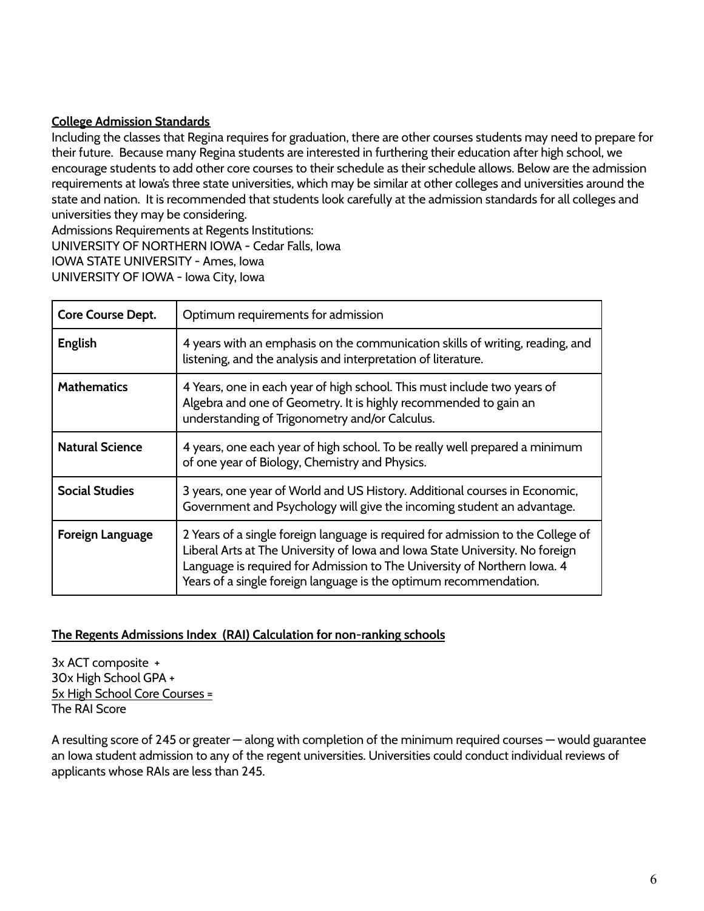**College Admission Standards**

Including the classes that Regina requires for graduation, there are other courses students may need to prepare for their future. Because many Regina students are interested in furthering their education after high school, we encourage students to add other core courses to their schedule as their schedule allows. Below are the admission requirements at Iowa's three state universities, which may be similar at other colleges and universities around the state and nation. It is recommended that students look carefully at the admission standards for all colleges and universities they may be considering.

Admissions Requirements at Regents Institutions:
UNIVERSITY OF NORTHERN IOWA - Cedar Falls, Iowa
IOWA STATE UNIVERSITY - Ames, Iowa
UNIVERSITY OF IOWA - Iowa City, Iowa

| Core Course Dept. | Optimum requirements for admission |
|---|---|
| **English** | 4 years with an emphasis on the communication skills of writing, reading, and listening, and the analysis and interpretation of literature. |
| **Mathematics** | 4 Years, one in each year of high school. This must include two years of Algebra and one of Geometry. It is highly recommended to gain an understanding of Trigonometry and/or Calculus. |
| **Natural Science** | 4 years, one each year of high school. To be really well prepared a minimum of one year of Biology, Chemistry and Physics. |
| **Social Studies** | 3 years, one year of World and US History. Additional courses in Economic, Government and Psychology will give the incoming student an advantage. |
| **Foreign Language** | 2 Years of a single foreign language is required for admission to the College of Liberal Arts at The University of Iowa and Iowa State University. No foreign Language is required for Admission to The University of Northern Iowa. 4 Years of a single foreign language is the optimum recommendation. |

**The Regents Admissions Index (RAI) Calculation for non-ranking schools**

3x ACT composite +
30x High School GPA +
5x High School Core Courses =
The RAI Score

A resulting score of 245 or greater — along with completion of the minimum required courses — would guarantee an Iowa student admission to any of the regent universities. Universities could conduct individual reviews of applicants whose RAIs are less than 245.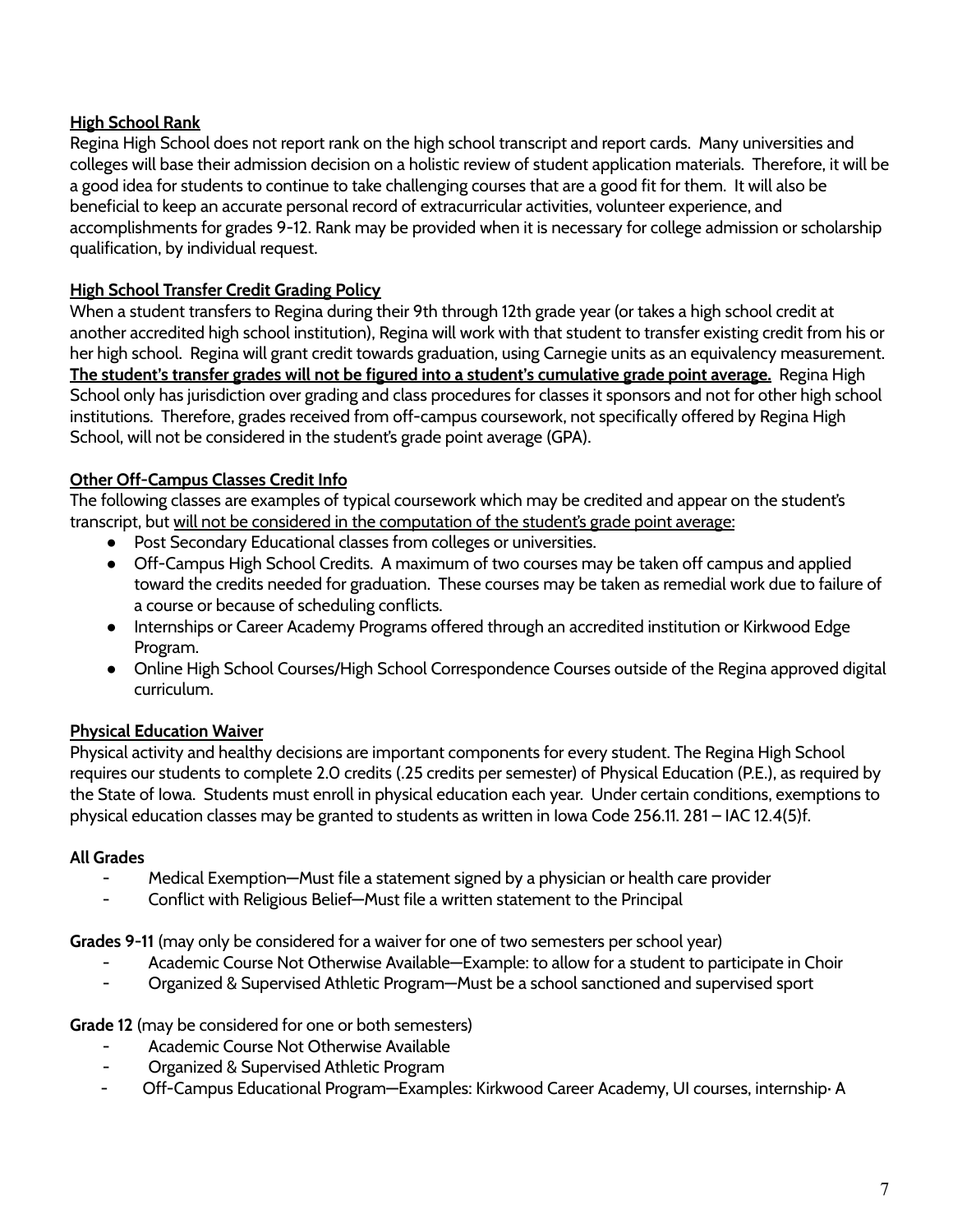**<u>High School Rank</u>**

Regina High School does not report rank on the high school transcript and report cards. Many universities and colleges will base their admission decision on a holistic review of student application materials. Therefore, it will be a good idea for students to continue to take challenging courses that are a good fit for them. It will also be beneficial to keep an accurate personal record of extracurricular activities, volunteer experience, and accomplishments for grades 9-12. Rank may be provided when it is necessary for college admission or scholarship qualification, by individual request.

**<u>High School Transfer Credit Grading Policy</u>**

When a student transfers to Regina during their 9th through 12th grade year (or takes a high school credit at another accredited high school institution), Regina will work with that student to transfer existing credit from his or her high school. Regina will grant credit towards graduation, using Carnegie units as an equivalency measurement. **<u>The student's transfer grades will not be figured into a student's cumulative grade point average.</u>** Regina High School only has jurisdiction over grading and class procedures for classes it sponsors and not for other high school institutions. Therefore, grades received from off-campus coursework, not specifically offered by Regina High School, will not be considered in the student's grade point average (GPA).

**<u>Other Off-Campus Classes Credit Info</u>**

The following classes are examples of typical coursework which may be credited and appear on the student's transcript, but <u>will not be considered in the computation of the student's grade point average:</u>

- Post Secondary Educational classes from colleges or universities.
- Off-Campus High School Credits. A maximum of two courses may be taken off campus and applied toward the credits needed for graduation. These courses may be taken as remedial work due to failure of a course or because of scheduling conflicts.
- Internships or Career Academy Programs offered through an accredited institution or Kirkwood Edge Program.
- Online High School Courses/High School Correspondence Courses outside of the Regina approved digital curriculum.

**<u>Physical Education Waiver</u>**

Physical activity and healthy decisions are important components for every student. The Regina High School requires our students to complete 2.0 credits (.25 credits per semester) of Physical Education (P.E.), as required by the State of Iowa. Students must enroll in physical education each year. Under certain conditions, exemptions to physical education classes may be granted to students as written in Iowa Code 256.11. 281 – IAC 12.4(5)f.

**All Grades**

- Medical Exemption—Must file a statement signed by a physician or health care provider
- Conflict with Religious Belief—Must file a written statement to the Principal

**Grades 9-11** (may only be considered for a waiver for one of two semesters per school year)

- Academic Course Not Otherwise Available—Example: to allow for a student to participate in Choir
- Organized & Supervised Athletic Program—Must be a school sanctioned and supervised sport

**Grade 12** (may be considered for one or both semesters)

- Academic Course Not Otherwise Available
- Organized & Supervised Athletic Program
- Off-Campus Educational Program—Examples: Kirkwood Career Academy, UI courses, internship· A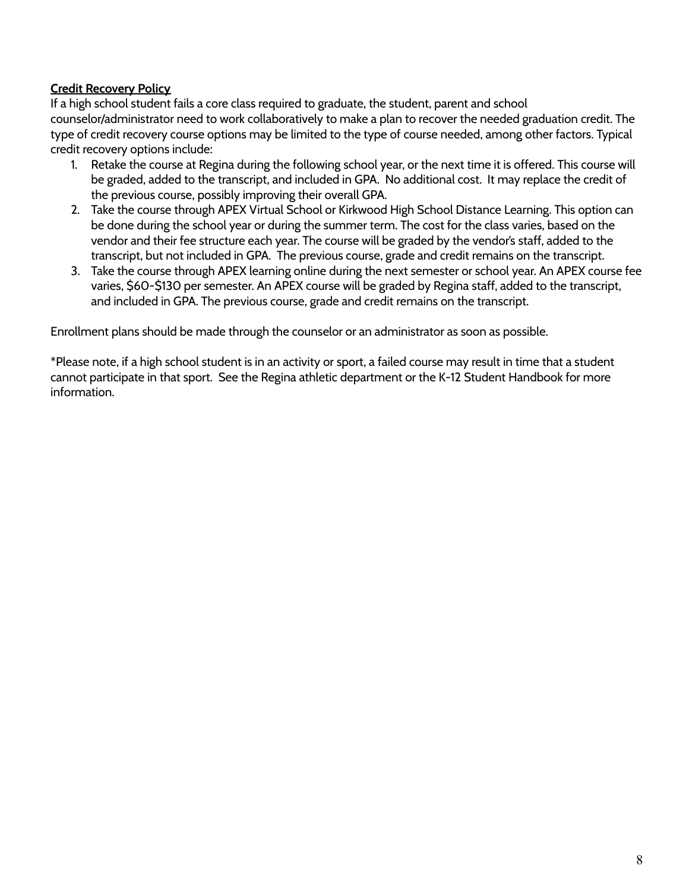## Credit Recovery Policy

If a high school student fails a core class required to graduate, the student, parent and school counselor/administrator need to work collaboratively to make a plan to recover the needed graduation credit. The type of credit recovery course options may be limited to the type of course needed, among other factors. Typical credit recovery options include:

1. Retake the course at Regina during the following school year, or the next time it is offered. This course will be graded, added to the transcript, and included in GPA. No additional cost. It may replace the credit of the previous course, possibly improving their overall GPA.
2. Take the course through APEX Virtual School or Kirkwood High School Distance Learning. This option can be done during the school year or during the summer term. The cost for the class varies, based on the vendor and their fee structure each year. The course will be graded by the vendor's staff, added to the transcript, but not included in GPA. The previous course, grade and credit remains on the transcript.
3. Take the course through APEX learning online during the next semester or school year. An APEX course fee varies, $60-$130 per semester. An APEX course will be graded by Regina staff, added to the transcript, and included in GPA. The previous course, grade and credit remains on the transcript.

Enrollment plans should be made through the counselor or an administrator as soon as possible.

*Please note, if a high school student is in an activity or sport, a failed course may result in time that a student cannot participate in that sport. See the Regina athletic department or the K-12 Student Handbook for more information.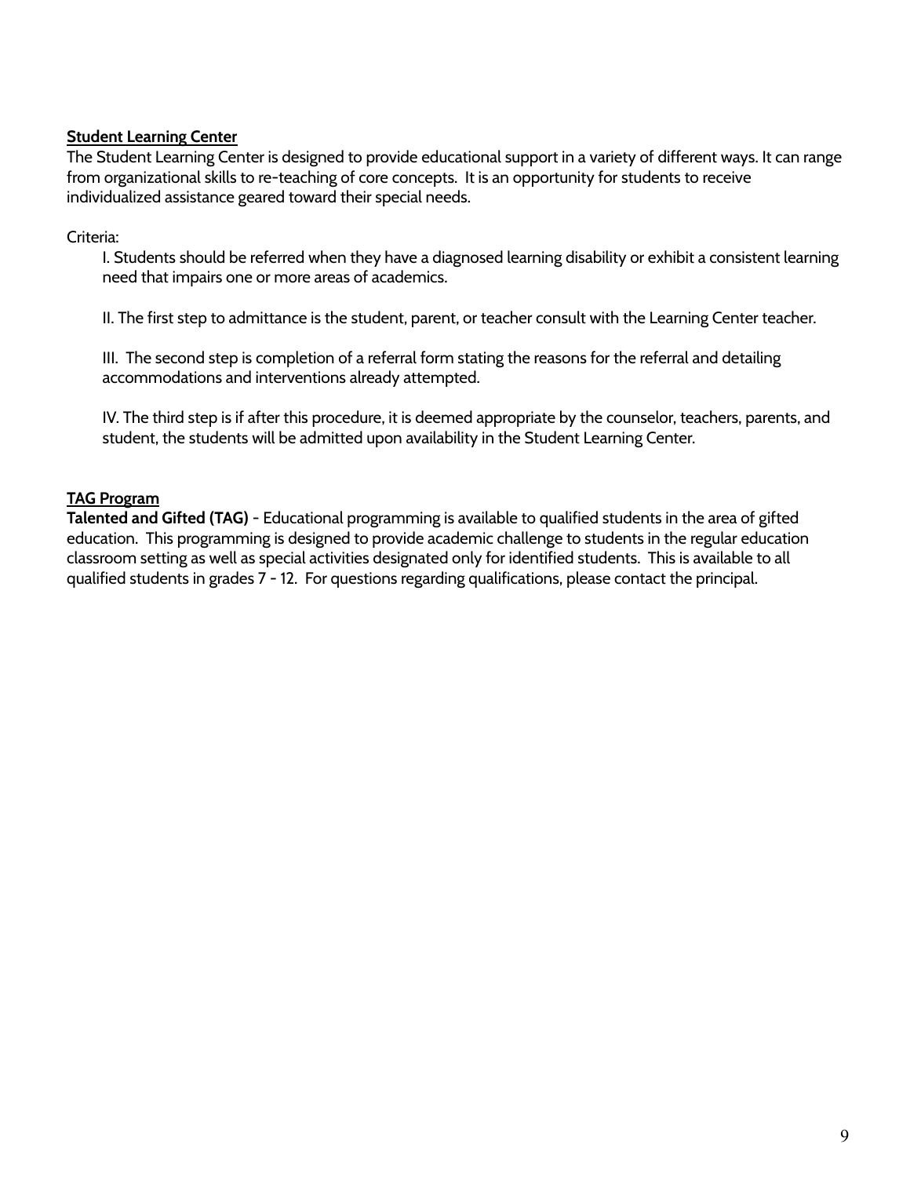### Student Learning Center

The Student Learning Center is designed to provide educational support in a variety of different ways. It can range from organizational skills to re-teaching of core concepts. It is an opportunity for students to receive individualized assistance geared toward their special needs.

Criteria:

I. Students should be referred when they have a diagnosed learning disability or exhibit a consistent learning need that impairs one or more areas of academics.

II. The first step to admittance is the student, parent, or teacher consult with the Learning Center teacher.

III. The second step is completion of a referral form stating the reasons for the referral and detailing accommodations and interventions already attempted.

IV. The third step is if after this procedure, it is deemed appropriate by the counselor, teachers, parents, and student, the students will be admitted upon availability in the Student Learning Center.

### TAG Program

**Talented and Gifted (TAG)** - Educational programming is available to qualified students in the area of gifted education. This programming is designed to provide academic challenge to students in the regular education classroom setting as well as special activities designated only for identified students. This is available to all qualified students in grades 7 - 12. For questions regarding qualifications, please contact the principal.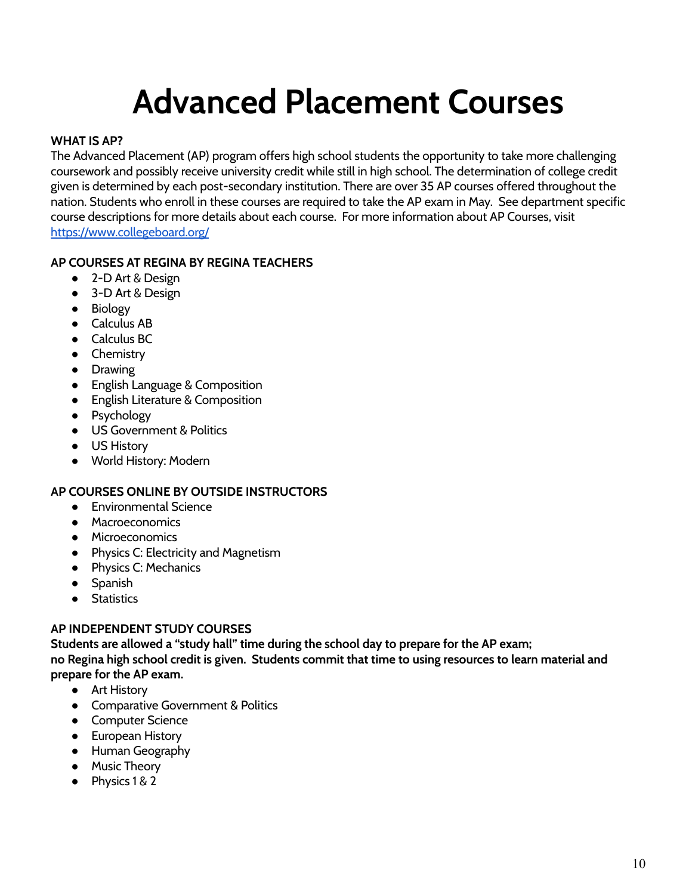# Advanced Placement Courses

**WHAT IS AP?**

The Advanced Placement (AP) program offers high school students the opportunity to take more challenging coursework and possibly receive university credit while still in high school. The determination of college credit given is determined by each post-secondary institution. There are over 35 AP courses offered throughout the nation. Students who enroll in these courses are required to take the AP exam in May. See department specific course descriptions for more details about each course. For more information about AP Courses, visit https://www.collegeboard.org/

**AP COURSES AT REGINA BY REGINA TEACHERS**

- 2-D Art & Design
- 3-D Art & Design
- Biology
- Calculus AB
- Calculus BC
- Chemistry
- Drawing
- English Language & Composition
- English Literature & Composition
- Psychology
- US Government & Politics
- US History
- World History: Modern

**AP COURSES ONLINE BY OUTSIDE INSTRUCTORS**

- Environmental Science
- Macroeconomics
- Microeconomics
- Physics C: Electricity and Magnetism
- Physics C: Mechanics
- Spanish
- Statistics

**AP INDEPENDENT STUDY COURSES**

**Students are allowed a "study hall" time during the school day to prepare for the AP exam; no Regina high school credit is given. Students commit that time to using resources to learn material and prepare for the AP exam.**

- Art History
- Comparative Government & Politics
- Computer Science
- European History
- Human Geography
- Music Theory
- Physics 1 & 2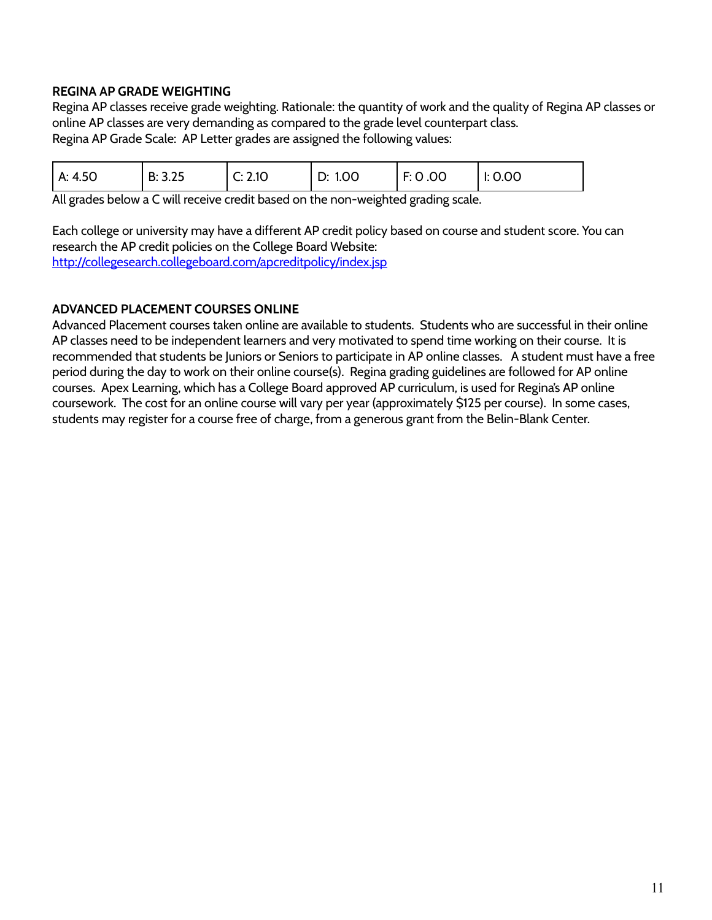**REGINA AP GRADE WEIGHTING**

Regina AP classes receive grade weighting. Rationale: the quantity of work and the quality of Regina AP classes or online AP classes are very demanding as compared to the grade level counterpart class.
Regina AP Grade Scale: AP Letter grades are assigned the following values:

| A: 4.50 | B: 3.25 | C: 2.10 | D: 1.00 | F: 0 .00 | I: 0.00 |
|---|---|---|---|---|---|

All grades below a C will receive credit based on the non-weighted grading scale.

Each college or university may have a different AP credit policy based on course and student score. You can research the AP credit policies on the College Board Website:
[http://collegesearch.collegeboard.com/apcreditpolicy/index.jsp](http://collegesearch.collegeboard.com/apcreditpolicy/index.jsp)

**ADVANCED PLACEMENT COURSES ONLINE**

Advanced Placement courses taken online are available to students. Students who are successful in their online AP classes need to be independent learners and very motivated to spend time working on their course. It is recommended that students be Juniors or Seniors to participate in AP online classes. A student must have a free period during the day to work on their online course(s). Regina grading guidelines are followed for AP online courses. Apex Learning, which has a College Board approved AP curriculum, is used for Regina's AP online coursework. The cost for an online course will vary per year (approximately $125 per course). In some cases, students may register for a course free of charge, from a generous grant from the Belin-Blank Center.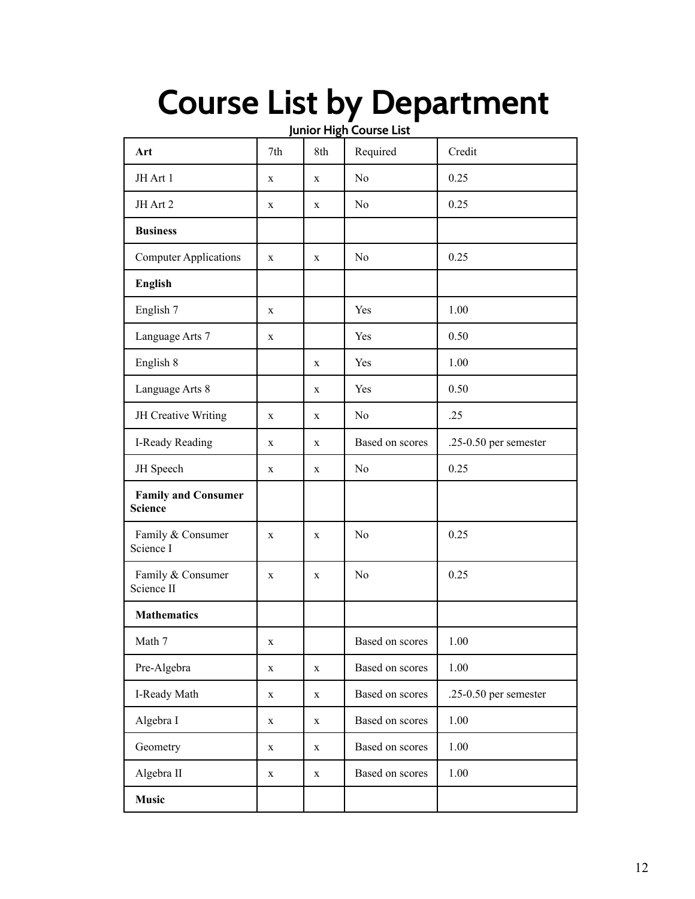# Course List by Department

### Junior High Course List

| **Art** | 7th | 8th | Required | Credit |
|---|---|---|---|---|
| JH Art 1 | x | x | No | 0.25 |
| JH Art 2 | x | x | No | 0.25 |
| **Business** | | | | |
| Computer Applications | x | x | No | 0.25 |
| **English** | | | | |
| English 7 | x | | Yes | 1.00 |
| Language Arts 7 | x | | Yes | 0.50 |
| English 8 | | x | Yes | 1.00 |
| Language Arts 8 | | x | Yes | 0.50 |
| JH Creative Writing | x | x | No | .25 |
| I-Ready Reading | x | x | Based on scores | .25-0.50 per semester |
| JH Speech | x | x | No | 0.25 |
| **Family and Consumer Science** | | | | |
| Family & Consumer Science I | x | x | No | 0.25 |
| Family & Consumer Science II | x | x | No | 0.25 |
| **Mathematics** | | | | |
| Math 7 | x | | Based on scores | 1.00 |
| Pre-Algebra | x | x | Based on scores | 1.00 |
| I-Ready Math | x | x | Based on scores | .25-0.50 per semester |
| Algebra I | x | x | Based on scores | 1.00 |
| Geometry | x | x | Based on scores | 1.00 |
| Algebra II | x | x | Based on scores | 1.00 |
| **Music** | | | | |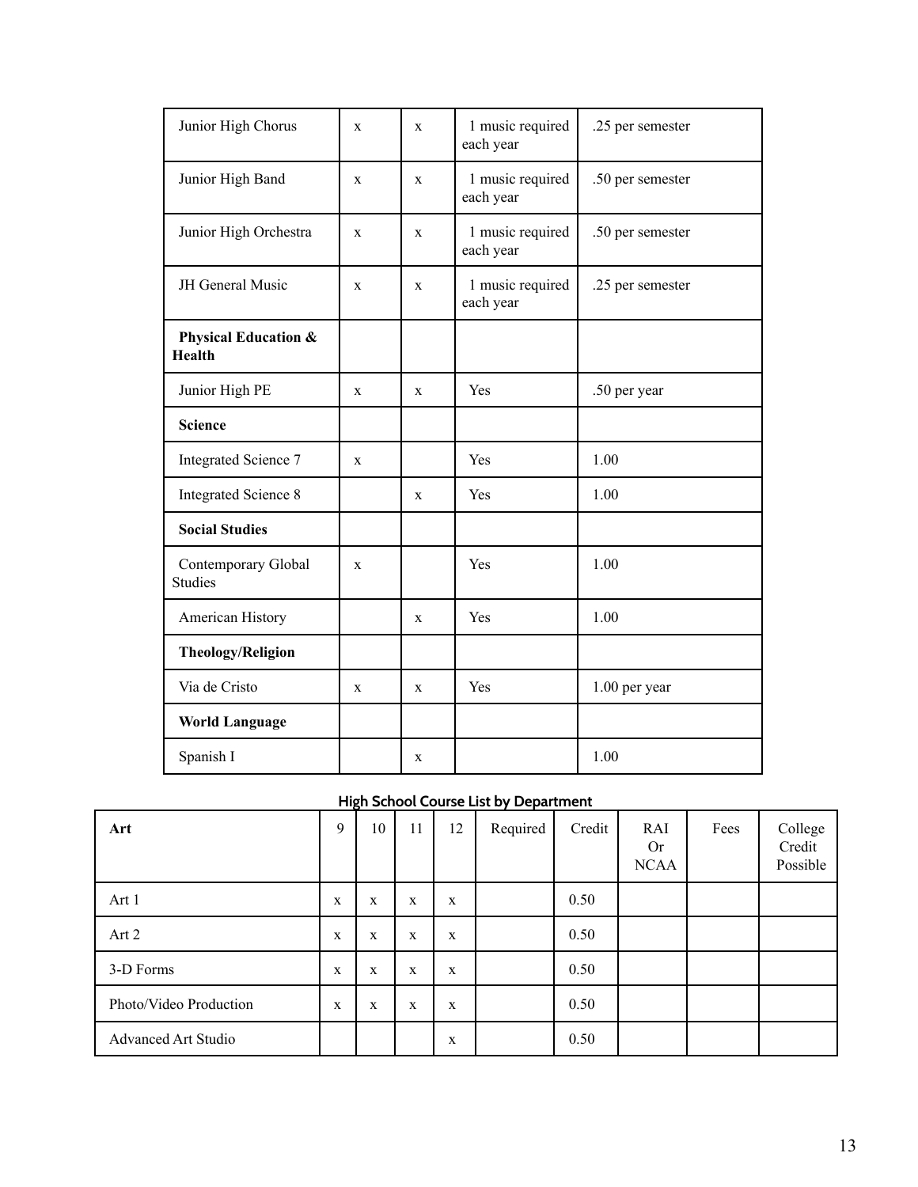| Junior High Chorus | x | x | 1 music required each year | .25 per semester |
|---|---|---|---|---|
| Junior High Band | x | x | 1 music required each year | .50 per semester |
| Junior High Orchestra | x | x | 1 music required each year | .50 per semester |
| JH General Music | x | x | 1 music required each year | .25 per semester |
| **Physical Education & Health** | | | | |
| Junior High PE | x | x | Yes | .50 per year |
| **Science** | | | | |
| Integrated Science 7 | x | | Yes | 1.00 |
| Integrated Science 8 | | x | Yes | 1.00 |
| **Social Studies** | | | | |
| Contemporary Global Studies | x | | Yes | 1.00 |
| American History | | x | Yes | 1.00 |
| **Theology/Religion** | | | | |
| Via de Cristo | x | x | Yes | 1.00 per year |
| **World Language** | | | | |
| Spanish I | | x | | 1.00 |

## High School Course List by Department

| **Art** | 9 | 10 | 11 | 12 | Required | Credit | RAI Or NCAA | Fees | College Credit Possible |
|---|---|---|---|---|---|---|---|---|---|
| Art 1 | x | x | x | x | | 0.50 | | | |
| Art 2 | x | x | x | x | | 0.50 | | | |
| 3-D Forms | x | x | x | x | | 0.50 | | | |
| Photo/Video Production | x | x | x | x | | 0.50 | | | |
| Advanced Art Studio | | | | x | | 0.50 | | | |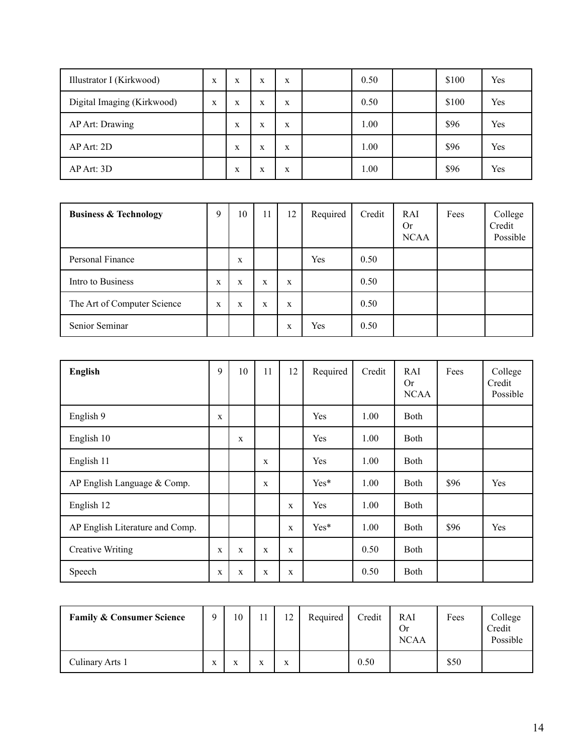| | | | | | | | | | |
|---|---|---|---|---|---|---|---|---|---|
| Illustrator I (Kirkwood) | x | x | x | x | | 0.50 | | $100 | Yes |
| Digital Imaging (Kirkwood) | x | x | x | x | | 0.50 | | $100 | Yes |
| AP Art: Drawing | | x | x | x | | 1.00 | | $96 | Yes |
| AP Art: 2D | | x | x | x | | 1.00 | | $96 | Yes |
| AP Art: 3D | | x | x | x | | 1.00 | | $96 | Yes |

| **Business & Technology** | 9 | 10 | 11 | 12 | Required | Credit | RAI Or NCAA | Fees | College Credit Possible |
|---|---|---|---|---|---|---|---|---|---|
| Personal Finance | | x | | | Yes | 0.50 | | | |
| Intro to Business | x | x | x | x | | 0.50 | | | |
| The Art of Computer Science | x | x | x | x | | 0.50 | | | |
| Senior Seminar | | | | x | Yes | 0.50 | | | |

| **English** | 9 | 10 | 11 | 12 | Required | Credit | RAI Or NCAA | Fees | College Credit Possible |
|---|---|---|---|---|---|---|---|---|---|
| English 9 | x | | | | Yes | 1.00 | Both | | |
| English 10 | | x | | | Yes | 1.00 | Both | | |
| English 11 | | | x | | Yes | 1.00 | Both | | |
| AP English Language & Comp. | | | x | | Yes* | 1.00 | Both | $96 | Yes |
| English 12 | | | | x | Yes | 1.00 | Both | | |
| AP English Literature and Comp. | | | | x | Yes* | 1.00 | Both | $96 | Yes |
| Creative Writing | x | x | x | x | | 0.50 | Both | | |
| Speech | x | x | x | x | | 0.50 | Both | | |

| **Family & Consumer Science** | 9 | 10 | 11 | 12 | Required | Credit | RAI Or NCAA | Fees | College Credit Possible |
|---|---|---|---|---|---|---|---|---|---|
| Culinary Arts 1 | x | x | x | x | | 0.50 | | $50 | |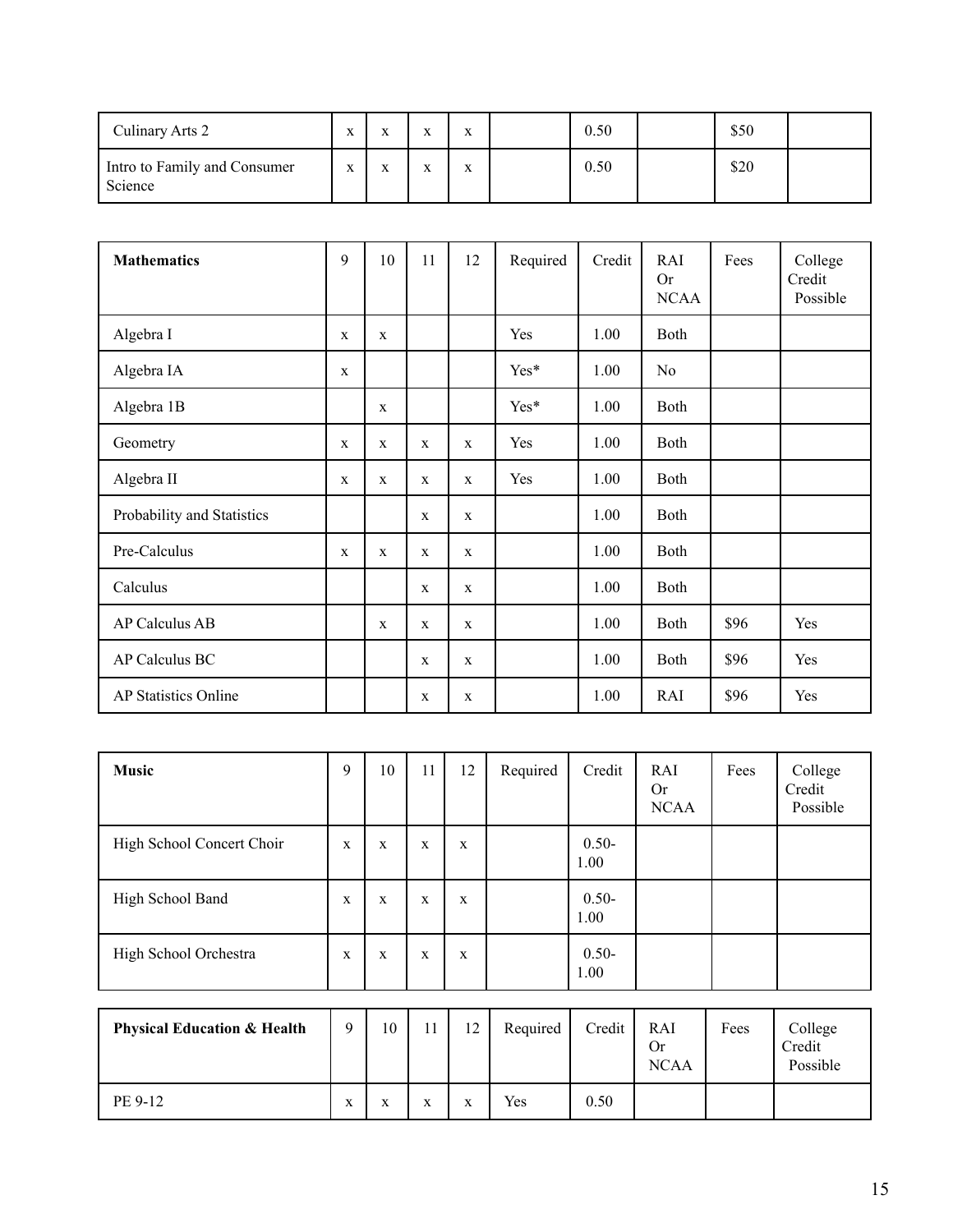| | | | | | | | | | |
|---|---|---|---|---|---|---|---|---|---|
| Culinary Arts 2 | x | x | x | x | | 0.50 | | $50 | |
| Intro to Family and Consumer Science | x | x | x | x | | 0.50 | | $20 | |

| **Mathematics** | 9 | 10 | 11 | 12 | Required | Credit | RAI Or NCAA | Fees | College Credit Possible |
|---|---|---|---|---|---|---|---|---|---|
| Algebra I | x | x | | | Yes | 1.00 | Both | | |
| Algebra IA | x | | | | Yes* | 1.00 | No | | |
| Algebra 1B | | x | | | Yes* | 1.00 | Both | | |
| Geometry | x | x | x | x | Yes | 1.00 | Both | | |
| Algebra II | x | x | x | x | Yes | 1.00 | Both | | |
| Probability and Statistics | | | x | x | | 1.00 | Both | | |
| Pre-Calculus | x | x | x | x | | 1.00 | Both | | |
| Calculus | | | x | x | | 1.00 | Both | | |
| AP Calculus AB | | x | x | x | | 1.00 | Both | $96 | Yes |
| AP Calculus BC | | | x | x | | 1.00 | Both | $96 | Yes |
| AP Statistics Online | | | x | x | | 1.00 | RAI | $96 | Yes |

| **Music** | 9 | 10 | 11 | 12 | Required | Credit | RAI Or NCAA | Fees | College Credit Possible |
|---|---|---|---|---|---|---|---|---|---|
| High School Concert Choir | x | x | x | x | | 0.50-1.00 | | | |
| High School Band | x | x | x | x | | 0.50-1.00 | | | |
| High School Orchestra | x | x | x | x | | 0.50-1.00 | | | |

| **Physical Education & Health** | 9 | 10 | 11 | 12 | Required | Credit | RAI Or NCAA | Fees | College Credit Possible |
|---|---|---|---|---|---|---|---|---|---|
| PE 9-12 | x | x | x | x | Yes | 0.50 | | | |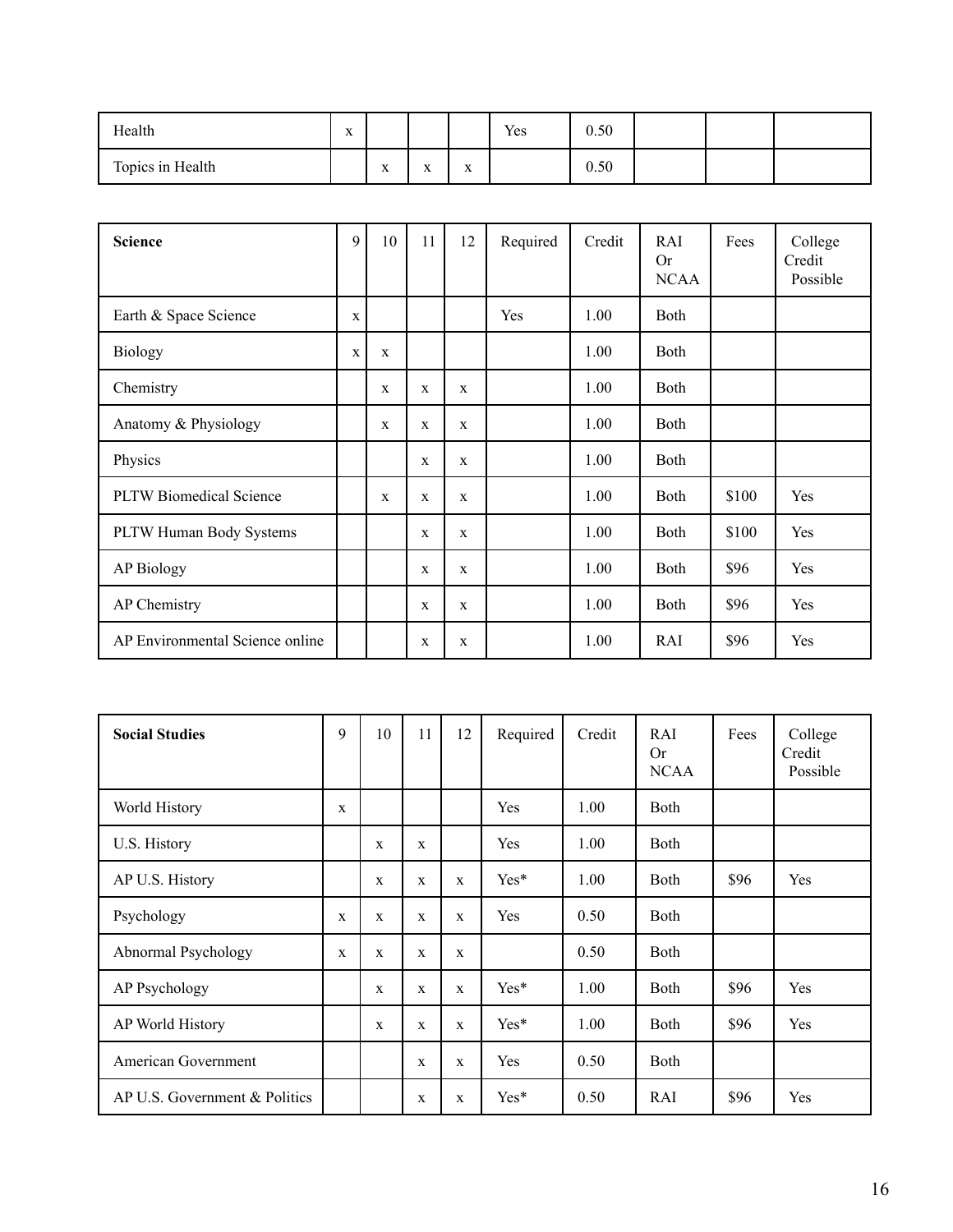| Health | x | | | | Yes | 0.50 | | | |
|---|---|---|---|---|---|---|---|---|---|
| Topics in Health | | x | x | x | | 0.50 | | | |

| **Science** | 9 | 10 | 11 | 12 | Required | Credit | RAI Or NCAA | Fees | College Credit Possible |
|---|---|---|---|---|---|---|---|---|---|
| Earth & Space Science | x | | | | Yes | 1.00 | Both | | |
| Biology | x | x | | | | 1.00 | Both | | |
| Chemistry | | x | x | x | | 1.00 | Both | | |
| Anatomy & Physiology | | x | x | x | | 1.00 | Both | | |
| Physics | | | x | x | | 1.00 | Both | | |
| PLTW Biomedical Science | | x | x | x | | 1.00 | Both | $100 | Yes |
| PLTW Human Body Systems | | | x | x | | 1.00 | Both | $100 | Yes |
| AP Biology | | | x | x | | 1.00 | Both | $96 | Yes |
| AP Chemistry | | | x | x | | 1.00 | Both | $96 | Yes |
| AP Environmental Science online | | | x | x | | 1.00 | RAI | $96 | Yes |

| **Social Studies** | 9 | 10 | 11 | 12 | Required | Credit | RAI Or NCAA | Fees | College Credit Possible |
|---|---|---|---|---|---|---|---|---|---|
| World History | x | | | | Yes | 1.00 | Both | | |
| U.S. History | | x | x | | Yes | 1.00 | Both | | |
| AP U.S. History | | x | x | x | Yes* | 1.00 | Both | $96 | Yes |
| Psychology | x | x | x | x | Yes | 0.50 | Both | | |
| Abnormal Psychology | x | x | x | x | | 0.50 | Both | | |
| AP Psychology | | x | x | x | Yes* | 1.00 | Both | $96 | Yes |
| AP World History | | x | x | x | Yes* | 1.00 | Both | $96 | Yes |
| American Government | | | x | x | Yes | 0.50 | Both | | |
| AP U.S. Government & Politics | | | x | x | Yes* | 0.50 | RAI | $96 | Yes |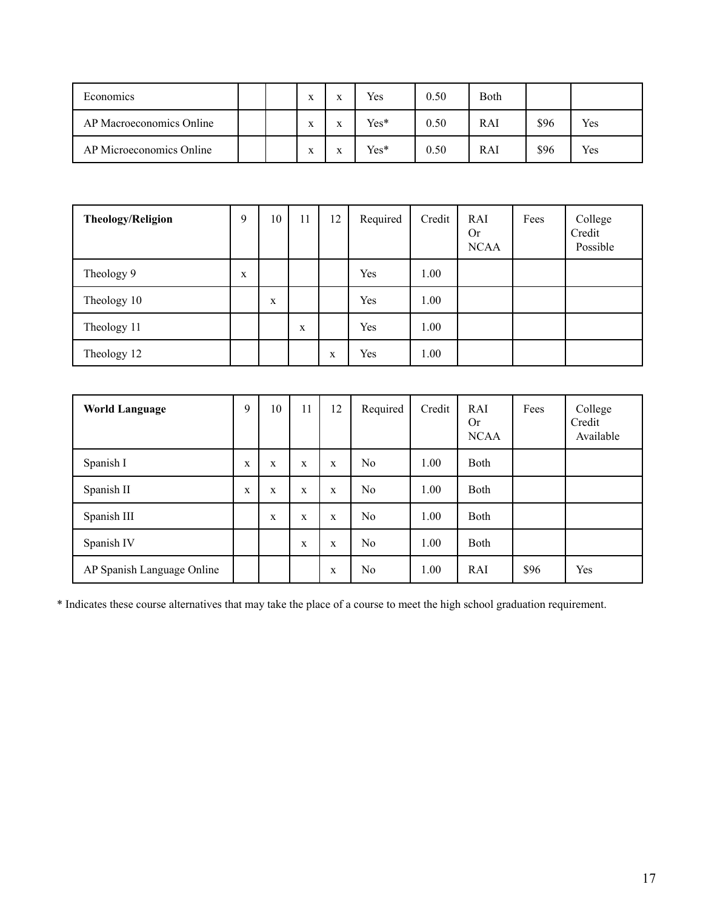| Economics | | | x | x | Yes | 0.50 | Both | | |
|---|---|---|---|---|---|---|---|---|---|
| AP Macroeconomics Online | | | x | x | Yes* | 0.50 | RAI | $96 | Yes |
| AP Microeconomics Online | | | x | x | Yes* | 0.50 | RAI | $96 | Yes |

| **Theology/Religion** | 9 | 10 | 11 | 12 | Required | Credit | RAI Or NCAA | Fees | College Credit Possible |
|---|---|---|---|---|---|---|---|---|---|
| Theology 9 | x | | | | Yes | 1.00 | | | |
| Theology 10 | | x | | | Yes | 1.00 | | | |
| Theology 11 | | | x | | Yes | 1.00 | | | |
| Theology 12 | | | | x | Yes | 1.00 | | | |

| **World Language** | 9 | 10 | 11 | 12 | Required | Credit | RAI Or NCAA | Fees | College Credit Available |
|---|---|---|---|---|---|---|---|---|---|
| Spanish I | x | x | x | x | No | 1.00 | Both | | |
| Spanish II | x | x | x | x | No | 1.00 | Both | | |
| Spanish III | | x | x | x | No | 1.00 | Both | | |
| Spanish IV | | | x | x | No | 1.00 | Both | | |
| AP Spanish Language Online | | | | x | No | 1.00 | RAI | $96 | Yes |

* Indicates these course alternatives that may take the place of a course to meet the high school graduation requirement.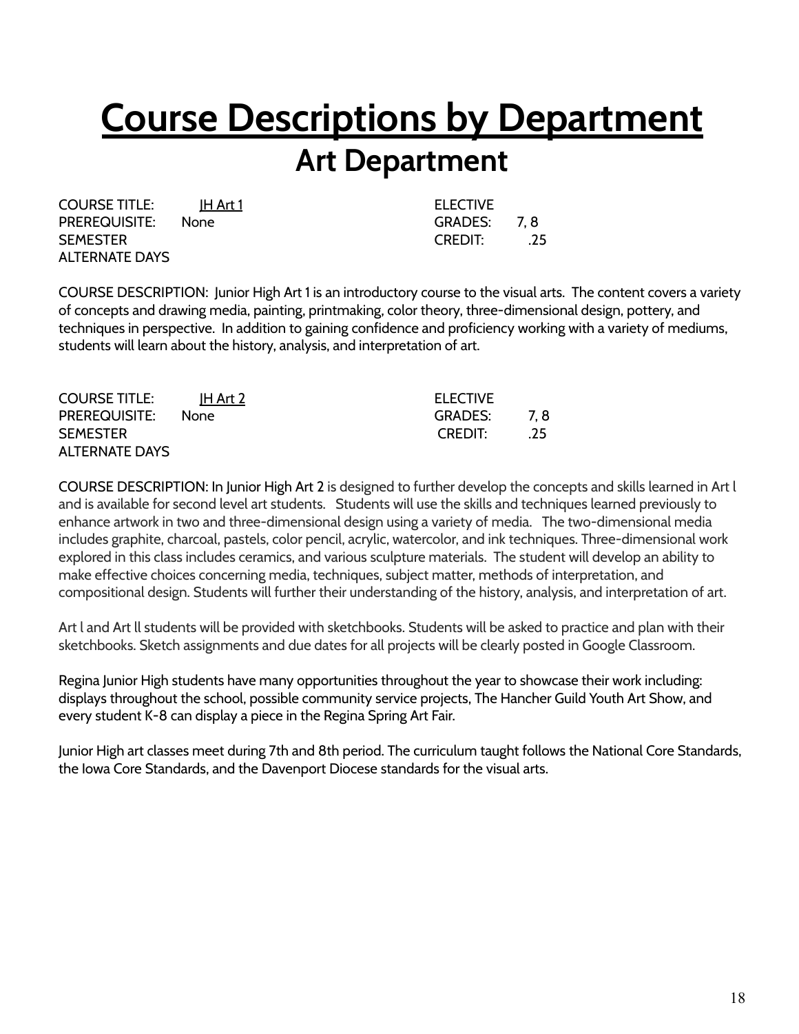# Course Descriptions by Department

## Art Department

COURSE TITLE: JH Art 1
PREREQUISITE: None
SEMESTER
ALTERNATE DAYS

ELECTIVE
GRADES: 7, 8
CREDIT: .25

COURSE DESCRIPTION: Junior High Art 1 is an introductory course to the visual arts. The content covers a variety of concepts and drawing media, painting, printmaking, color theory, three-dimensional design, pottery, and techniques in perspective. In addition to gaining confidence and proficiency working with a variety of mediums, students will learn about the history, analysis, and interpretation of art.

COURSE TITLE: JH Art 2
PREREQUISITE: None
SEMESTER
ALTERNATE DAYS

ELECTIVE
GRADES: 7, 8
CREDIT: .25

COURSE DESCRIPTION: In Junior High Art 2 is designed to further develop the concepts and skills learned in Art l and is available for second level art students. Students will use the skills and techniques learned previously to enhance artwork in two and three-dimensional design using a variety of media. The two-dimensional media includes graphite, charcoal, pastels, color pencil, acrylic, watercolor, and ink techniques. Three-dimensional work explored in this class includes ceramics, and various sculpture materials. The student will develop an ability to make effective choices concerning media, techniques, subject matter, methods of interpretation, and compositional design. Students will further their understanding of the history, analysis, and interpretation of art.

Art l and Art ll students will be provided with sketchbooks. Students will be asked to practice and plan with their sketchbooks. Sketch assignments and due dates for all projects will be clearly posted in Google Classroom.

Regina Junior High students have many opportunities throughout the year to showcase their work including: displays throughout the school, possible community service projects, The Hancher Guild Youth Art Show, and every student K-8 can display a piece in the Regina Spring Art Fair.

Junior High art classes meet during 7th and 8th period. The curriculum taught follows the National Core Standards, the Iowa Core Standards, and the Davenport Diocese standards for the visual arts.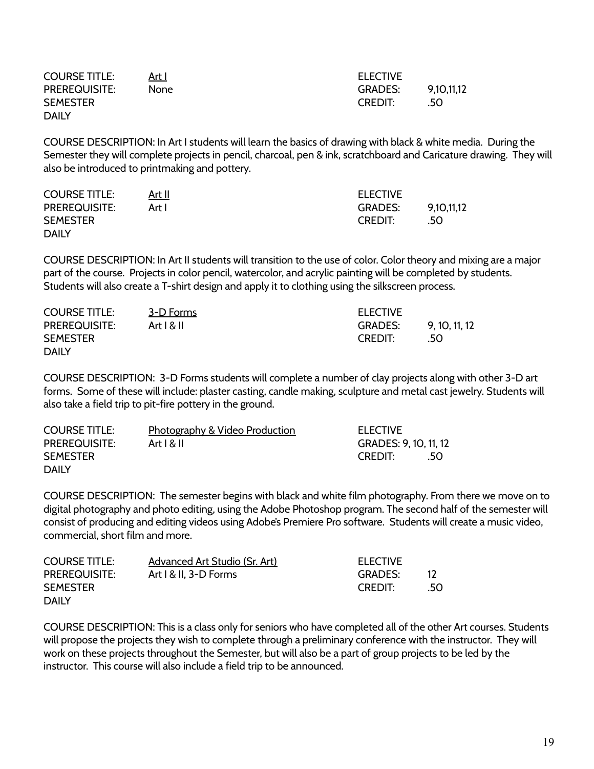COURSE TITLE: Art I
PREREQUISITE: None
SEMESTER
DAILY

ELECTIVE
GRADES: 9,10,11,12
CREDIT: .50

COURSE DESCRIPTION: In Art I students will learn the basics of drawing with black & white media. During the Semester they will complete projects in pencil, charcoal, pen & ink, scratchboard and Caricature drawing. They will also be introduced to printmaking and pottery.

COURSE TITLE: Art II
PREREQUISITE: Art I
SEMESTER
DAILY

ELECTIVE
GRADES: 9,10,11,12
CREDIT: .50

COURSE DESCRIPTION: In Art II students will transition to the use of color. Color theory and mixing are a major part of the course. Projects in color pencil, watercolor, and acrylic painting will be completed by students. Students will also create a T-shirt design and apply it to clothing using the silkscreen process.

COURSE TITLE: 3-D Forms
PREREQUISITE: Art I & II
SEMESTER
DAILY

ELECTIVE
GRADES: 9, 10, 11, 12
CREDIT: .50

COURSE DESCRIPTION: 3-D Forms students will complete a number of clay projects along with other 3-D art forms. Some of these will include: plaster casting, candle making, sculpture and metal cast jewelry. Students will also take a field trip to pit-fire pottery in the ground.

COURSE TITLE: Photography & Video Production
PREREQUISITE: Art I & II
SEMESTER
DAILY

ELECTIVE
GRADES: 9, 10, 11, 12
CREDIT: .50

COURSE DESCRIPTION: The semester begins with black and white film photography. From there we move on to digital photography and photo editing, using the Adobe Photoshop program. The second half of the semester will consist of producing and editing videos using Adobe's Premiere Pro software. Students will create a music video, commercial, short film and more.

COURSE TITLE: Advanced Art Studio (Sr. Art)
PREREQUISITE: Art I & II, 3-D Forms
SEMESTER
DAILY

ELECTIVE
GRADES: 12
CREDIT: .50

COURSE DESCRIPTION: This is a class only for seniors who have completed all of the other Art courses. Students will propose the projects they wish to complete through a preliminary conference with the instructor. They will work on these projects throughout the Semester, but will also be a part of group projects to be led by the instructor. This course will also include a field trip to be announced.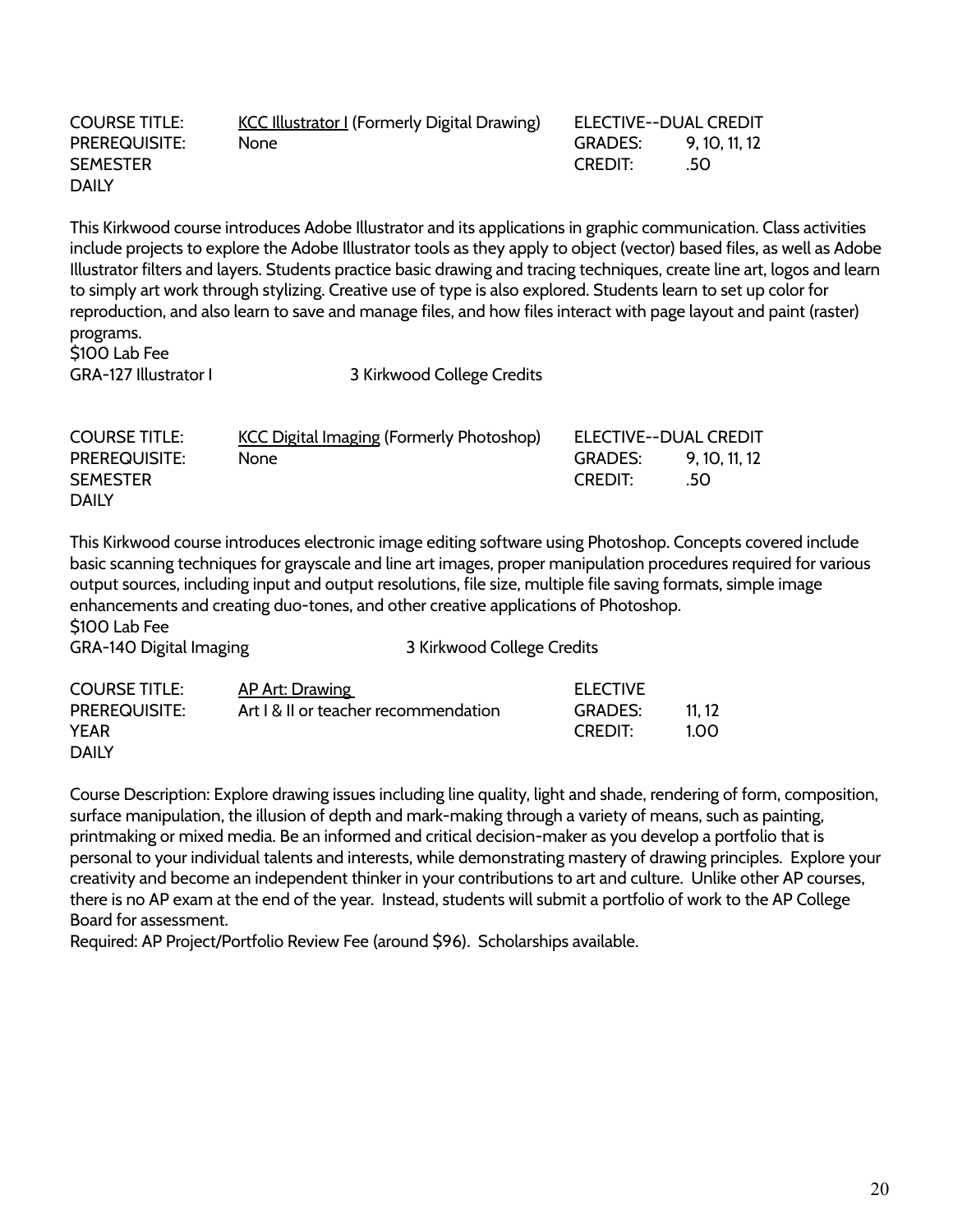| | | | |
|---|---|---|---|
| COURSE TITLE: | KCC Illustrator I (Formerly Digital Drawing) | ELECTIVE--DUAL CREDIT | |
| PREREQUISITE: | None | GRADES: | 9, 10, 11, 12 |
| SEMESTER | | CREDIT: | .50 |
| DAILY | | | |

This Kirkwood course introduces Adobe Illustrator and its applications in graphic communication. Class activities include projects to explore the Adobe Illustrator tools as they apply to object (vector) based files, as well as Adobe Illustrator filters and layers. Students practice basic drawing and tracing techniques, create line art, logos and learn to simply art work through stylizing. Creative use of type is also explored. Students learn to set up color for reproduction, and also learn to save and manage files, and how files interact with page layout and paint (raster) programs.
$100 Lab Fee
GRA-127 Illustrator I 3 Kirkwood College Credits

| | | | |
|---|---|---|---|
| COURSE TITLE: | KCC Digital Imaging (Formerly Photoshop) | ELECTIVE--DUAL CREDIT | |
| PREREQUISITE: | None | GRADES: | 9, 10, 11, 12 |
| SEMESTER | | CREDIT: | .50 |
| DAILY | | | |

This Kirkwood course introduces electronic image editing software using Photoshop. Concepts covered include basic scanning techniques for grayscale and line art images, proper manipulation procedures required for various output sources, including input and output resolutions, file size, multiple file saving formats, simple image enhancements and creating duo-tones, and other creative applications of Photoshop.
$100 Lab Fee
GRA-140 Digital Imaging 3 Kirkwood College Credits

| | | | |
|---|---|---|---|
| COURSE TITLE: | AP Art: Drawing | ELECTIVE | |
| PREREQUISITE: | Art I & II or teacher recommendation | GRADES: | 11, 12 |
| YEAR | | CREDIT: | 1.00 |
| DAILY | | | |

Course Description: Explore drawing issues including line quality, light and shade, rendering of form, composition, surface manipulation, the illusion of depth and mark-making through a variety of means, such as painting, printmaking or mixed media. Be an informed and critical decision-maker as you develop a portfolio that is personal to your individual talents and interests, while demonstrating mastery of drawing principles. Explore your creativity and become an independent thinker in your contributions to art and culture. Unlike other AP courses, there is no AP exam at the end of the year. Instead, students will submit a portfolio of work to the AP College Board for assessment.
Required: AP Project/Portfolio Review Fee (around $96). Scholarships available.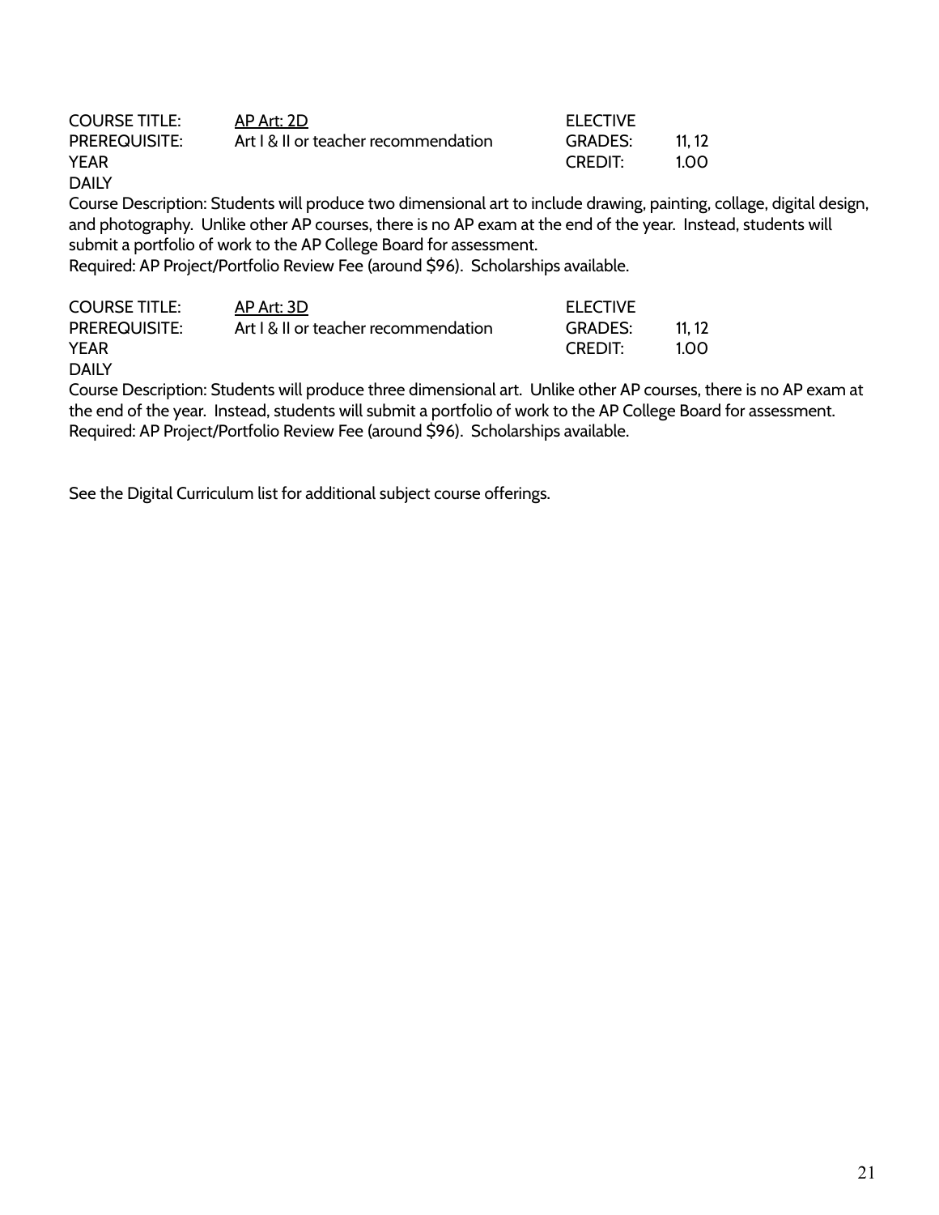| COURSE TITLE: | AP Art: 2D | ELECTIVE | |
|---|---|---|---|
| PREREQUISITE: | Art I & II or teacher recommendation | GRADES: | 11, 12 |
| YEAR | | CREDIT: | 1.00 |
| DAILY | | | |

Course Description: Students will produce two dimensional art to include drawing, painting, collage, digital design, and photography. Unlike other AP courses, there is no AP exam at the end of the year. Instead, students will submit a portfolio of work to the AP College Board for assessment.

Required: AP Project/Portfolio Review Fee (around $96). Scholarships available.

| COURSE TITLE: | AP Art: 3D | ELECTIVE | |
|---|---|---|---|
| PREREQUISITE: | Art I & II or teacher recommendation | GRADES: | 11, 12 |
| YEAR | | CREDIT: | 1.00 |
| DAILY | | | |

Course Description: Students will produce three dimensional art. Unlike other AP courses, there is no AP exam at the end of the year. Instead, students will submit a portfolio of work to the AP College Board for assessment.

Required: AP Project/Portfolio Review Fee (around $96). Scholarships available.

See the Digital Curriculum list for additional subject course offerings.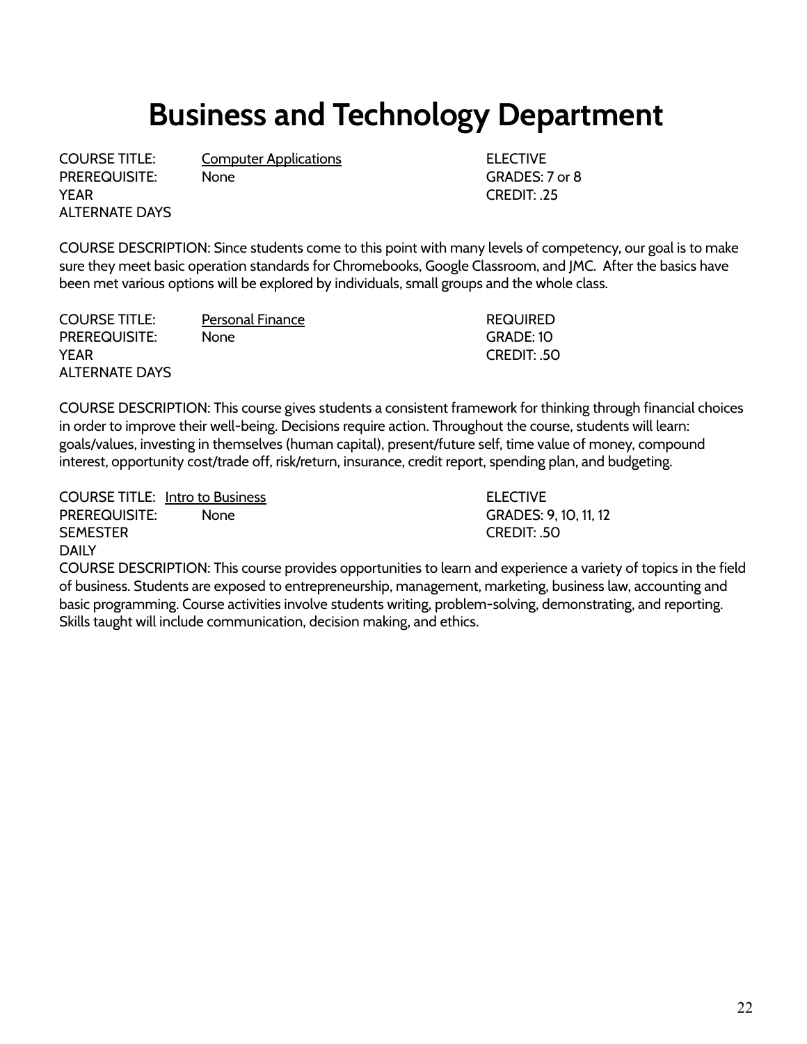# Business and Technology Department

COURSE TITLE: Computer Applications
PREREQUISITE: None
YEAR
ALTERNATE DAYS
ELECTIVE
GRADES: 7 or 8
CREDIT: .25

COURSE DESCRIPTION: Since students come to this point with many levels of competency, our goal is to make sure they meet basic operation standards for Chromebooks, Google Classroom, and JMC. After the basics have been met various options will be explored by individuals, small groups and the whole class.

COURSE TITLE: Personal Finance
PREREQUISITE: None
YEAR
ALTERNATE DAYS
REQUIRED
GRADE: 10
CREDIT: .50

COURSE DESCRIPTION: This course gives students a consistent framework for thinking through financial choices in order to improve their well-being. Decisions require action. Throughout the course, students will learn: goals/values, investing in themselves (human capital), present/future self, time value of money, compound interest, opportunity cost/trade off, risk/return, insurance, credit report, spending plan, and budgeting.

COURSE TITLE: Intro to Business
PREREQUISITE: None
SEMESTER
DAILY
ELECTIVE
GRADES: 9, 10, 11, 12
CREDIT: .50

COURSE DESCRIPTION: This course provides opportunities to learn and experience a variety of topics in the field of business. Students are exposed to entrepreneurship, management, marketing, business law, accounting and basic programming. Course activities involve students writing, problem-solving, demonstrating, and reporting. Skills taught will include communication, decision making, and ethics.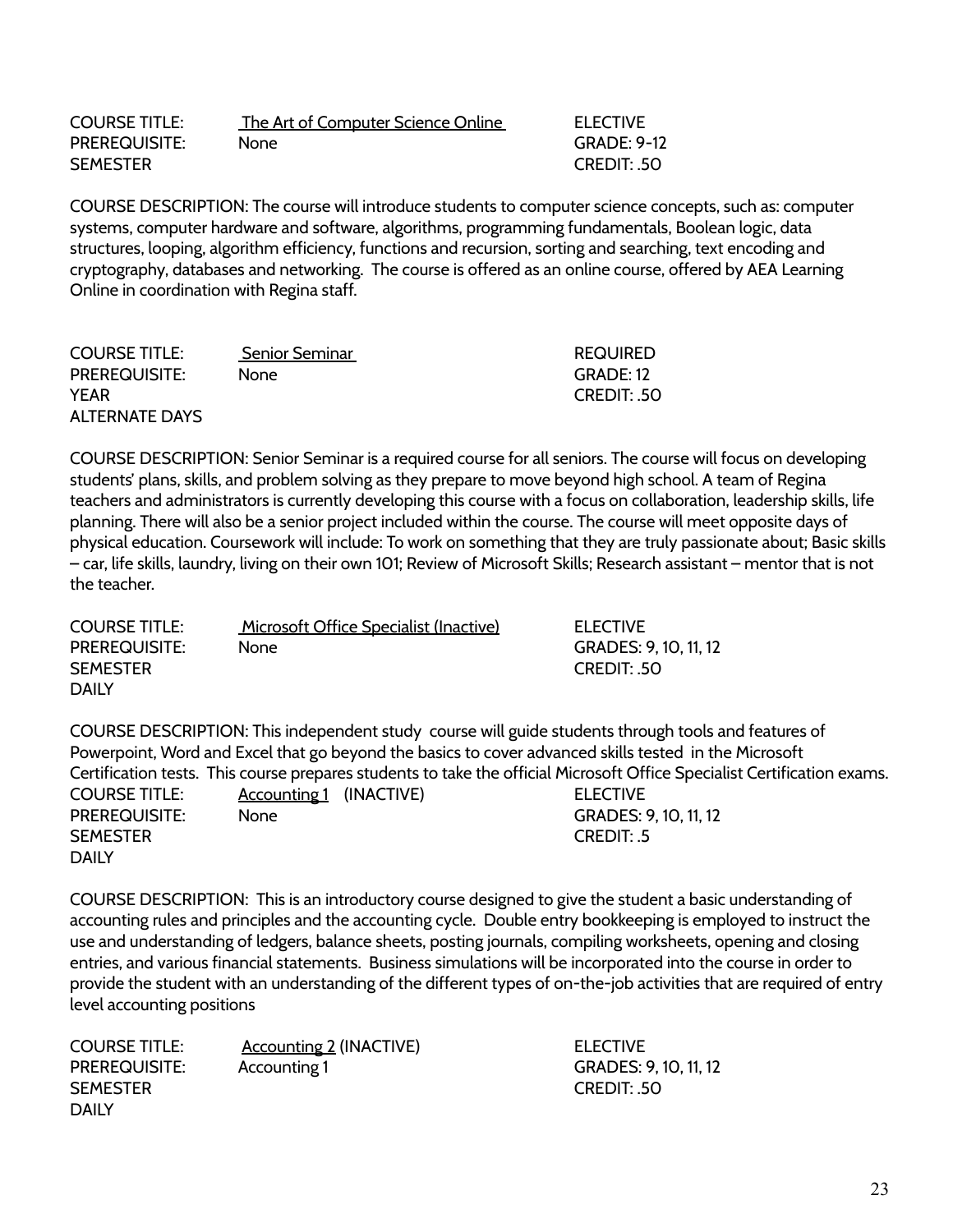| | | |
|---|---|---|
| COURSE TITLE: | The Art of Computer Science Online | ELECTIVE |
| PREREQUISITE: | None | GRADE: 9-12 |
| SEMESTER | | CREDIT: .50 |

COURSE DESCRIPTION: The course will introduce students to computer science concepts, such as: computer systems, computer hardware and software, algorithms, programming fundamentals, Boolean logic, data structures, looping, algorithm efficiency, functions and recursion, sorting and searching, text encoding and cryptography, databases and networking. The course is offered as an online course, offered by AEA Learning Online in coordination with Regina staff.

| | | |
|---|---|---|
| COURSE TITLE: | Senior Seminar | REQUIRED |
| PREREQUISITE: | None | GRADE: 12 |
| YEAR | | CREDIT: .50 |
| ALTERNATE DAYS | | |

COURSE DESCRIPTION: Senior Seminar is a required course for all seniors. The course will focus on developing students' plans, skills, and problem solving as they prepare to move beyond high school. A team of Regina teachers and administrators is currently developing this course with a focus on collaboration, leadership skills, life planning. There will also be a senior project included within the course. The course will meet opposite days of physical education. Coursework will include: To work on something that they are truly passionate about; Basic skills – car, life skills, laundry, living on their own 101; Review of Microsoft Skills; Research assistant – mentor that is not the teacher.

| | | |
|---|---|---|
| COURSE TITLE: | Microsoft Office Specialist (Inactive) | ELECTIVE |
| PREREQUISITE: | None | GRADES: 9, 10, 11, 12 |
| SEMESTER | | CREDIT: .50 |
| DAILY | | |

COURSE DESCRIPTION: This independent study course will guide students through tools and features of Powerpoint, Word and Excel that go beyond the basics to cover advanced skills tested in the Microsoft Certification tests. This course prepares students to take the official Microsoft Office Specialist Certification exams.

| | | |
|---|---|---|
| COURSE TITLE: | Accounting 1 (INACTIVE) | ELECTIVE |
| PREREQUISITE: | None | GRADES: 9, 10, 11, 12 |
| SEMESTER | | CREDIT: .5 |
| DAILY | | |

COURSE DESCRIPTION: This is an introductory course designed to give the student a basic understanding of accounting rules and principles and the accounting cycle. Double entry bookkeeping is employed to instruct the use and understanding of ledgers, balance sheets, posting journals, compiling worksheets, opening and closing entries, and various financial statements. Business simulations will be incorporated into the course in order to provide the student with an understanding of the different types of on-the-job activities that are required of entry level accounting positions

| | | |
|---|---|---|
| COURSE TITLE: | Accounting 2 (INACTIVE) | ELECTIVE |
| PREREQUISITE: | Accounting 1 | GRADES: 9, 10, 11, 12 |
| SEMESTER | | CREDIT: .50 |
| DAILY | | |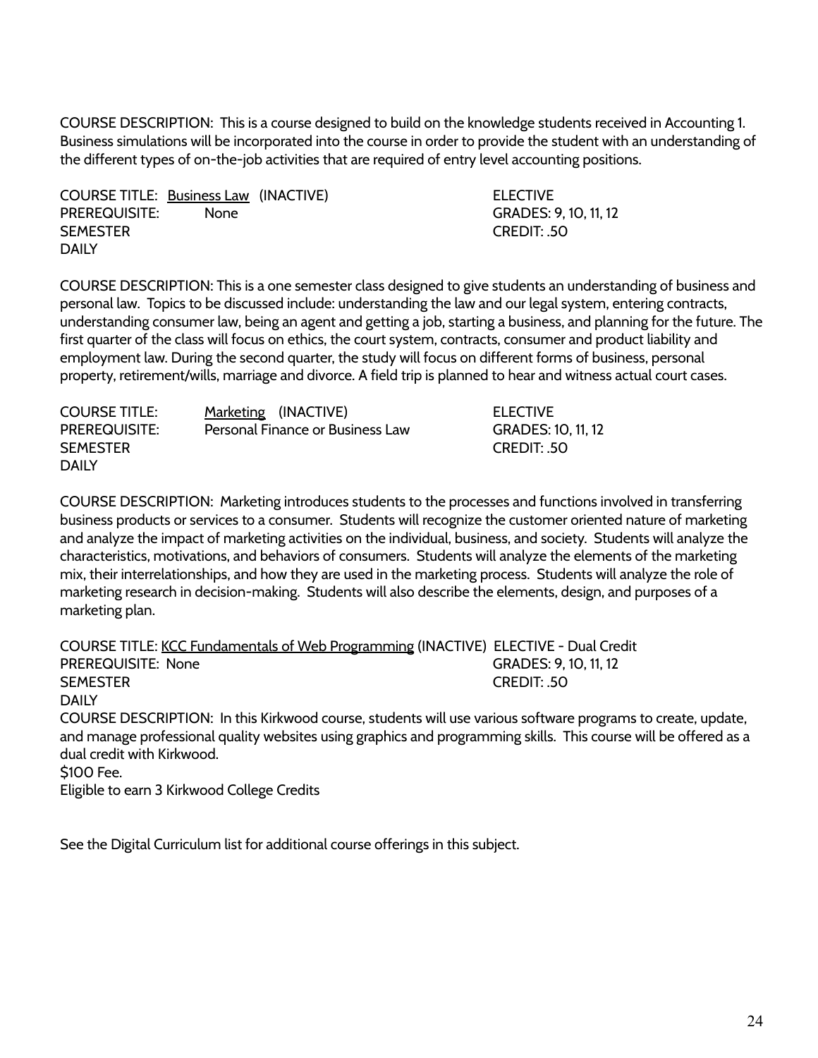COURSE DESCRIPTION: This is a course designed to build on the knowledge students received in Accounting 1. Business simulations will be incorporated into the course in order to provide the student with an understanding of the different types of on-the-job activities that are required of entry level accounting positions.

COURSE TITLE: Business Law (INACTIVE) — ELECTIVE
PREREQUISITE: None — GRADES: 9, 10, 11, 12
SEMESTER — CREDIT: .50
DAILY

COURSE DESCRIPTION: This is a one semester class designed to give students an understanding of business and personal law. Topics to be discussed include: understanding the law and our legal system, entering contracts, understanding consumer law, being an agent and getting a job, starting a business, and planning for the future. The first quarter of the class will focus on ethics, the court system, contracts, consumer and product liability and employment law. During the second quarter, the study will focus on different forms of business, personal property, retirement/wills, marriage and divorce. A field trip is planned to hear and witness actual court cases.

COURSE TITLE: Marketing (INACTIVE) — ELECTIVE
PREREQUISITE: Personal Finance or Business Law — GRADES: 10, 11, 12
SEMESTER — CREDIT: .50
DAILY

COURSE DESCRIPTION: Marketing introduces students to the processes and functions involved in transferring business products or services to a consumer. Students will recognize the customer oriented nature of marketing and analyze the impact of marketing activities on the individual, business, and society. Students will analyze the characteristics, motivations, and behaviors of consumers. Students will analyze the elements of the marketing mix, their interrelationships, and how they are used in the marketing process. Students will analyze the role of marketing research in decision-making. Students will also describe the elements, design, and purposes of a marketing plan.

COURSE TITLE: KCC Fundamentals of Web Programming (INACTIVE) — ELECTIVE - Dual Credit
PREREQUISITE: None — GRADES: 9, 10, 11, 12
SEMESTER — CREDIT: .50
DAILY
COURSE DESCRIPTION: In this Kirkwood course, students will use various software programs to create, update, and manage professional quality websites using graphics and programming skills. This course will be offered as a dual credit with Kirkwood.
$100 Fee.
Eligible to earn 3 Kirkwood College Credits

See the Digital Curriculum list for additional course offerings in this subject.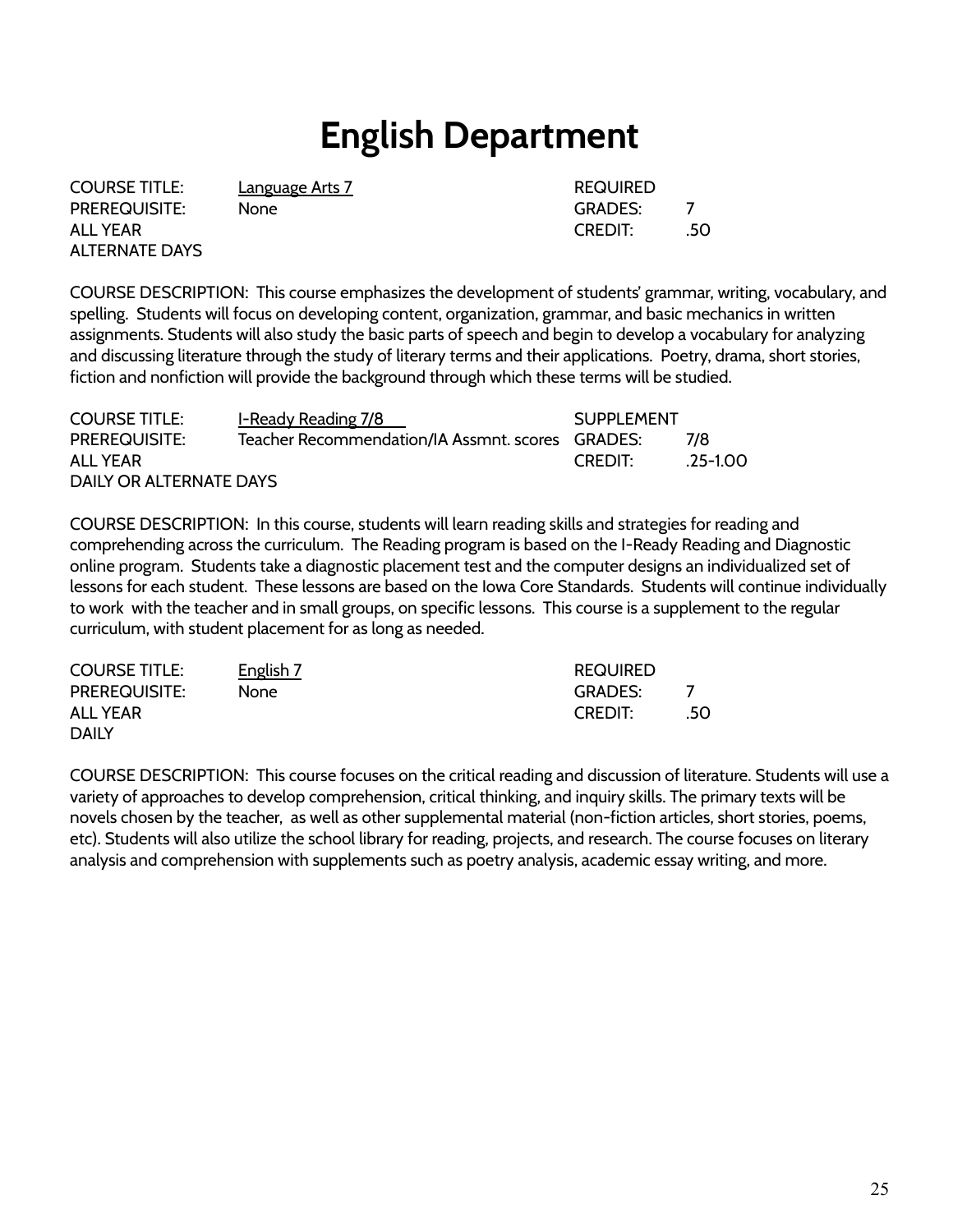# English Department

| | | | |
|---|---|---|---|
| COURSE TITLE: | Language Arts 7 | REQUIRED | |
| PREREQUISITE: | None | GRADES: | 7 |
| ALL YEAR | | CREDIT: | .50 |
| ALTERNATE DAYS | | | |

COURSE DESCRIPTION: This course emphasizes the development of students' grammar, writing, vocabulary, and spelling. Students will focus on developing content, organization, grammar, and basic mechanics in written assignments. Students will also study the basic parts of speech and begin to develop a vocabulary for analyzing and discussing literature through the study of literary terms and their applications. Poetry, drama, short stories, fiction and nonfiction will provide the background through which these terms will be studied.

| | | | |
|---|---|---|---|
| COURSE TITLE: | I-Ready Reading 7/8 | SUPPLEMENT | |
| PREREQUISITE: | Teacher Recommendation/IA Assmnt. scores | GRADES: | 7/8 |
| ALL YEAR | | CREDIT: | .25-1.00 |
| DAILY OR ALTERNATE DAYS | | | |

COURSE DESCRIPTION: In this course, students will learn reading skills and strategies for reading and comprehending across the curriculum. The Reading program is based on the I-Ready Reading and Diagnostic online program. Students take a diagnostic placement test and the computer designs an individualized set of lessons for each student. These lessons are based on the Iowa Core Standards. Students will continue individually to work with the teacher and in small groups, on specific lessons. This course is a supplement to the regular curriculum, with student placement for as long as needed.

| | | | |
|---|---|---|---|
| COURSE TITLE: | English 7 | REQUIRED | |
| PREREQUISITE: | None | GRADES: | 7 |
| ALL YEAR | | CREDIT: | .50 |
| DAILY | | | |

COURSE DESCRIPTION: This course focuses on the critical reading and discussion of literature. Students will use a variety of approaches to develop comprehension, critical thinking, and inquiry skills. The primary texts will be novels chosen by the teacher, as well as other supplemental material (non-fiction articles, short stories, poems, etc). Students will also utilize the school library for reading, projects, and research. The course focuses on literary analysis and comprehension with supplements such as poetry analysis, academic essay writing, and more.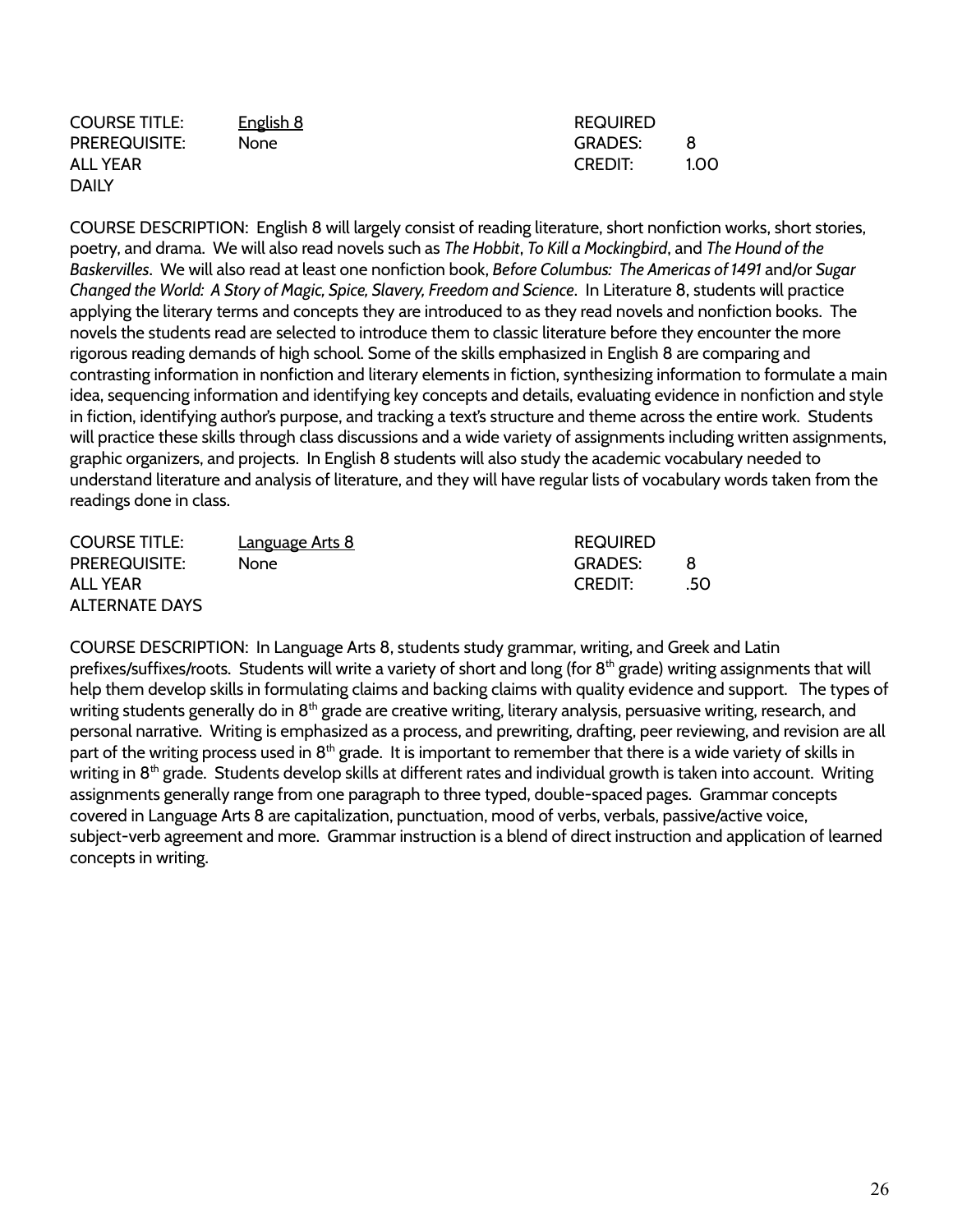| | | | |
|---|---|---|---|
| COURSE TITLE: | English 8 | REQUIRED | |
| PREREQUISITE: | None | GRADES: | 8 |
| ALL YEAR | | CREDIT: | 1.00 |
| DAILY | | | |

COURSE DESCRIPTION: English 8 will largely consist of reading literature, short nonfiction works, short stories, poetry, and drama. We will also read novels such as *The Hobbit*, *To Kill a Mockingbird*, and *The Hound of the Baskervilles*. We will also read at least one nonfiction book, *Before Columbus: The Americas of 1491* and/or *Sugar Changed the World: A Story of Magic, Spice, Slavery, Freedom and Science*. In Literature 8, students will practice applying the literary terms and concepts they are introduced to as they read novels and nonfiction books. The novels the students read are selected to introduce them to classic literature before they encounter the more rigorous reading demands of high school. Some of the skills emphasized in English 8 are comparing and contrasting information in nonfiction and literary elements in fiction, synthesizing information to formulate a main idea, sequencing information and identifying key concepts and details, evaluating evidence in nonfiction and style in fiction, identifying author's purpose, and tracking a text's structure and theme across the entire work. Students will practice these skills through class discussions and a wide variety of assignments including written assignments, graphic organizers, and projects. In English 8 students will also study the academic vocabulary needed to understand literature and analysis of literature, and they will have regular lists of vocabulary words taken from the readings done in class.

| | | | |
|---|---|---|---|
| COURSE TITLE: | Language Arts 8 | REQUIRED | |
| PREREQUISITE: | None | GRADES: | 8 |
| ALL YEAR | | CREDIT: | .50 |
| ALTERNATE DAYS | | | |

COURSE DESCRIPTION: In Language Arts 8, students study grammar, writing, and Greek and Latin prefixes/suffixes/roots. Students will write a variety of short and long (for 8th grade) writing assignments that will help them develop skills in formulating claims and backing claims with quality evidence and support. The types of writing students generally do in 8th grade are creative writing, literary analysis, persuasive writing, research, and personal narrative. Writing is emphasized as a process, and prewriting, drafting, peer reviewing, and revision are all part of the writing process used in 8th grade. It is important to remember that there is a wide variety of skills in writing in 8th grade. Students develop skills at different rates and individual growth is taken into account. Writing assignments generally range from one paragraph to three typed, double-spaced pages. Grammar concepts covered in Language Arts 8 are capitalization, punctuation, mood of verbs, verbals, passive/active voice, subject-verb agreement and more. Grammar instruction is a blend of direct instruction and application of learned concepts in writing.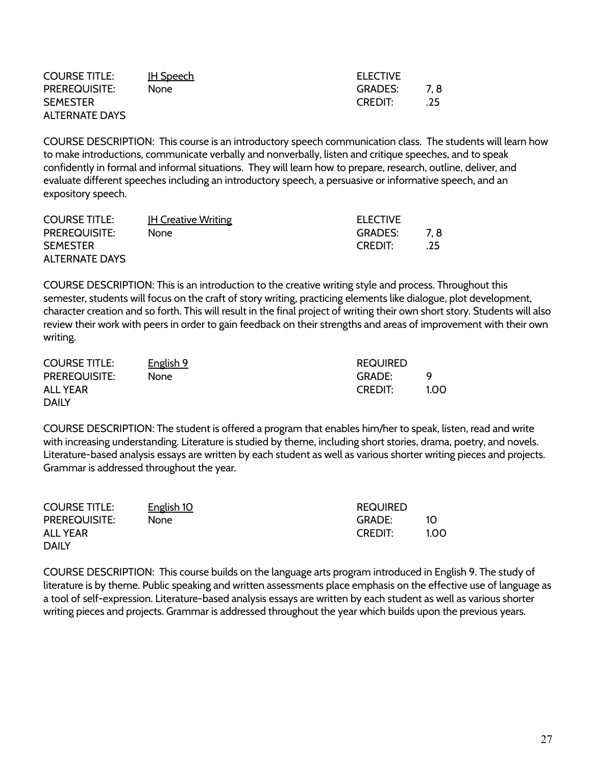| COURSE TITLE: | <u>JH Speech</u> | ELECTIVE | |
|---|---|---|---|
| PREREQUISITE: | None | GRADES: | 7, 8 |
| SEMESTER | | CREDIT: | .25 |
| ALTERNATE DAYS | | | |

COURSE DESCRIPTION: This course is an introductory speech communication class. The students will learn how to make introductions, communicate verbally and nonverbally, listen and critique speeches, and to speak confidently in formal and informal situations. They will learn how to prepare, research, outline, deliver, and evaluate different speeches including an introductory speech, a persuasive or informative speech, and an expository speech.

| COURSE TITLE: | <u>JH Creative Writing</u> | ELECTIVE | |
|---|---|---|---|
| PREREQUISITE: | None | GRADES: | 7, 8 |
| SEMESTER | | CREDIT: | .25 |
| ALTERNATE DAYS | | | |

COURSE DESCRIPTION: This is an introduction to the creative writing style and process. Throughout this semester, students will focus on the craft of story writing, practicing elements like dialogue, plot development, character creation and so forth. This will result in the final project of writing their own short story. Students will also review their work with peers in order to gain feedback on their strengths and areas of improvement with their own writing.

| COURSE TITLE: | <u>English 9</u> | REQUIRED | |
|---|---|---|---|
| PREREQUISITE: | None | GRADE: | 9 |
| ALL YEAR | | CREDIT: | 1.00 |
| DAILY | | | |

COURSE DESCRIPTION: The student is offered a program that enables him/her to speak, listen, read and write with increasing understanding. Literature is studied by theme, including short stories, drama, poetry, and novels. Literature-based analysis essays are written by each student as well as various shorter writing pieces and projects. Grammar is addressed throughout the year.

| COURSE TITLE: | <u>English 10</u> | REQUIRED | |
|---|---|---|---|
| PREREQUISITE: | None | GRADE: | 10 |
| ALL YEAR | | CREDIT: | 1.00 |
| DAILY | | | |

COURSE DESCRIPTION: This course builds on the language arts program introduced in English 9. The study of literature is by theme. Public speaking and written assessments place emphasis on the effective use of language as a tool of self-expression. Literature-based analysis essays are written by each student as well as various shorter writing pieces and projects. Grammar is addressed throughout the year which builds upon the previous years.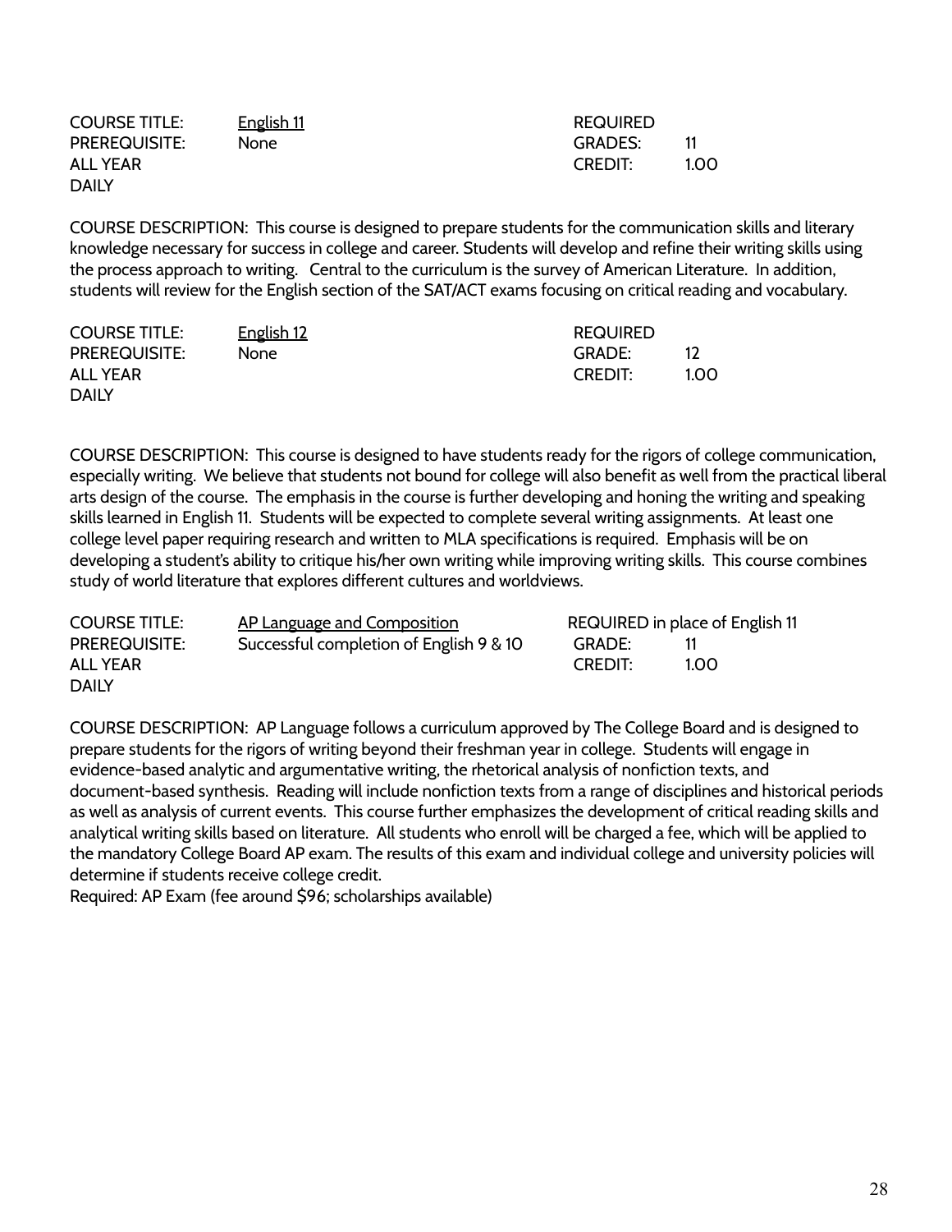COURSE TITLE: <u>English 11</u> REQUIRED
PREREQUISITE: None GRADES: 11
ALL YEAR CREDIT: 1.00
DAILY

COURSE DESCRIPTION: This course is designed to prepare students for the communication skills and literary knowledge necessary for success in college and career. Students will develop and refine their writing skills using the process approach to writing. Central to the curriculum is the survey of American Literature. In addition, students will review for the English section of the SAT/ACT exams focusing on critical reading and vocabulary.

COURSE TITLE: <u>English 12</u> REQUIRED
PREREQUISITE: None GRADE: 12
ALL YEAR CREDIT: 1.00
DAILY

COURSE DESCRIPTION: This course is designed to have students ready for the rigors of college communication, especially writing. We believe that students not bound for college will also benefit as well from the practical liberal arts design of the course. The emphasis in the course is further developing and honing the writing and speaking skills learned in English 11. Students will be expected to complete several writing assignments. At least one college level paper requiring research and written to MLA specifications is required. Emphasis will be on developing a student's ability to critique his/her own writing while improving writing skills. This course combines study of world literature that explores different cultures and worldviews.

COURSE TITLE: <u>AP Language and Composition</u> REQUIRED in place of English 11
PREREQUISITE: Successful completion of English 9 & 10 GRADE: 11
ALL YEAR CREDIT: 1.00
DAILY

COURSE DESCRIPTION: AP Language follows a curriculum approved by The College Board and is designed to prepare students for the rigors of writing beyond their freshman year in college. Students will engage in evidence-based analytic and argumentative writing, the rhetorical analysis of nonfiction texts, and document-based synthesis. Reading will include nonfiction texts from a range of disciplines and historical periods as well as analysis of current events. This course further emphasizes the development of critical reading skills and analytical writing skills based on literature. All students who enroll will be charged a fee, which will be applied to the mandatory College Board AP exam. The results of this exam and individual college and university policies will determine if students receive college credit.
Required: AP Exam (fee around $96; scholarships available)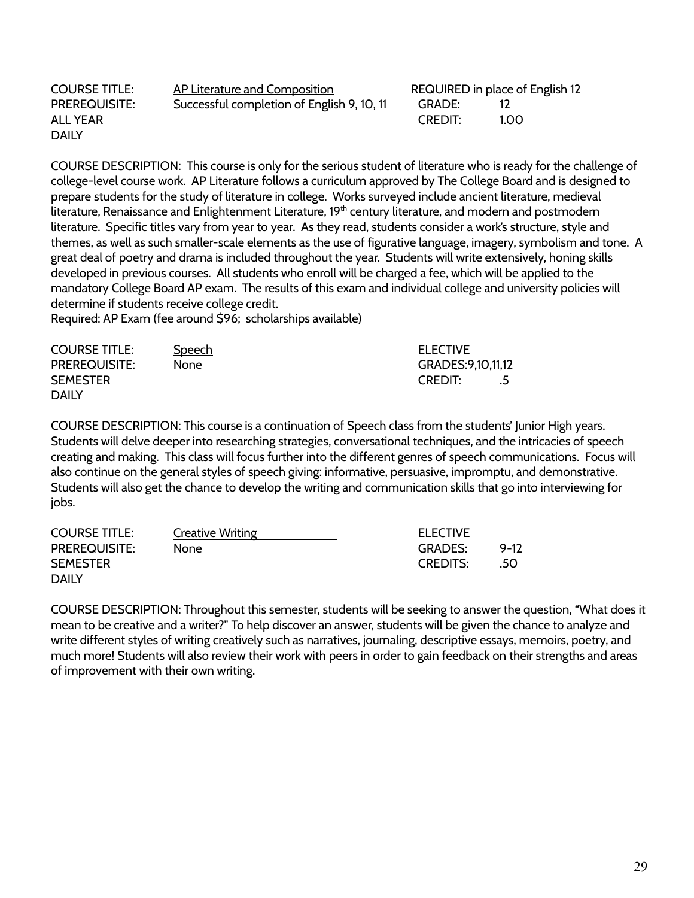COURSE TITLE: AP Literature and Composition — REQUIRED in place of English 12
PREREQUISITE: Successful completion of English 9, 10, 11 — GRADE: 12
ALL YEAR — CREDIT: 1.00
DAILY

COURSE DESCRIPTION: This course is only for the serious student of literature who is ready for the challenge of college-level course work. AP Literature follows a curriculum approved by The College Board and is designed to prepare students for the study of literature in college. Works surveyed include ancient literature, medieval literature, Renaissance and Enlightenment Literature, 19th century literature, and modern and postmodern literature. Specific titles vary from year to year. As they read, students consider a work's structure, style and themes, as well as such smaller-scale elements as the use of figurative language, imagery, symbolism and tone. A great deal of poetry and drama is included throughout the year. Students will write extensively, honing skills developed in previous courses. All students who enroll will be charged a fee, which will be applied to the mandatory College Board AP exam. The results of this exam and individual college and university policies will determine if students receive college credit.
Required: AP Exam (fee around $96; scholarships available)

COURSE TITLE: Speech — ELECTIVE
PREREQUISITE: None — GRADES: 9,10,11,12
SEMESTER — CREDIT: .5
DAILY

COURSE DESCRIPTION: This course is a continuation of Speech class from the students' Junior High years. Students will delve deeper into researching strategies, conversational techniques, and the intricacies of speech creating and making. This class will focus further into the different genres of speech communications. Focus will also continue on the general styles of speech giving: informative, persuasive, impromptu, and demonstrative. Students will also get the chance to develop the writing and communication skills that go into interviewing for jobs.

COURSE TITLE: Creative Writing — ELECTIVE
PREREQUISITE: None — GRADES: 9-12
SEMESTER — CREDITS: .50
DAILY

COURSE DESCRIPTION: Throughout this semester, students will be seeking to answer the question, "What does it mean to be creative and a writer?" To help discover an answer, students will be given the chance to analyze and write different styles of writing creatively such as narratives, journaling, descriptive essays, memoirs, poetry, and much more! Students will also review their work with peers in order to gain feedback on their strengths and areas of improvement with their own writing.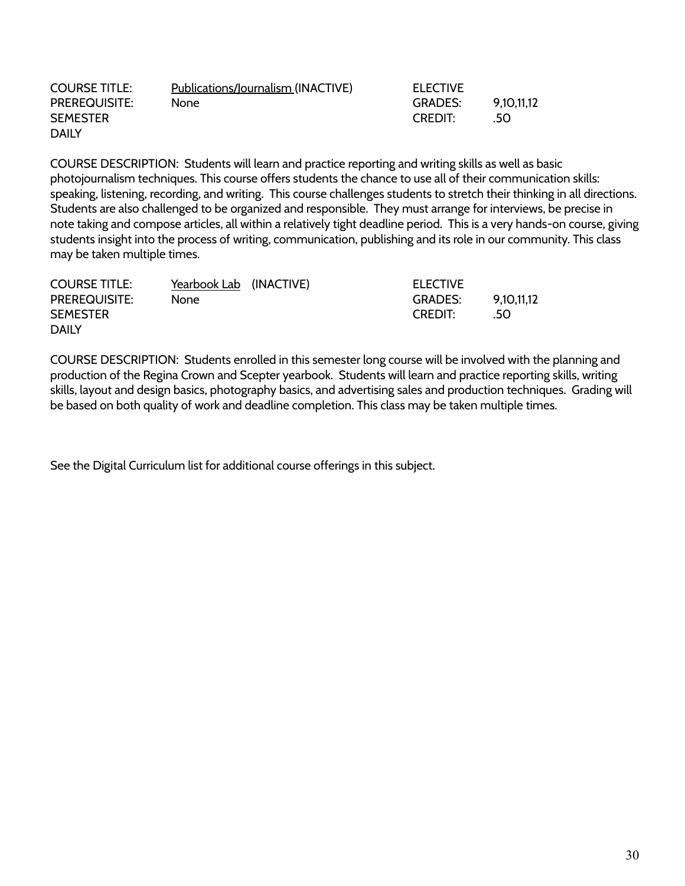| | | | |
|---|---|---|---|
| COURSE TITLE: | Publications/Journalism (INACTIVE) | ELECTIVE | |
| PREREQUISITE: | None | GRADES: | 9,10,11,12 |
| SEMESTER | | CREDIT: | .50 |
| DAILY | | | |

COURSE DESCRIPTION: Students will learn and practice reporting and writing skills as well as basic photojournalism techniques. This course offers students the chance to use all of their communication skills: speaking, listening, recording, and writing. This course challenges students to stretch their thinking in all directions. Students are also challenged to be organized and responsible. They must arrange for interviews, be precise in note taking and compose articles, all within a relatively tight deadline period. This is a very hands-on course, giving students insight into the process of writing, communication, publishing and its role in our community. This class may be taken multiple times.

| | | | |
|---|---|---|---|
| COURSE TITLE: | Yearbook Lab (INACTIVE) | ELECTIVE | |
| PREREQUISITE: | None | GRADES: | 9,10,11,12 |
| SEMESTER | | CREDIT: | .50 |
| DAILY | | | |

COURSE DESCRIPTION: Students enrolled in this semester long course will be involved with the planning and production of the Regina Crown and Scepter yearbook. Students will learn and practice reporting skills, writing skills, layout and design basics, photography basics, and advertising sales and production techniques. Grading will be based on both quality of work and deadline completion. This class may be taken multiple times.

See the Digital Curriculum list for additional course offerings in this subject.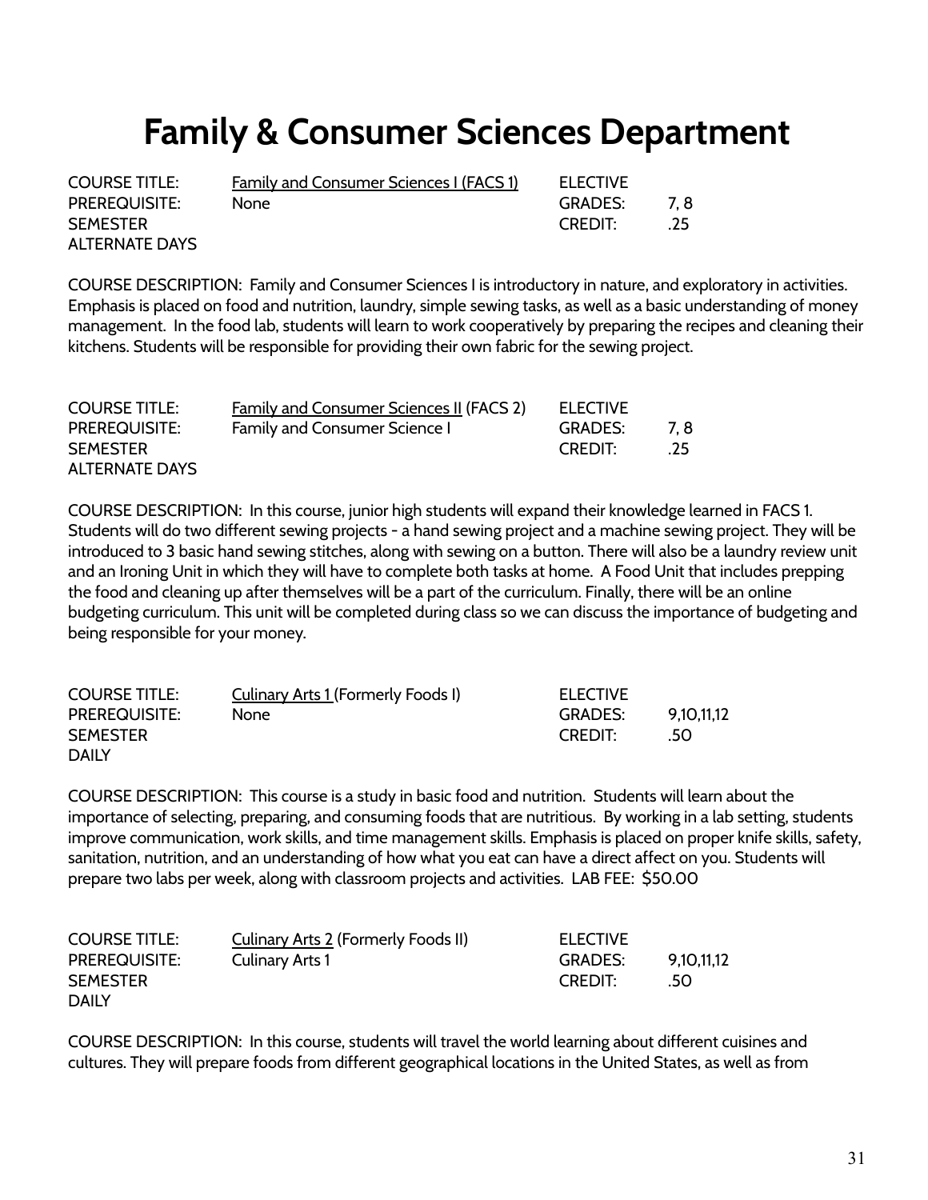# Family & Consumer Sciences Department

| | | | |
|---|---|---|---|
| COURSE TITLE: | Family and Consumer Sciences I (FACS 1) | ELECTIVE | |
| PREREQUISITE: | None | GRADES: | 7, 8 |
| SEMESTER | | CREDIT: | .25 |
| ALTERNATE DAYS | | | |

COURSE DESCRIPTION: Family and Consumer Sciences I is introductory in nature, and exploratory in activities. Emphasis is placed on food and nutrition, laundry, simple sewing tasks, as well as a basic understanding of money management. In the food lab, students will learn to work cooperatively by preparing the recipes and cleaning their kitchens. Students will be responsible for providing their own fabric for the sewing project.

| | | | |
|---|---|---|---|
| COURSE TITLE: | Family and Consumer Sciences II (FACS 2) | ELECTIVE | |
| PREREQUISITE: | Family and Consumer Science I | GRADES: | 7, 8 |
| SEMESTER | | CREDIT: | .25 |
| ALTERNATE DAYS | | | |

COURSE DESCRIPTION: In this course, junior high students will expand their knowledge learned in FACS 1. Students will do two different sewing projects - a hand sewing project and a machine sewing project. They will be introduced to 3 basic hand sewing stitches, along with sewing on a button. There will also be a laundry review unit and an Ironing Unit in which they will have to complete both tasks at home. A Food Unit that includes prepping the food and cleaning up after themselves will be a part of the curriculum. Finally, there will be an online budgeting curriculum. This unit will be completed during class so we can discuss the importance of budgeting and being responsible for your money.

| | | | |
|---|---|---|---|
| COURSE TITLE: | Culinary Arts 1 (Formerly Foods I) | ELECTIVE | |
| PREREQUISITE: | None | GRADES: | 9,10,11,12 |
| SEMESTER | | CREDIT: | .50 |
| DAILY | | | |

COURSE DESCRIPTION: This course is a study in basic food and nutrition. Students will learn about the importance of selecting, preparing, and consuming foods that are nutritious. By working in a lab setting, students improve communication, work skills, and time management skills. Emphasis is placed on proper knife skills, safety, sanitation, nutrition, and an understanding of how what you eat can have a direct affect on you. Students will prepare two labs per week, along with classroom projects and activities. LAB FEE: $50.00

| | | | |
|---|---|---|---|
| COURSE TITLE: | Culinary Arts 2 (Formerly Foods II) | ELECTIVE | |
| PREREQUISITE: | Culinary Arts 1 | GRADES: | 9,10,11,12 |
| SEMESTER | | CREDIT: | .50 |
| DAILY | | | |

COURSE DESCRIPTION: In this course, students will travel the world learning about different cuisines and cultures. They will prepare foods from different geographical locations in the United States, as well as from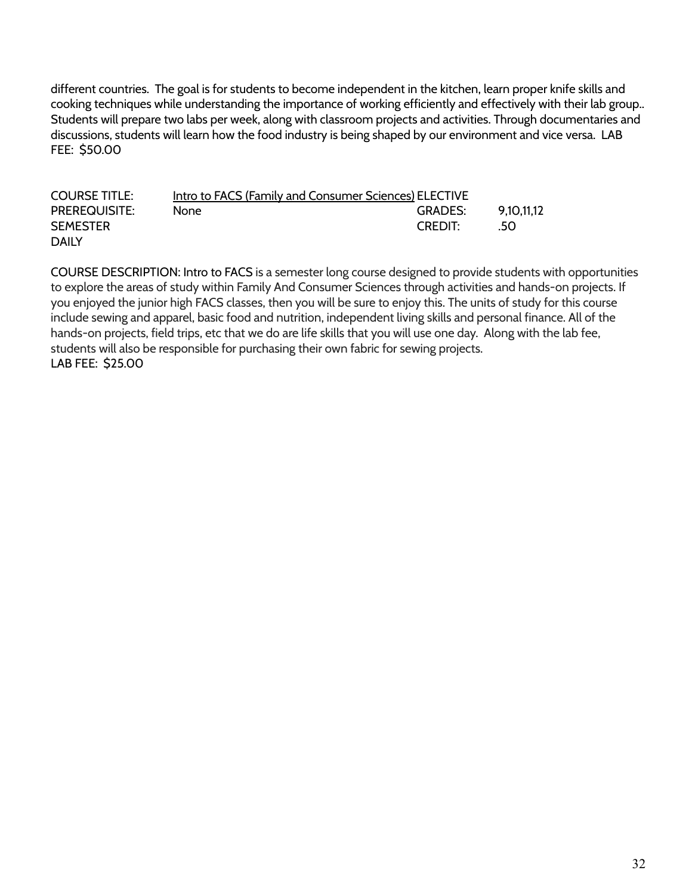different countries. The goal is for students to become independent in the kitchen, learn proper knife skills and cooking techniques while understanding the importance of working efficiently and effectively with their lab group.. Students will prepare two labs per week, along with classroom projects and activities. Through documentaries and discussions, students will learn how the food industry is being shaped by our environment and vice versa. LAB FEE: $50.00

| | | | |
|---|---|---|---|
| COURSE TITLE: | Intro to FACS (Family and Consumer Sciences) ELECTIVE | | |
| PREREQUISITE: | None | GRADES: | 9,10,11,12 |
| SEMESTER | | CREDIT: | .50 |
| DAILY | | | |

COURSE DESCRIPTION: Intro to FACS is a semester long course designed to provide students with opportunities to explore the areas of study within Family And Consumer Sciences through activities and hands-on projects. If you enjoyed the junior high FACS classes, then you will be sure to enjoy this. The units of study for this course include sewing and apparel, basic food and nutrition, independent living skills and personal finance. All of the hands-on projects, field trips, etc that we do are life skills that you will use one day. Along with the lab fee, students will also be responsible for purchasing their own fabric for sewing projects.
LAB FEE: $25.00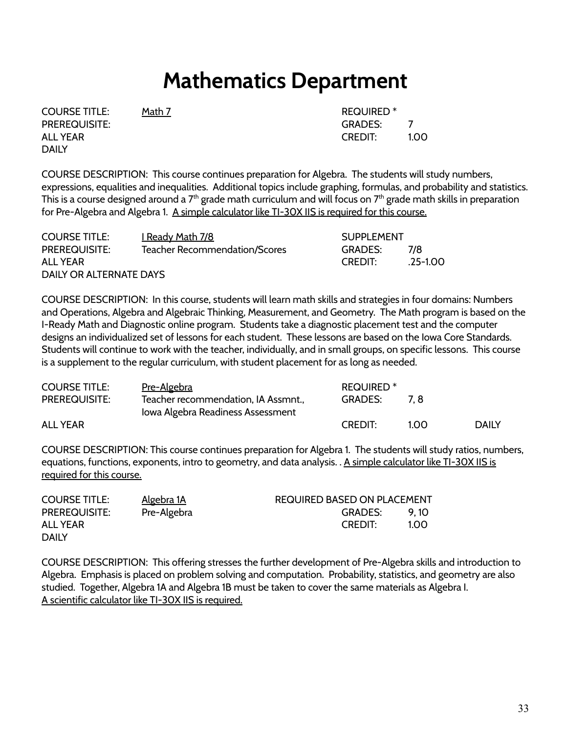# Mathematics Department

| | | | |
|---|---|---|---|
| COURSE TITLE: | <u>Math 7</u> | REQUIRED * | |
| PREREQUISITE: | | GRADES: | 7 |
| ALL YEAR | | CREDIT: | 1.00 |
| DAILY | | | |

COURSE DESCRIPTION: This course continues preparation for Algebra. The students will study numbers, expressions, equalities and inequalities. Additional topics include graphing, formulas, and probability and statistics. This is a course designed around a 7th grade math curriculum and will focus on 7th grade math skills in preparation for Pre-Algebra and Algebra 1. <u>A simple calculator like TI-30X IIS is required for this course.</u>

| | | | |
|---|---|---|---|
| COURSE TITLE: | <u>I Ready Math 7/8</u> | SUPPLEMENT | |
| PREREQUISITE: | Teacher Recommendation/Scores | GRADES: | 7/8 |
| ALL YEAR | | CREDIT: | .25-1.00 |
| DAILY OR ALTERNATE DAYS | | | |

COURSE DESCRIPTION: In this course, students will learn math skills and strategies in four domains: Numbers and Operations, Algebra and Algebraic Thinking, Measurement, and Geometry. The Math program is based on the I-Ready Math and Diagnostic online program. Students take a diagnostic placement test and the computer designs an individualized set of lessons for each student. These lessons are based on the Iowa Core Standards. Students will continue to work with the teacher, individually, and in small groups, on specific lessons. This course is a supplement to the regular curriculum, with student placement for as long as needed.

| | | | | |
|---|---|---|---|---|
| COURSE TITLE: | <u>Pre-Algebra</u> | REQUIRED * | | |
| PREREQUISITE: | Teacher recommendation, IA Assmnt., Iowa Algebra Readiness Assessment | GRADES: | 7, 8 | |
| ALL YEAR | | CREDIT: | 1.00 | DAILY |

COURSE DESCRIPTION: This course continues preparation for Algebra 1. The students will study ratios, numbers, equations, functions, exponents, intro to geometry, and data analysis. . <u>A simple calculator like TI-30X IIS is required for this course.</u>

| | | | |
|---|---|---|---|
| COURSE TITLE: | <u>Algebra 1A</u> | REQUIRED BASED ON PLACEMENT | |
| PREREQUISITE: | Pre-Algebra | GRADES: | 9, 10 |
| ALL YEAR | | CREDIT: | 1.00 |
| DAILY | | | |

COURSE DESCRIPTION: This offering stresses the further development of Pre-Algebra skills and introduction to Algebra. Emphasis is placed on problem solving and computation. Probability, statistics, and geometry are also studied. Together, Algebra 1A and Algebra 1B must be taken to cover the same materials as Algebra I.
<u>A scientific calculator like TI-30X IIS is required.</u>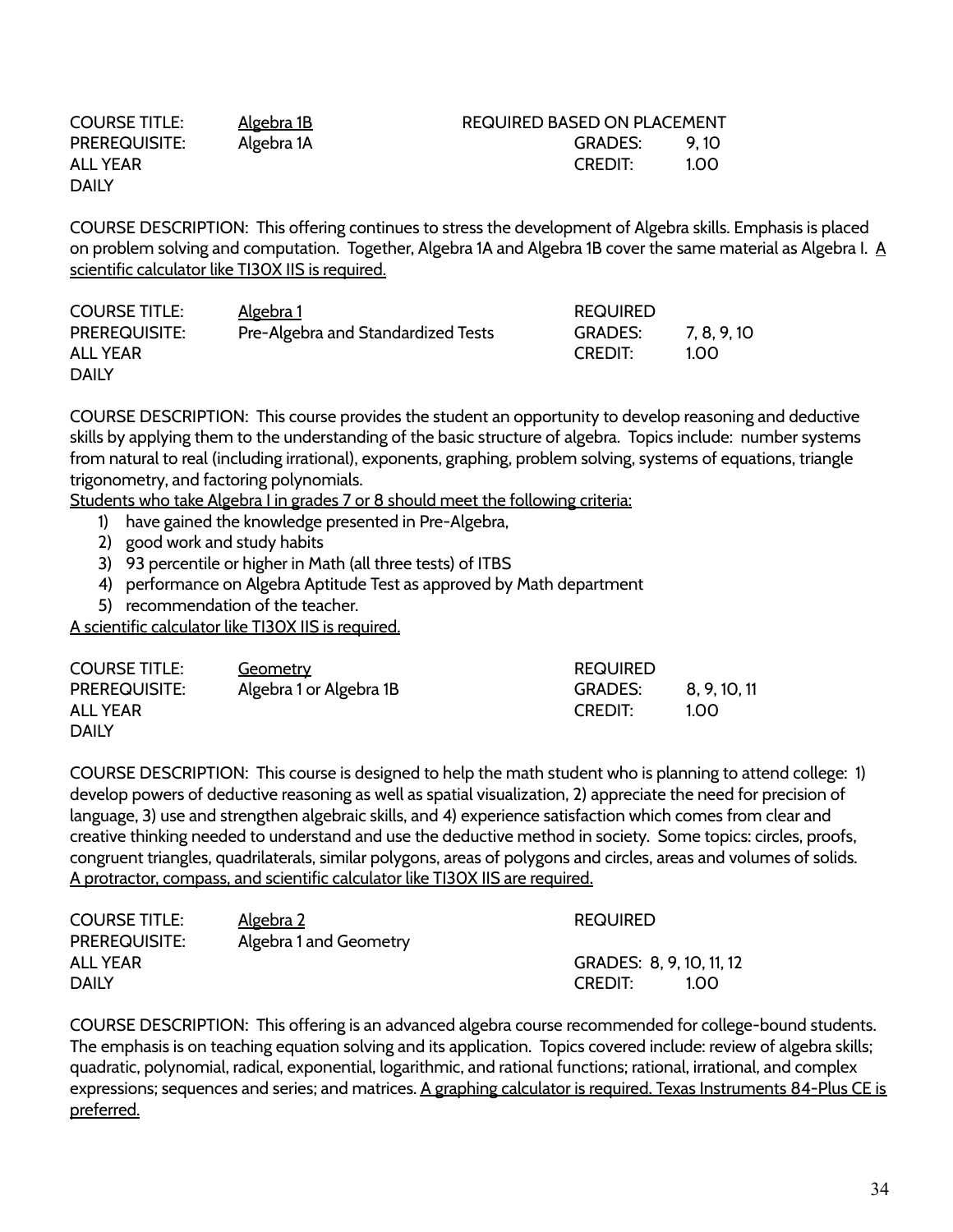| | | | |
|---|---|---|---|
| COURSE TITLE: | <u>Algebra 1B</u> | REQUIRED BASED ON PLACEMENT | |
| PREREQUISITE: | Algebra 1A | GRADES: | 9, 10 |
| ALL YEAR | | CREDIT: | 1.00 |
| DAILY | | | |

COURSE DESCRIPTION: This offering continues to stress the development of Algebra skills. Emphasis is placed on problem solving and computation. Together, Algebra 1A and Algebra 1B cover the same material as Algebra I. <u>A scientific calculator like TI30X IIS is required.</u>

| | | | |
|---|---|---|---|
| COURSE TITLE: | <u>Algebra 1</u> | REQUIRED | |
| PREREQUISITE: | Pre-Algebra and Standardized Tests | GRADES: | 7, 8, 9, 10 |
| ALL YEAR | | CREDIT: | 1.00 |
| DAILY | | | |

COURSE DESCRIPTION: This course provides the student an opportunity to develop reasoning and deductive skills by applying them to the understanding of the basic structure of algebra. Topics include: number systems from natural to real (including irrational), exponents, graphing, problem solving, systems of equations, triangle trigonometry, and factoring polynomials.

<u>Students who take Algebra I in grades 7 or 8 should meet the following criteria:</u>

1) have gained the knowledge presented in Pre-Algebra,
2) good work and study habits
3) 93 percentile or higher in Math (all three tests) of ITBS
4) performance on Algebra Aptitude Test as approved by Math department
5) recommendation of the teacher.

<u>A scientific calculator like TI30X IIS is required.</u>

| | | | |
|---|---|---|---|
| COURSE TITLE: | <u>Geometry</u> | REQUIRED | |
| PREREQUISITE: | Algebra 1 or Algebra 1B | GRADES: | 8, 9, 10, 11 |
| ALL YEAR | | CREDIT: | 1.00 |
| DAILY | | | |

COURSE DESCRIPTION: This course is designed to help the math student who is planning to attend college: 1) develop powers of deductive reasoning as well as spatial visualization, 2) appreciate the need for precision of language, 3) use and strengthen algebraic skills, and 4) experience satisfaction which comes from clear and creative thinking needed to understand and use the deductive method in society. Some topics: circles, proofs, congruent triangles, quadrilaterals, similar polygons, areas of polygons and circles, areas and volumes of solids. <u>A protractor, compass, and scientific calculator like TI30X IIS are required.</u>

| | | | |
|---|---|---|---|
| COURSE TITLE: | <u>Algebra 2</u> | REQUIRED | |
| PREREQUISITE: | Algebra 1 and Geometry | | |
| ALL YEAR | | GRADES: 8, 9, 10, 11, 12 | |
| DAILY | | CREDIT: | 1.00 |

COURSE DESCRIPTION: This offering is an advanced algebra course recommended for college-bound students. The emphasis is on teaching equation solving and its application. Topics covered include: review of algebra skills; quadratic, polynomial, radical, exponential, logarithmic, and rational functions; rational, irrational, and complex expressions; sequences and series; and matrices. <u>A graphing calculator is required. Texas Instruments 84-Plus CE is preferred.</u>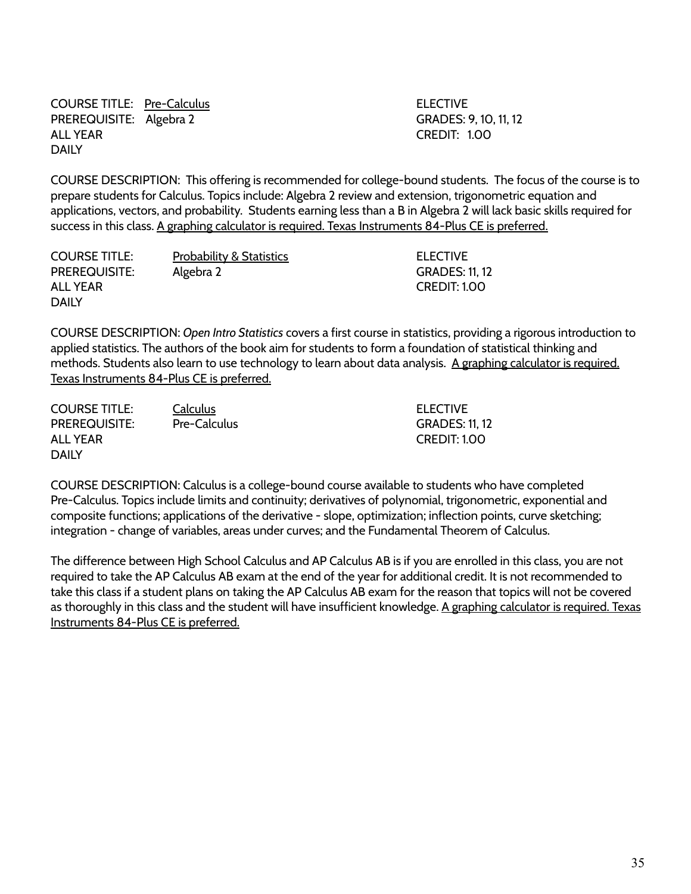COURSE TITLE: Pre-Calculus
PREREQUISITE: Algebra 2
ALL YEAR
DAILY

ELECTIVE
GRADES: 9, 10, 11, 12
CREDIT: 1.00

COURSE DESCRIPTION: This offering is recommended for college-bound students. The focus of the course is to prepare students for Calculus. Topics include: Algebra 2 review and extension, trigonometric equation and applications, vectors, and probability. Students earning less than a B in Algebra 2 will lack basic skills required for success in this class. A graphing calculator is required. Texas Instruments 84-Plus CE is preferred.

COURSE TITLE: Probability & Statistics
PREREQUISITE: Algebra 2
ALL YEAR
DAILY

ELECTIVE
GRADES: 11, 12
CREDIT: 1.00

COURSE DESCRIPTION: *Open Intro Statistics* covers a first course in statistics, providing a rigorous introduction to applied statistics. The authors of the book aim for students to form a foundation of statistical thinking and methods. Students also learn to use technology to learn about data analysis. A graphing calculator is required. Texas Instruments 84-Plus CE is preferred.

COURSE TITLE: Calculus
PREREQUISITE: Pre-Calculus
ALL YEAR
DAILY

ELECTIVE
GRADES: 11, 12
CREDIT: 1.00

COURSE DESCRIPTION: Calculus is a college-bound course available to students who have completed Pre-Calculus. Topics include limits and continuity; derivatives of polynomial, trigonometric, exponential and composite functions; applications of the derivative - slope, optimization; inflection points, curve sketching; integration - change of variables, areas under curves; and the Fundamental Theorem of Calculus.

The difference between High School Calculus and AP Calculus AB is if you are enrolled in this class, you are not required to take the AP Calculus AB exam at the end of the year for additional credit. It is not recommended to take this class if a student plans on taking the AP Calculus AB exam for the reason that topics will not be covered as thoroughly in this class and the student will have insufficient knowledge. A graphing calculator is required. Texas Instruments 84-Plus CE is preferred.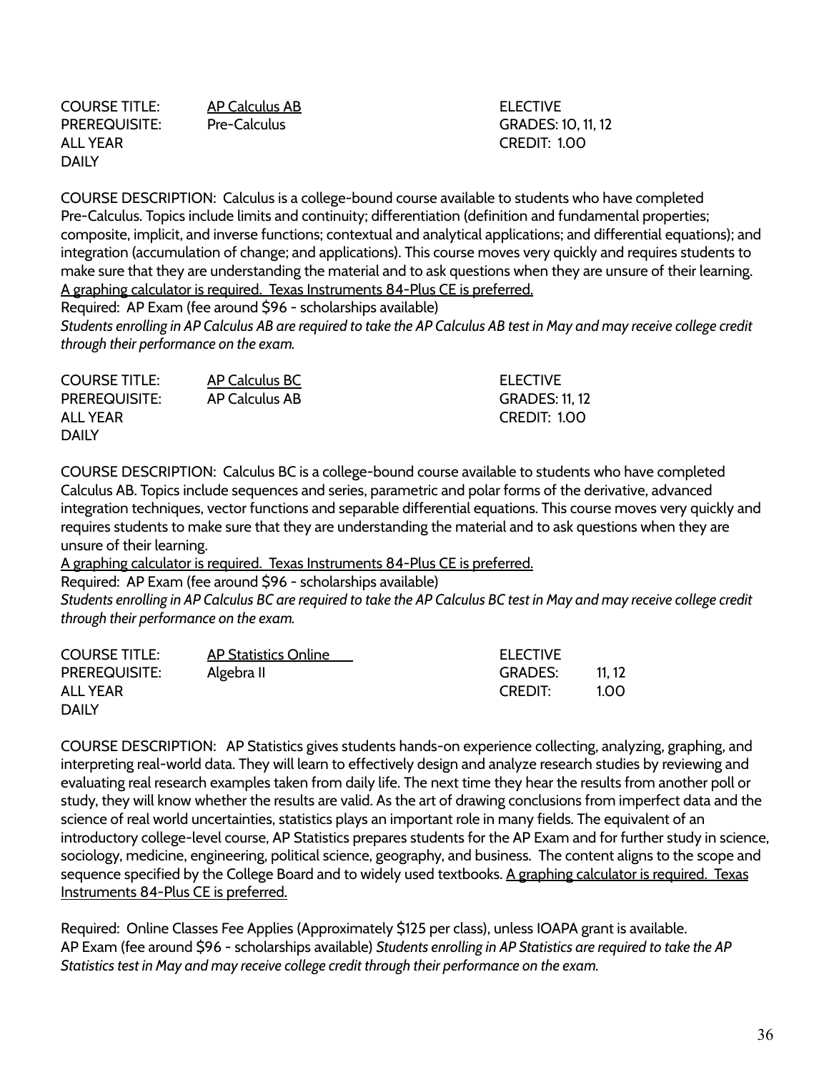| COURSE TITLE: | AP Calculus AB | ELECTIVE |
|---|---|---|
| PREREQUISITE: | Pre-Calculus | GRADES: 10, 11, 12 |
| ALL YEAR | | CREDIT: 1.00 |
| DAILY | | |

COURSE DESCRIPTION: Calculus is a college-bound course available to students who have completed Pre-Calculus. Topics include limits and continuity; differentiation (definition and fundamental properties; composite, implicit, and inverse functions; contextual and analytical applications; and differential equations); and integration (accumulation of change; and applications). This course moves very quickly and requires students to make sure that they are understanding the material and to ask questions when they are unsure of their learning. A graphing calculator is required. Texas Instruments 84-Plus CE is preferred.

Required: AP Exam (fee around $96 - scholarships available)

*Students enrolling in AP Calculus AB are required to take the AP Calculus AB test in May and may receive college credit through their performance on the exam.*

| COURSE TITLE: | AP Calculus BC | ELECTIVE |
|---|---|---|
| PREREQUISITE: | AP Calculus AB | GRADES: 11, 12 |
| ALL YEAR | | CREDIT: 1.00 |
| DAILY | | |

COURSE DESCRIPTION: Calculus BC is a college-bound course available to students who have completed Calculus AB. Topics include sequences and series, parametric and polar forms of the derivative, advanced integration techniques, vector functions and separable differential equations. This course moves very quickly and requires students to make sure that they are understanding the material and to ask questions when they are unsure of their learning.

A graphing calculator is required. Texas Instruments 84-Plus CE is preferred.

Required: AP Exam (fee around $96 - scholarships available)

*Students enrolling in AP Calculus BC are required to take the AP Calculus BC test in May and may receive college credit through their performance on the exam.*

| COURSE TITLE: | AP Statistics Online | ELECTIVE | |
|---|---|---|---|
| PREREQUISITE: | Algebra II | GRADES: | 11, 12 |
| ALL YEAR | | CREDIT: | 1.00 |
| DAILY | | | |

COURSE DESCRIPTION: AP Statistics gives students hands-on experience collecting, analyzing, graphing, and interpreting real-world data. They will learn to effectively design and analyze research studies by reviewing and evaluating real research examples taken from daily life. The next time they hear the results from another poll or study, they will know whether the results are valid. As the art of drawing conclusions from imperfect data and the science of real world uncertainties, statistics plays an important role in many fields. The equivalent of an introductory college-level course, AP Statistics prepares students for the AP Exam and for further study in science, sociology, medicine, engineering, political science, geography, and business. The content aligns to the scope and sequence specified by the College Board and to widely used textbooks. A graphing calculator is required. Texas Instruments 84-Plus CE is preferred.

Required: Online Classes Fee Applies (Approximately $125 per class), unless IOAPA grant is available.
AP Exam (fee around $96 - scholarships available) *Students enrolling in AP Statistics are required to take the AP Statistics test in May and may receive college credit through their performance on the exam.*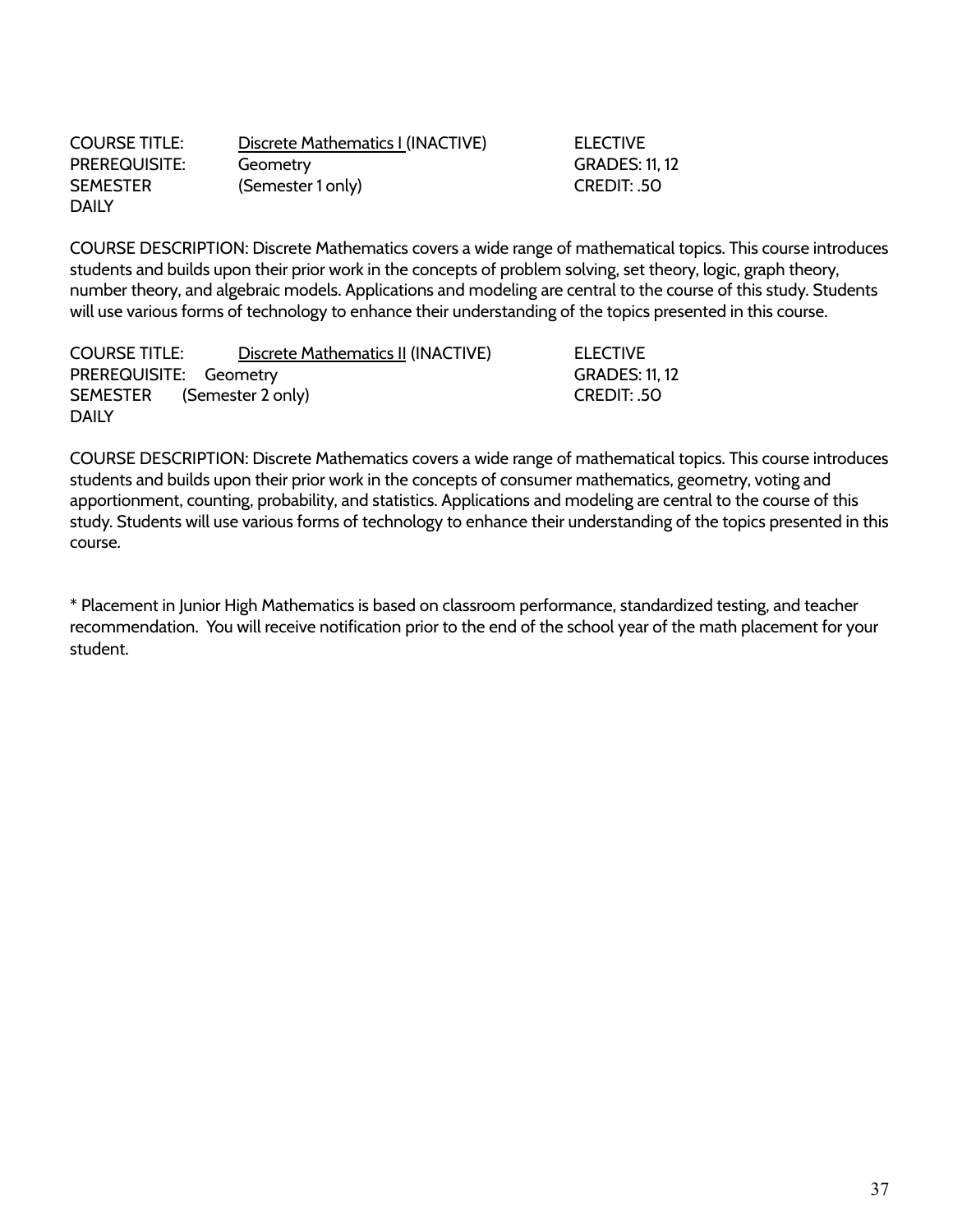COURSE TITLE: Discrete Mathematics I (INACTIVE) ELECTIVE
PREREQUISITE: Geometry GRADES: 11, 12
SEMESTER (Semester 1 only) CREDIT: .50
DAILY

COURSE DESCRIPTION: Discrete Mathematics covers a wide range of mathematical topics. This course introduces students and builds upon their prior work in the concepts of problem solving, set theory, logic, graph theory, number theory, and algebraic models. Applications and modeling are central to the course of this study. Students will use various forms of technology to enhance their understanding of the topics presented in this course.

COURSE TITLE: Discrete Mathematics II (INACTIVE) ELECTIVE
PREREQUISITE: Geometry GRADES: 11, 12
SEMESTER (Semester 2 only) CREDIT: .50
DAILY

COURSE DESCRIPTION: Discrete Mathematics covers a wide range of mathematical topics. This course introduces students and builds upon their prior work in the concepts of consumer mathematics, geometry, voting and apportionment, counting, probability, and statistics. Applications and modeling are central to the course of this study. Students will use various forms of technology to enhance their understanding of the topics presented in this course.

* Placement in Junior High Mathematics is based on classroom performance, standardized testing, and teacher recommendation. You will receive notification prior to the end of the school year of the math placement for your student.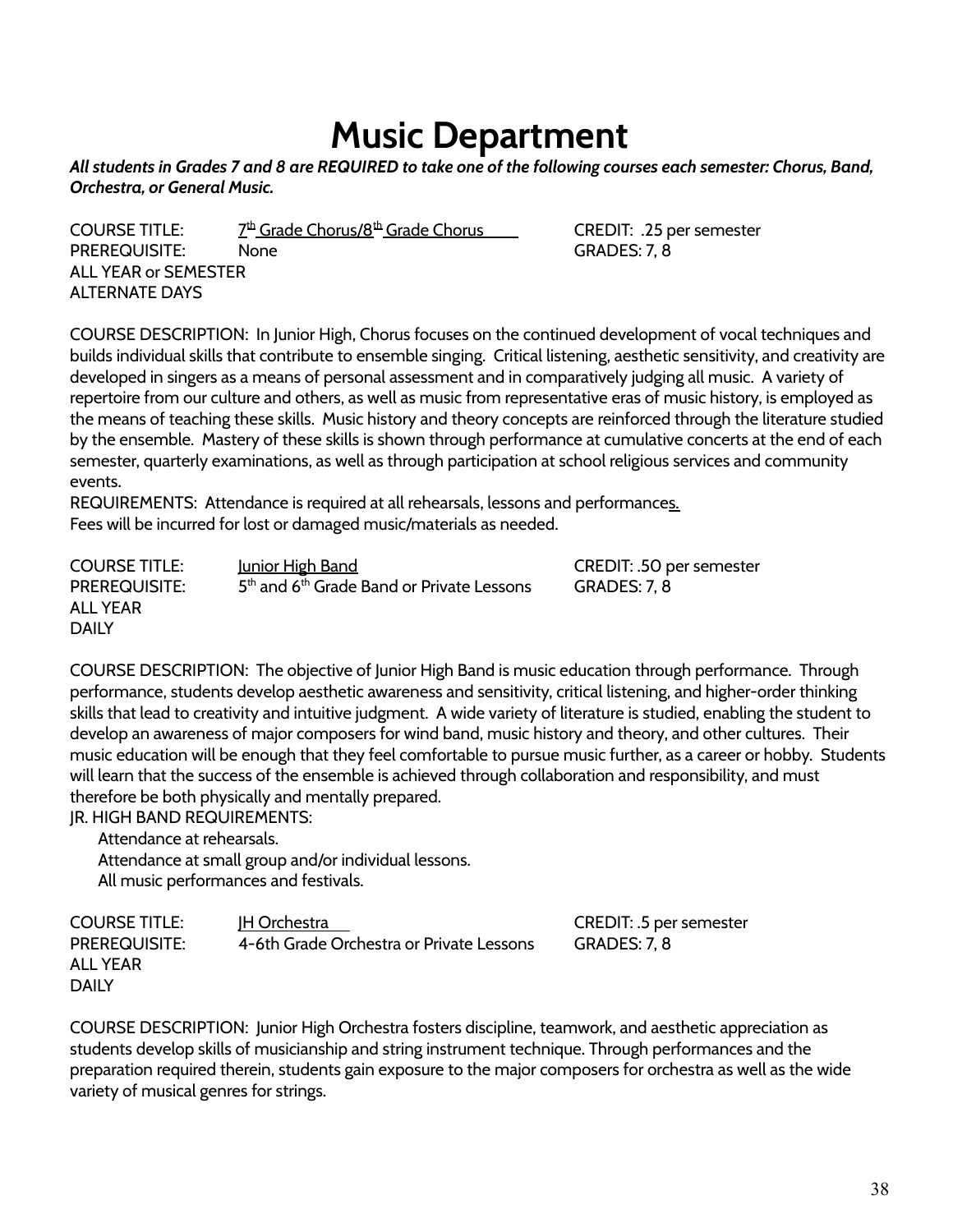# Music Department

***All students in Grades 7 and 8 are REQUIRED to take one of the following courses each semester: Chorus, Band, Orchestra, or General Music.***

COURSE TITLE: 7th Grade Chorus/8th Grade Chorus — CREDIT: .25 per semester
PREREQUISITE: None — GRADES: 7, 8
ALL YEAR or SEMESTER
ALTERNATE DAYS

COURSE DESCRIPTION: In Junior High, Chorus focuses on the continued development of vocal techniques and builds individual skills that contribute to ensemble singing. Critical listening, aesthetic sensitivity, and creativity are developed in singers as a means of personal assessment and in comparatively judging all music. A variety of repertoire from our culture and others, as well as music from representative eras of music history, is employed as the means of teaching these skills. Music history and theory concepts are reinforced through the literature studied by the ensemble. Mastery of these skills is shown through performance at cumulative concerts at the end of each semester, quarterly examinations, as well as through participation at school religious services and community events.
REQUIREMENTS: Attendance is required at all rehearsals, lessons and performances.
Fees will be incurred for lost or damaged music/materials as needed.

COURSE TITLE: Junior High Band — CREDIT: .50 per semester
PREREQUISITE: 5th and 6th Grade Band or Private Lessons — GRADES: 7, 8
ALL YEAR
DAILY

COURSE DESCRIPTION: The objective of Junior High Band is music education through performance. Through performance, students develop aesthetic awareness and sensitivity, critical listening, and higher-order thinking skills that lead to creativity and intuitive judgment. A wide variety of literature is studied, enabling the student to develop an awareness of major composers for wind band, music history and theory, and other cultures. Their music education will be enough that they feel comfortable to pursue music further, as a career or hobby. Students will learn that the success of the ensemble is achieved through collaboration and responsibility, and must therefore be both physically and mentally prepared.
JR. HIGH BAND REQUIREMENTS:
- Attendance at rehearsals.
- Attendance at small group and/or individual lessons.
- All music performances and festivals.

COURSE TITLE: JH Orchestra — CREDIT: .5 per semester
PREREQUISITE: 4-6th Grade Orchestra or Private Lessons — GRADES: 7, 8
ALL YEAR
DAILY

COURSE DESCRIPTION: Junior High Orchestra fosters discipline, teamwork, and aesthetic appreciation as students develop skills of musicianship and string instrument technique. Through performances and the preparation required therein, students gain exposure to the major composers for orchestra as well as the wide variety of musical genres for strings.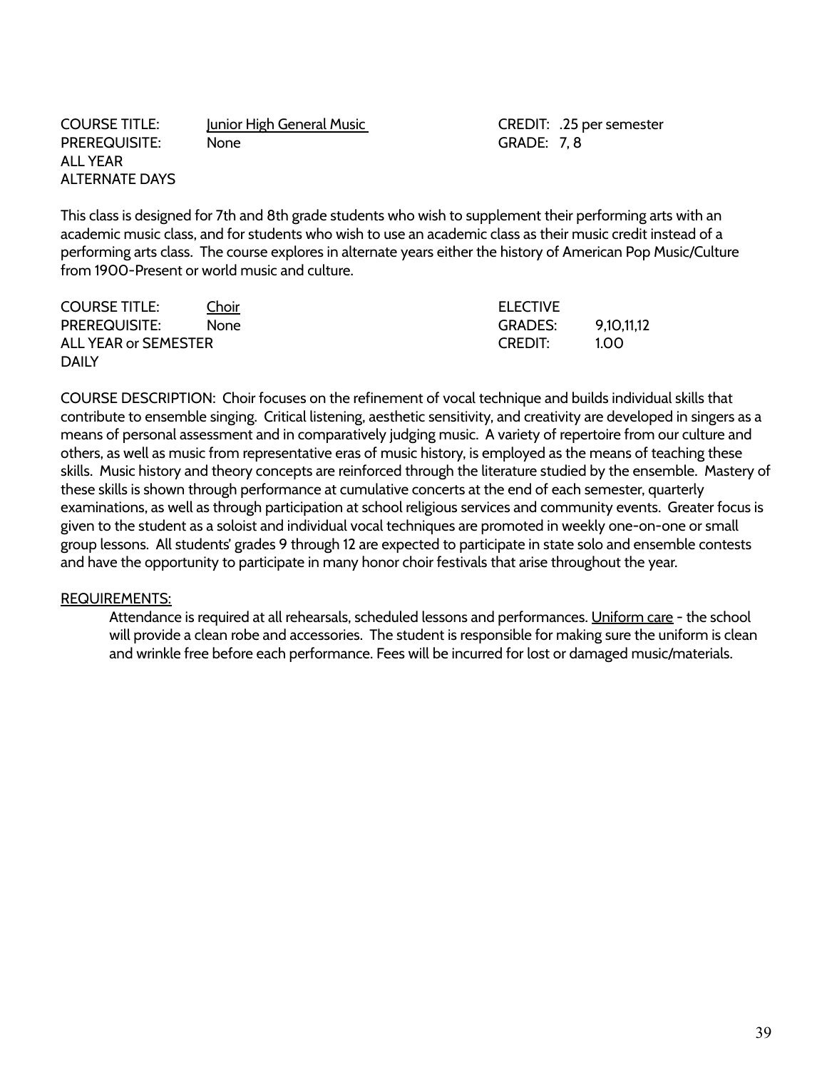COURSE TITLE: <u>Junior High General Music</u> CREDIT: .25 per semester
PREREQUISITE: None GRADE: 7, 8
ALL YEAR
ALTERNATE DAYS

This class is designed for 7th and 8th grade students who wish to supplement their performing arts with an academic music class, and for students who wish to use an academic class as their music credit instead of a performing arts class. The course explores in alternate years either the history of American Pop Music/Culture from 1900-Present or world music and culture.

COURSE TITLE: <u>Choir</u> ELECTIVE
PREREQUISITE: None GRADES: 9,10,11,12
ALL YEAR or SEMESTER CREDIT: 1.00
DAILY

COURSE DESCRIPTION: Choir focuses on the refinement of vocal technique and builds individual skills that contribute to ensemble singing. Critical listening, aesthetic sensitivity, and creativity are developed in singers as a means of personal assessment and in comparatively judging music. A variety of repertoire from our culture and others, as well as music from representative eras of music history, is employed as the means of teaching these skills. Music history and theory concepts are reinforced through the literature studied by the ensemble. Mastery of these skills is shown through performance at cumulative concerts at the end of each semester, quarterly examinations, as well as through participation at school religious services and community events. Greater focus is given to the student as a soloist and individual vocal techniques are promoted in weekly one-on-one or small group lessons. All students' grades 9 through 12 are expected to participate in state solo and ensemble contests and have the opportunity to participate in many honor choir festivals that arise throughout the year.

<u>REQUIREMENTS:</u>

Attendance is required at all rehearsals, scheduled lessons and performances. <u>Uniform care</u> - the school will provide a clean robe and accessories. The student is responsible for making sure the uniform is clean and wrinkle free before each performance. Fees will be incurred for lost or damaged music/materials.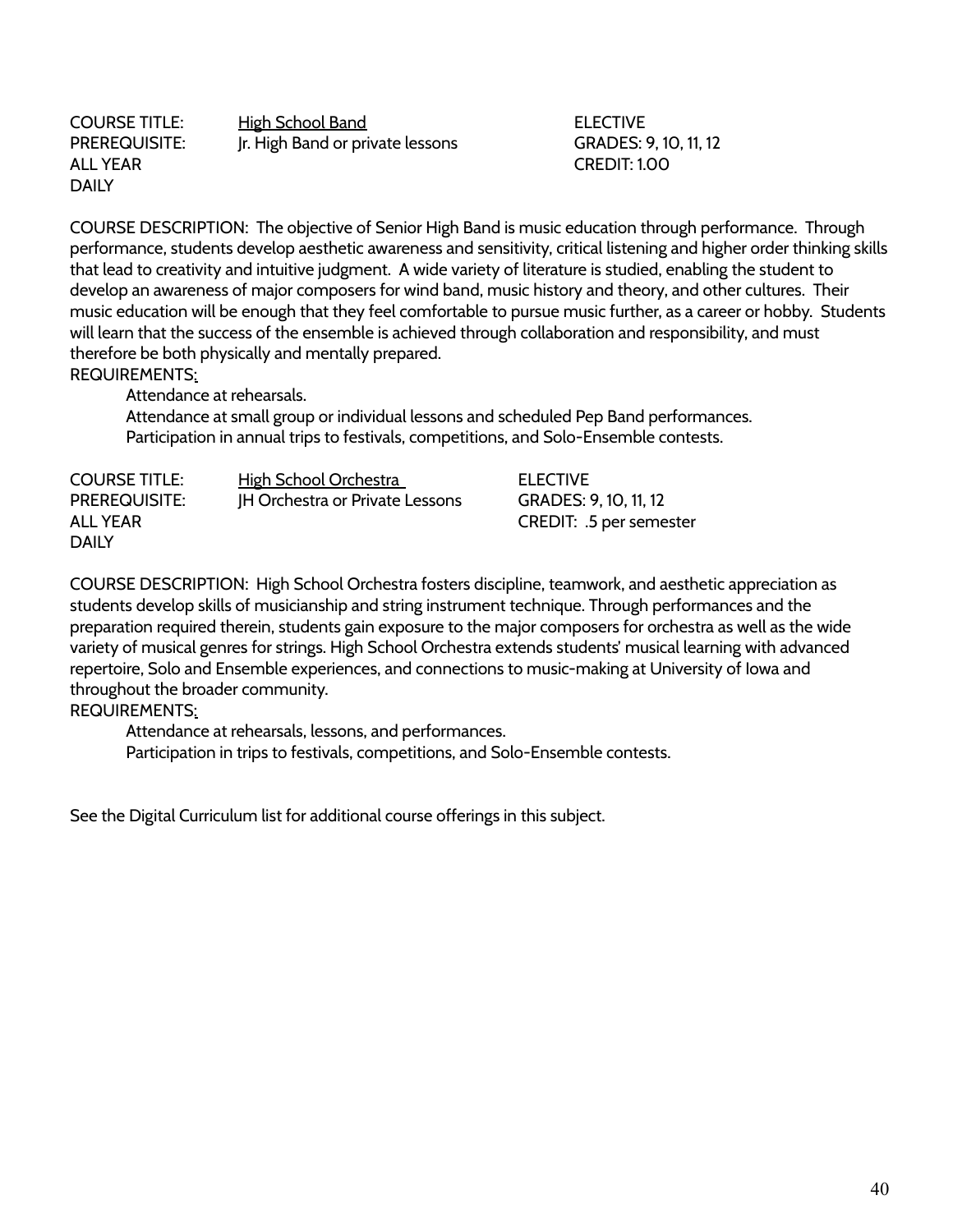COURSE TITLE: High School Band | ELECTIVE
PREREQUISITE: Jr. High Band or private lessons | GRADES: 9, 10, 11, 12
ALL YEAR | CREDIT: 1.00
DAILY

COURSE DESCRIPTION: The objective of Senior High Band is music education through performance. Through performance, students develop aesthetic awareness and sensitivity, critical listening and higher order thinking skills that lead to creativity and intuitive judgment. A wide variety of literature is studied, enabling the student to develop an awareness of major composers for wind band, music history and theory, and other cultures. Their music education will be enough that they feel comfortable to pursue music further, as a career or hobby. Students will learn that the success of the ensemble is achieved through collaboration and responsibility, and must therefore be both physically and mentally prepared.

REQUIREMENTS:

- Attendance at rehearsals.
- Attendance at small group or individual lessons and scheduled Pep Band performances.
- Participation in annual trips to festivals, competitions, and Solo-Ensemble contests.

COURSE TITLE: High School Orchestra | ELECTIVE
PREREQUISITE: JH Orchestra or Private Lessons | GRADES: 9, 10, 11, 12
ALL YEAR | CREDIT: .5 per semester
DAILY

COURSE DESCRIPTION: High School Orchestra fosters discipline, teamwork, and aesthetic appreciation as students develop skills of musicianship and string instrument technique. Through performances and the preparation required therein, students gain exposure to the major composers for orchestra as well as the wide variety of musical genres for strings. High School Orchestra extends students' musical learning with advanced repertoire, Solo and Ensemble experiences, and connections to music-making at University of Iowa and throughout the broader community.

REQUIREMENTS:

- Attendance at rehearsals, lessons, and performances.
- Participation in trips to festivals, competitions, and Solo-Ensemble contests.

See the Digital Curriculum list for additional course offerings in this subject.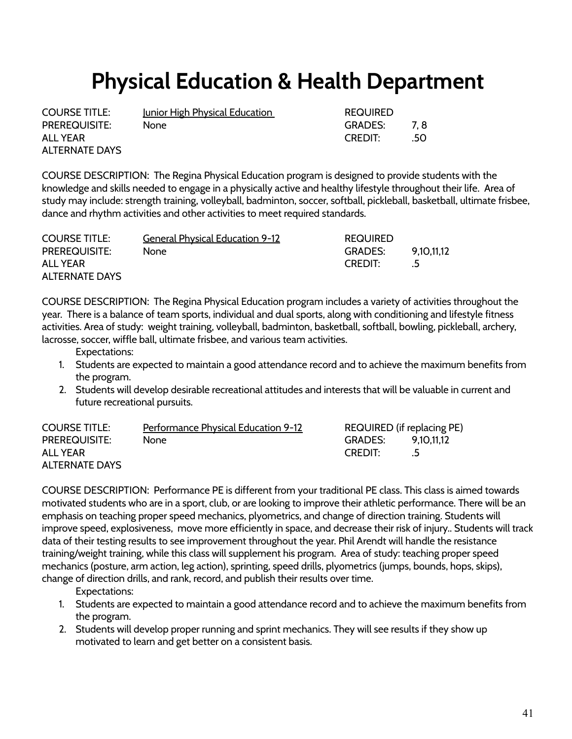# Physical Education & Health Department

| | | | |
|---|---|---|---|
| COURSE TITLE: | Junior High Physical Education | REQUIRED | |
| PREREQUISITE: | None | GRADES: | 7, 8 |
| ALL YEAR | | CREDIT: | .50 |
| ALTERNATE DAYS | | | |

COURSE DESCRIPTION: The Regina Physical Education program is designed to provide students with the knowledge and skills needed to engage in a physically active and healthy lifestyle throughout their life. Area of study may include: strength training, volleyball, badminton, soccer, softball, pickleball, basketball, ultimate frisbee, dance and rhythm activities and other activities to meet required standards.

| | | | |
|---|---|---|---|
| COURSE TITLE: | General Physical Education 9-12 | REQUIRED | |
| PREREQUISITE: | None | GRADES: | 9,10,11,12 |
| ALL YEAR | | CREDIT: | .5 |
| ALTERNATE DAYS | | | |

COURSE DESCRIPTION: The Regina Physical Education program includes a variety of activities throughout the year. There is a balance of team sports, individual and dual sports, along with conditioning and lifestyle fitness activities. Area of study: weight training, volleyball, badminton, basketball, softball, bowling, pickleball, archery, lacrosse, soccer, wiffle ball, ultimate frisbee, and various team activities.

Expectations:

1. Students are expected to maintain a good attendance record and to achieve the maximum benefits from the program.
2. Students will develop desirable recreational attitudes and interests that will be valuable in current and future recreational pursuits.

| | | | |
|---|---|---|---|
| COURSE TITLE: | Performance Physical Education 9-12 | REQUIRED (if replacing PE) | |
| PREREQUISITE: | None | GRADES: | 9,10,11,12 |
| ALL YEAR | | CREDIT: | .5 |
| ALTERNATE DAYS | | | |

COURSE DESCRIPTION: Performance PE is different from your traditional PE class. This class is aimed towards motivated students who are in a sport, club, or are looking to improve their athletic performance. There will be an emphasis on teaching proper speed mechanics, plyometrics, and change of direction training. Students will improve speed, explosiveness, move more efficiently in space, and decrease their risk of injury.. Students will track data of their testing results to see improvement throughout the year. Phil Arendt will handle the resistance training/weight training, while this class will supplement his program. Area of study: teaching proper speed mechanics (posture, arm action, leg action), sprinting, speed drills, plyometrics (jumps, bounds, hops, skips), change of direction drills, and rank, record, and publish their results over time.

Expectations:

1. Students are expected to maintain a good attendance record and to achieve the maximum benefits from the program.
2. Students will develop proper running and sprint mechanics. They will see results if they show up motivated to learn and get better on a consistent basis.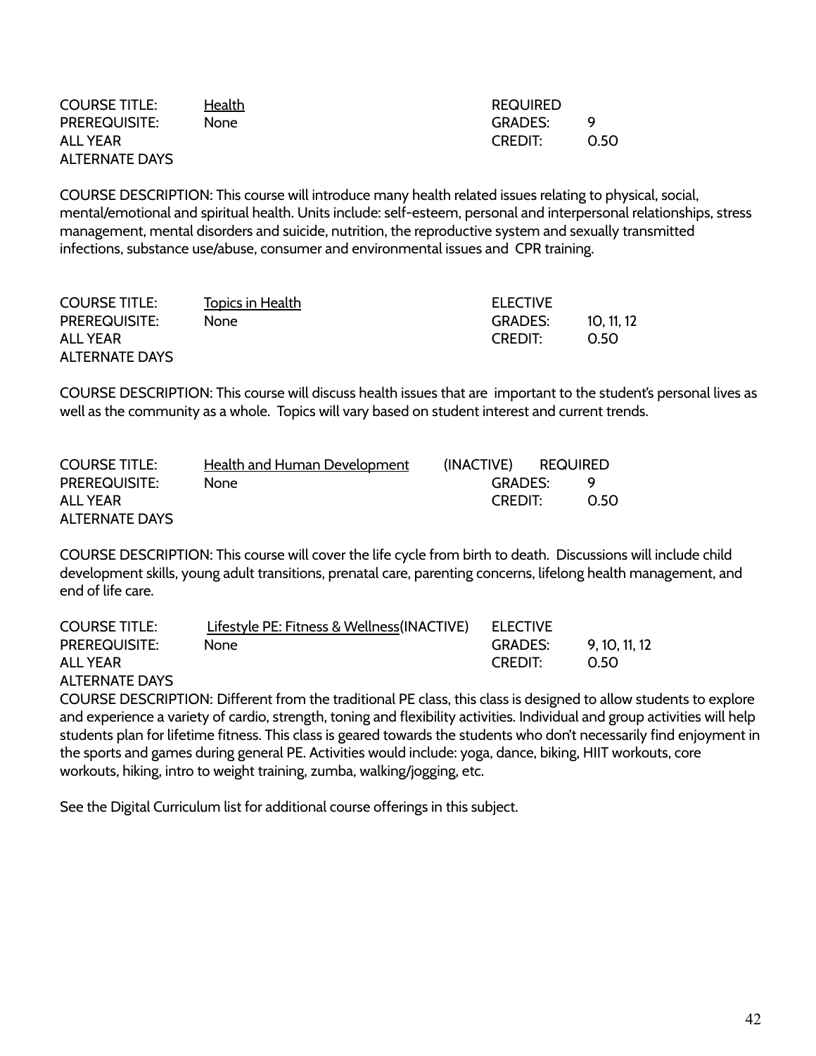COURSE TITLE: Health — REQUIRED
PREREQUISITE: None — GRADES: 9
ALL YEAR — CREDIT: 0.50
ALTERNATE DAYS

COURSE DESCRIPTION: This course will introduce many health related issues relating to physical, social, mental/emotional and spiritual health. Units include: self-esteem, personal and interpersonal relationships, stress management, mental disorders and suicide, nutrition, the reproductive system and sexually transmitted infections, substance use/abuse, consumer and environmental issues and CPR training.

COURSE TITLE: Topics in Health — ELECTIVE
PREREQUISITE: None — GRADES: 10, 11, 12
ALL YEAR — CREDIT: 0.50
ALTERNATE DAYS

COURSE DESCRIPTION: This course will discuss health issues that are important to the student's personal lives as well as the community as a whole. Topics will vary based on student interest and current trends.

COURSE TITLE: Health and Human Development (INACTIVE) — REQUIRED
PREREQUISITE: None — GRADES: 9
ALL YEAR — CREDIT: 0.50
ALTERNATE DAYS

COURSE DESCRIPTION: This course will cover the life cycle from birth to death. Discussions will include child development skills, young adult transitions, prenatal care, parenting concerns, lifelong health management, and end of life care.

COURSE TITLE: Lifestyle PE: Fitness & Wellness(INACTIVE) — ELECTIVE
PREREQUISITE: None — GRADES: 9, 10, 11, 12
ALL YEAR — CREDIT: 0.50
ALTERNATE DAYS

COURSE DESCRIPTION: Different from the traditional PE class, this class is designed to allow students to explore and experience a variety of cardio, strength, toning and flexibility activities. Individual and group activities will help students plan for lifetime fitness. This class is geared towards the students who don't necessarily find enjoyment in the sports and games during general PE. Activities would include: yoga, dance, biking, HIIT workouts, core workouts, hiking, intro to weight training, zumba, walking/jogging, etc.

See the Digital Curriculum list for additional course offerings in this subject.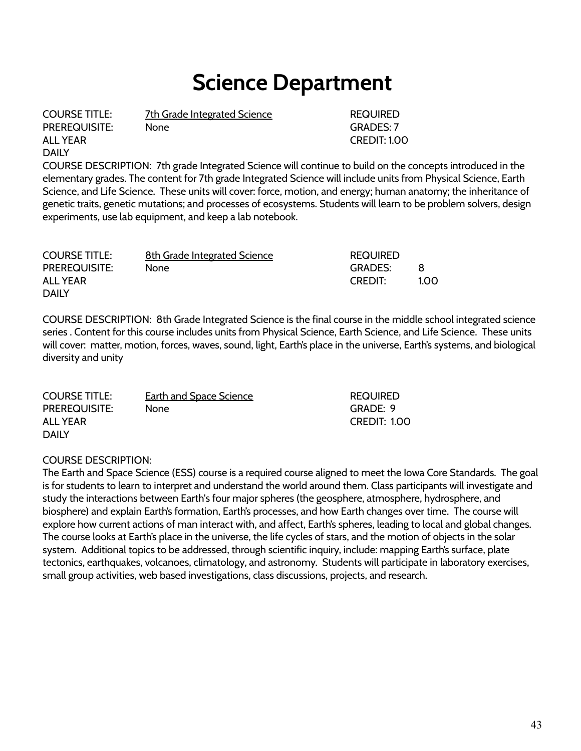# Science Department

COURSE TITLE: 7th Grade Integrated Science  
PREREQUISITE: None  
ALL YEAR  
DAILY  
REQUIRED  
GRADES: 7  
CREDIT: 1.00

COURSE DESCRIPTION: 7th grade Integrated Science will continue to build on the concepts introduced in the elementary grades. The content for 7th grade Integrated Science will include units from Physical Science, Earth Science, and Life Science. These units will cover: force, motion, and energy; human anatomy; the inheritance of genetic traits, genetic mutations; and processes of ecosystems. Students will learn to be problem solvers, design experiments, use lab equipment, and keep a lab notebook.

COURSE TITLE: 8th Grade Integrated Science  
PREREQUISITE: None  
ALL YEAR  
DAILY  
REQUIRED  
GRADES: 8  
CREDIT: 1.00

COURSE DESCRIPTION: 8th Grade Integrated Science is the final course in the middle school integrated science series . Content for this course includes units from Physical Science, Earth Science, and Life Science. These units will cover: matter, motion, forces, waves, sound, light, Earth's place in the universe, Earth's systems, and biological diversity and unity

COURSE TITLE: Earth and Space Science  
PREREQUISITE: None  
ALL YEAR  
DAILY  
REQUIRED  
GRADE: 9  
CREDIT: 1.00

COURSE DESCRIPTION:  
The Earth and Space Science (ESS) course is a required course aligned to meet the Iowa Core Standards. The goal is for students to learn to interpret and understand the world around them. Class participants will investigate and study the interactions between Earth's four major spheres (the geosphere, atmosphere, hydrosphere, and biosphere) and explain Earth's formation, Earth's processes, and how Earth changes over time. The course will explore how current actions of man interact with, and affect, Earth's spheres, leading to local and global changes. The course looks at Earth's place in the universe, the life cycles of stars, and the motion of objects in the solar system. Additional topics to be addressed, through scientific inquiry, include: mapping Earth's surface, plate tectonics, earthquakes, volcanoes, climatology, and astronomy. Students will participate in laboratory exercises, small group activities, web based investigations, class discussions, projects, and research.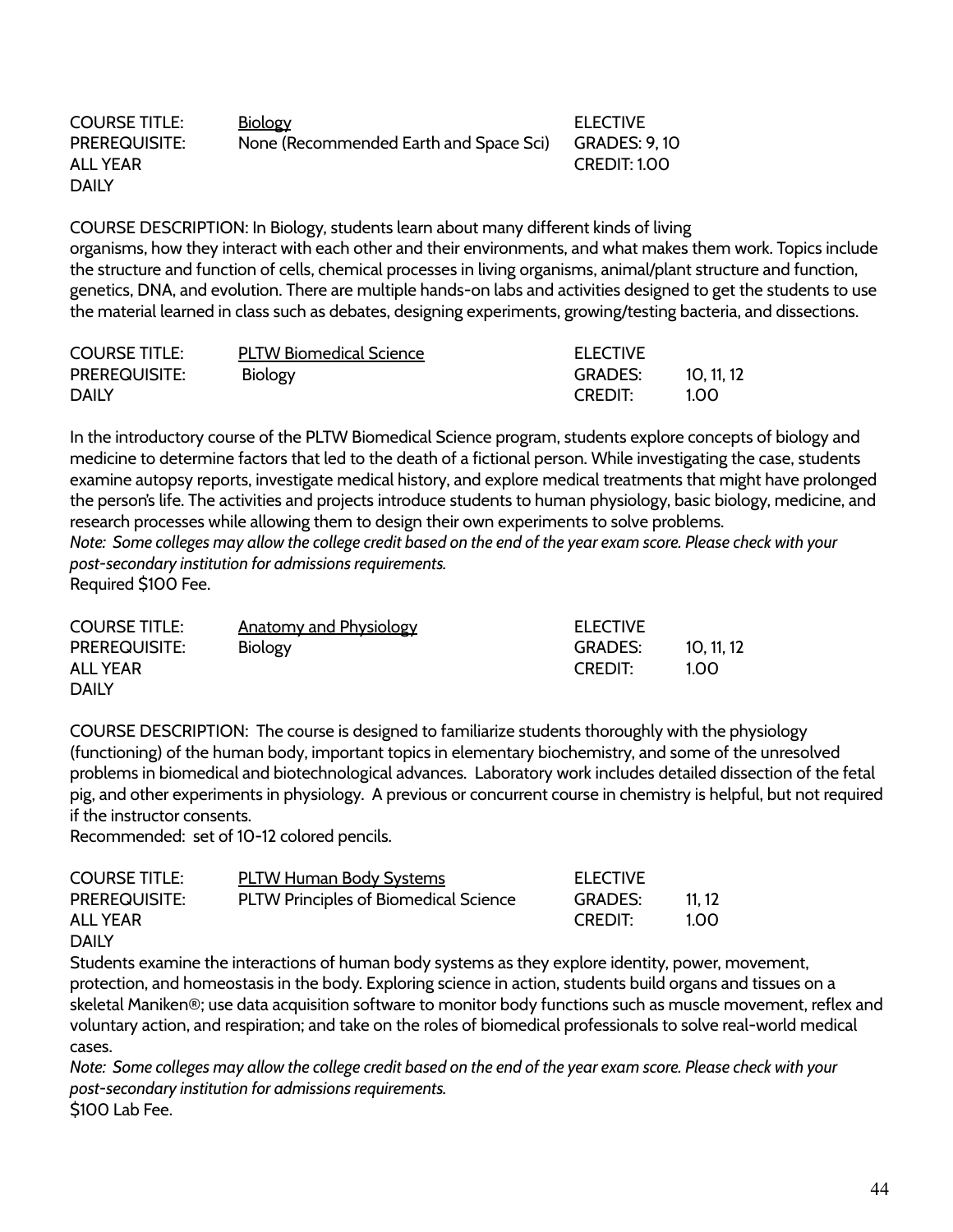| | | | |
|---|---|---|---|
| COURSE TITLE: | Biology | ELECTIVE | |
| PREREQUISITE: | None (Recommended Earth and Space Sci) | GRADES: 9, 10 | |
| ALL YEAR | | CREDIT: 1.00 | |
| DAILY | | | |

COURSE DESCRIPTION: In Biology, students learn about many different kinds of living organisms, how they interact with each other and their environments, and what makes them work. Topics include the structure and function of cells, chemical processes in living organisms, animal/plant structure and function, genetics, DNA, and evolution. There are multiple hands-on labs and activities designed to get the students to use the material learned in class such as debates, designing experiments, growing/testing bacteria, and dissections.

| | | | |
|---|---|---|---|
| COURSE TITLE: | PLTW Biomedical Science | ELECTIVE | |
| PREREQUISITE: | Biology | GRADES: | 10, 11, 12 |
| DAILY | | CREDIT: | 1.00 |

In the introductory course of the PLTW Biomedical Science program, students explore concepts of biology and medicine to determine factors that led to the death of a fictional person. While investigating the case, students examine autopsy reports, investigate medical history, and explore medical treatments that might have prolonged the person's life. The activities and projects introduce students to human physiology, basic biology, medicine, and research processes while allowing them to design their own experiments to solve problems.
*Note: Some colleges may allow the college credit based on the end of the year exam score. Please check with your post-secondary institution for admissions requirements.*
Required $100 Fee.

| | | | |
|---|---|---|---|
| COURSE TITLE: | Anatomy and Physiology | ELECTIVE | |
| PREREQUISITE: | Biology | GRADES: | 10, 11, 12 |
| ALL YEAR | | CREDIT: | 1.00 |
| DAILY | | | |

COURSE DESCRIPTION: The course is designed to familiarize students thoroughly with the physiology (functioning) of the human body, important topics in elementary biochemistry, and some of the unresolved problems in biomedical and biotechnological advances. Laboratory work includes detailed dissection of the fetal pig, and other experiments in physiology. A previous or concurrent course in chemistry is helpful, but not required if the instructor consents.
Recommended: set of 10-12 colored pencils.

| | | | |
|---|---|---|---|
| COURSE TITLE: | PLTW Human Body Systems | ELECTIVE | |
| PREREQUISITE: | PLTW Principles of Biomedical Science | GRADES: | 11, 12 |
| ALL YEAR | | CREDIT: | 1.00 |
| DAILY | | | |

Students examine the interactions of human body systems as they explore identity, power, movement, protection, and homeostasis in the body. Exploring science in action, students build organs and tissues on a skeletal Maniken®; use data acquisition software to monitor body functions such as muscle movement, reflex and voluntary action, and respiration; and take on the roles of biomedical professionals to solve real-world medical cases.
*Note: Some colleges may allow the college credit based on the end of the year exam score. Please check with your post-secondary institution for admissions requirements.*
$100 Lab Fee.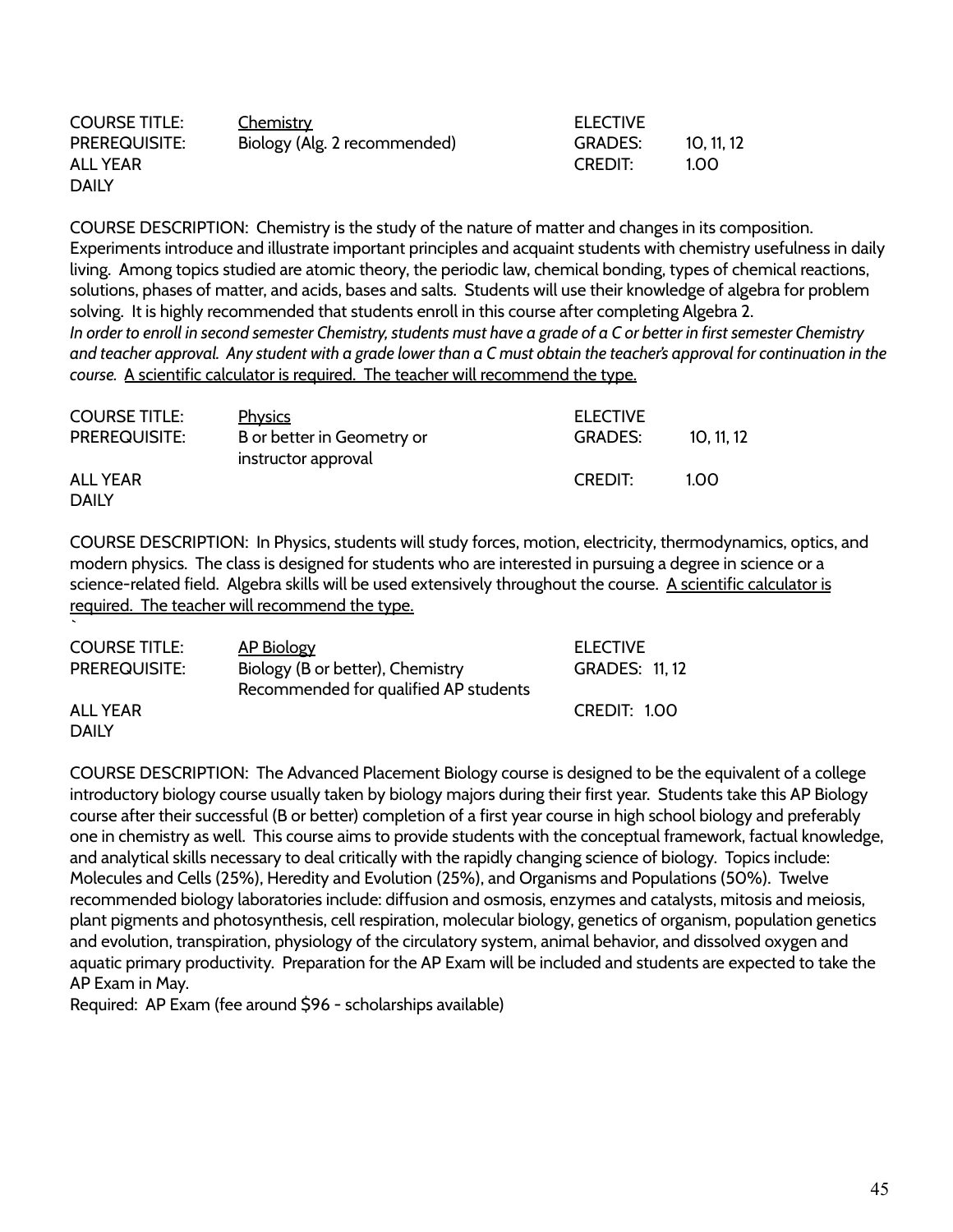| | | | |
|---|---|---|---|
| COURSE TITLE: | Chemistry | ELECTIVE | |
| PREREQUISITE: | Biology (Alg. 2 recommended) | GRADES: | 10, 11, 12 |
| ALL YEAR | | CREDIT: | 1.00 |
| DAILY | | | |

COURSE DESCRIPTION: Chemistry is the study of the nature of matter and changes in its composition. Experiments introduce and illustrate important principles and acquaint students with chemistry usefulness in daily living. Among topics studied are atomic theory, the periodic law, chemical bonding, types of chemical reactions, solutions, phases of matter, and acids, bases and salts. Students will use their knowledge of algebra for problem solving. It is highly recommended that students enroll in this course after completing Algebra 2. *In order to enroll in second semester Chemistry, students must have a grade of a C or better in first semester Chemistry and teacher approval. Any student with a grade lower than a C must obtain the teacher's approval for continuation in the course.* <u>A scientific calculator is required. The teacher will recommend the type.</u>

| | | | |
|---|---|---|---|
| COURSE TITLE: | Physics | ELECTIVE | |
| PREREQUISITE: | B or better in Geometry or instructor approval | GRADES: | 10, 11, 12 |
| ALL YEAR | | CREDIT: | 1.00 |
| DAILY | | | |

COURSE DESCRIPTION: In Physics, students will study forces, motion, electricity, thermodynamics, optics, and modern physics. The class is designed for students who are interested in pursuing a degree in science or a science-related field. Algebra skills will be used extensively throughout the course. <u>A scientific calculator is required. The teacher will recommend the type.</u>

| | | | |
|---|---|---|---|
| COURSE TITLE: | AP Biology | ELECTIVE | |
| PREREQUISITE: | Biology (B or better), Chemistry Recommended for qualified AP students | GRADES: | 11, 12 |
| ALL YEAR | | CREDIT: | 1.00 |
| DAILY | | | |

COURSE DESCRIPTION: The Advanced Placement Biology course is designed to be the equivalent of a college introductory biology course usually taken by biology majors during their first year. Students take this AP Biology course after their successful (B or better) completion of a first year course in high school biology and preferably one in chemistry as well. This course aims to provide students with the conceptual framework, factual knowledge, and analytical skills necessary to deal critically with the rapidly changing science of biology. Topics include: Molecules and Cells (25%), Heredity and Evolution (25%), and Organisms and Populations (50%). Twelve recommended biology laboratories include: diffusion and osmosis, enzymes and catalysts, mitosis and meiosis, plant pigments and photosynthesis, cell respiration, molecular biology, genetics of organism, population genetics and evolution, transpiration, physiology of the circulatory system, animal behavior, and dissolved oxygen and aquatic primary productivity. Preparation for the AP Exam will be included and students are expected to take the AP Exam in May.

Required: AP Exam (fee around $96 - scholarships available)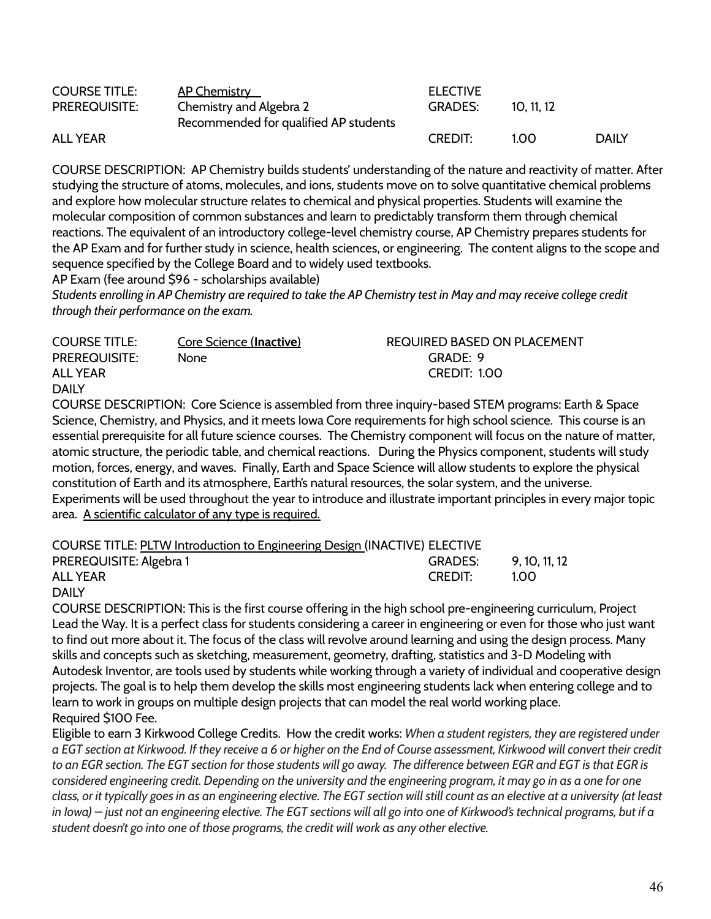| | | | | |
|---|---|---|---|---|
| COURSE TITLE: | <u>AP Chemistry</u> | ELECTIVE | | |
| PREREQUISITE: | Chemistry and Algebra 2<br>Recommended for qualified AP students | GRADES: | 10, 11, 12 | |
| ALL YEAR | | CREDIT: | 1.00 | DAILY |

COURSE DESCRIPTION: AP Chemistry builds students' understanding of the nature and reactivity of matter. After studying the structure of atoms, molecules, and ions, students move on to solve quantitative chemical problems and explore how molecular structure relates to chemical and physical properties. Students will examine the molecular composition of common substances and learn to predictably transform them through chemical reactions. The equivalent of an introductory college-level chemistry course, AP Chemistry prepares students for the AP Exam and for further study in science, health sciences, or engineering. The content aligns to the scope and sequence specified by the College Board and to widely used textbooks.
AP Exam (fee around $96 - scholarships available)
*Students enrolling in AP Chemistry are required to take the AP Chemistry test in May and may receive college credit through their performance on the exam.*

| | | |
|---|---|---|
| COURSE TITLE: | <u>Core Science (**Inactive**)</u> | REQUIRED BASED ON PLACEMENT |
| PREREQUISITE: | None | GRADE: 9 |
| ALL YEAR | | CREDIT: 1.00 |
| DAILY | | |

COURSE DESCRIPTION: Core Science is assembled from three inquiry-based STEM programs: Earth & Space Science, Chemistry, and Physics, and it meets Iowa Core requirements for high school science. This course is an essential prerequisite for all future science courses. The Chemistry component will focus on the nature of matter, atomic structure, the periodic table, and chemical reactions. During the Physics component, students will study motion, forces, energy, and waves. Finally, Earth and Space Science will allow students to explore the physical constitution of Earth and its atmosphere, Earth's natural resources, the solar system, and the universe. Experiments will be used throughout the year to introduce and illustrate important principles in every major topic area. <u>A scientific calculator of any type is required.</u>

| | | |
|---|---|---|
| COURSE TITLE: <u>PLTW Introduction to Engineering Design</u> (INACTIVE) | ELECTIVE | |
| PREREQUISITE: Algebra 1 | GRADES: | 9, 10, 11, 12 |
| ALL YEAR | CREDIT: | 1.00 |
| DAILY | | |

COURSE DESCRIPTION: This is the first course offering in the high school pre-engineering curriculum, Project Lead the Way. It is a perfect class for students considering a career in engineering or even for those who just want to find out more about it. The focus of the class will revolve around learning and using the design process. Many skills and concepts such as sketching, measurement, geometry, drafting, statistics and 3-D Modeling with Autodesk Inventor, are tools used by students while working through a variety of individual and cooperative design projects. The goal is to help them develop the skills most engineering students lack when entering college and to learn to work in groups on multiple design projects that can model the real world working place.
Required $100 Fee.
Eligible to earn 3 Kirkwood College Credits. How the credit works: *When a student registers, they are registered under a EGT section at Kirkwood. If they receive a 6 or higher on the End of Course assessment, Kirkwood will convert their credit to an EGR section. The EGT section for those students will go away. The difference between EGR and EGT is that EGR is considered engineering credit. Depending on the university and the engineering program, it may go in as a one for one class, or it typically goes in as an engineering elective. The EGT section will still count as an elective at a university (at least in Iowa) — just not an engineering elective. The EGT sections will all go into one of Kirkwood's technical programs, but if a student doesn't go into one of those programs, the credit will work as any other elective.*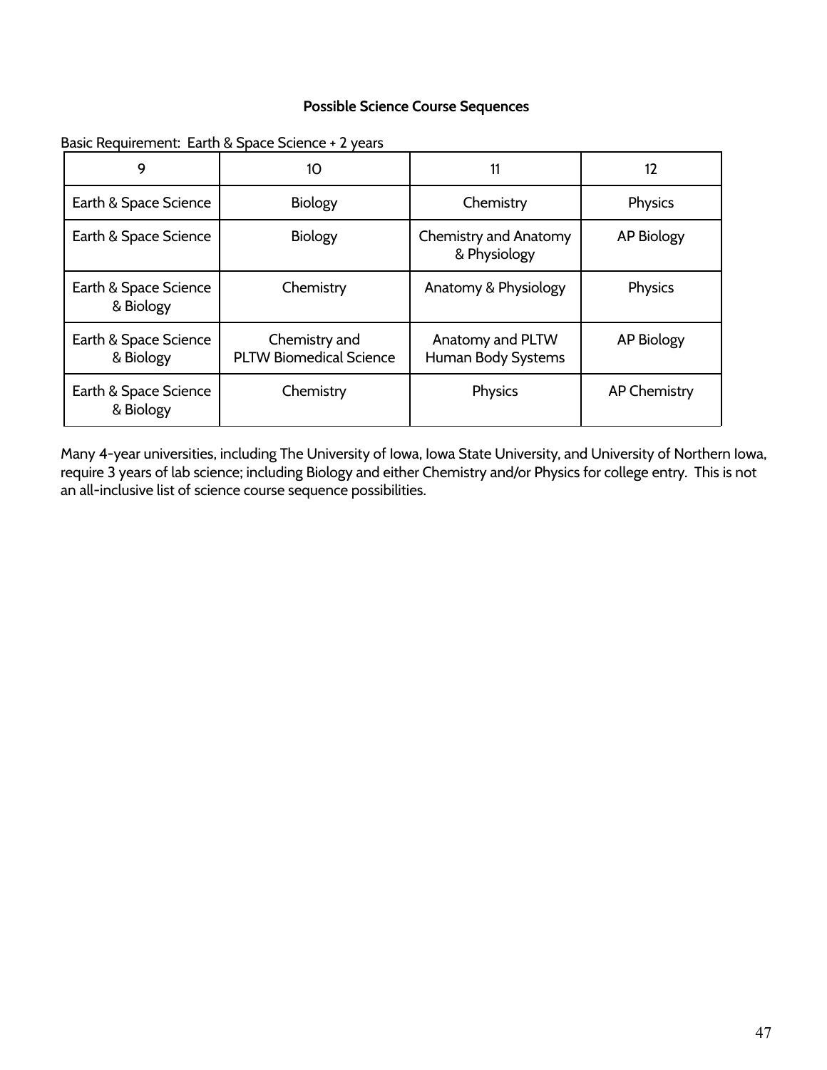**Possible Science Course Sequences**

Basic Requirement: Earth & Space Science + 2 years

| 9 | 10 | 11 | 12 |
|---|---|---|---|
| Earth & Space Science | Biology | Chemistry | Physics |
| Earth & Space Science | Biology | Chemistry and Anatomy & Physiology | AP Biology |
| Earth & Space Science & Biology | Chemistry | Anatomy & Physiology | Physics |
| Earth & Space Science & Biology | Chemistry and PLTW Biomedical Science | Anatomy and PLTW Human Body Systems | AP Biology |
| Earth & Space Science & Biology | Chemistry | Physics | AP Chemistry |

Many 4-year universities, including The University of Iowa, Iowa State University, and University of Northern Iowa, require 3 years of lab science; including Biology and either Chemistry and/or Physics for college entry. This is not an all-inclusive list of science course sequence possibilities.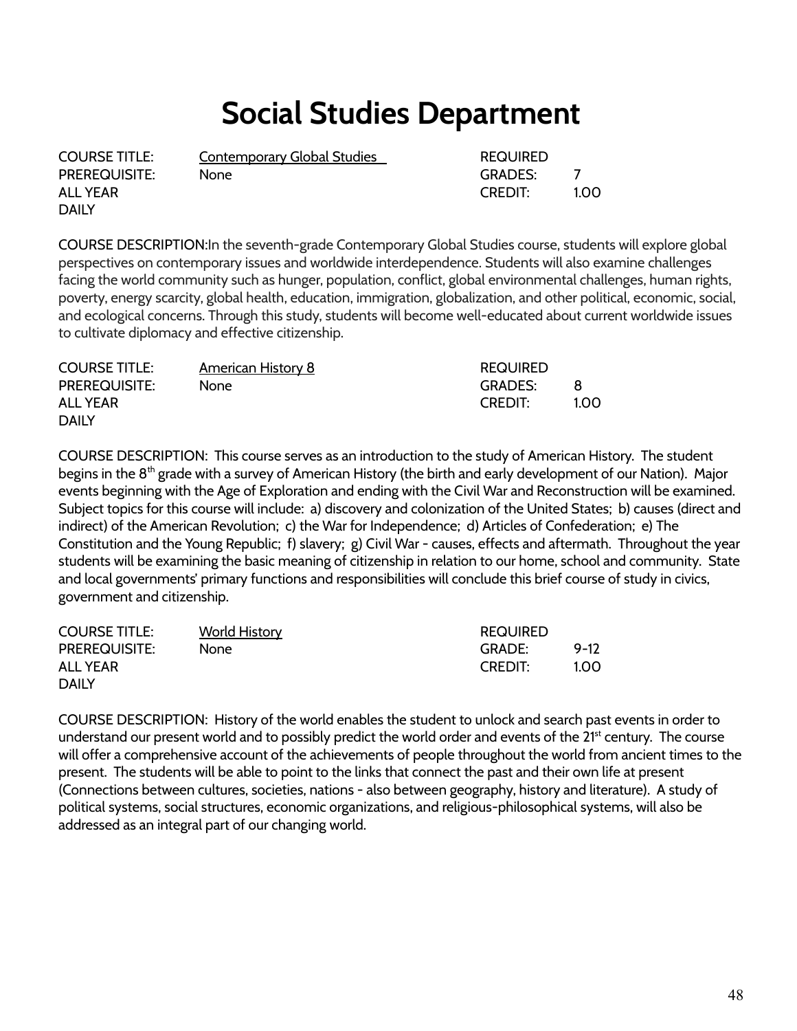# Social Studies Department

| COURSE TITLE: | Contemporary Global Studies | REQUIRED | |
|---|---|---|---|
| PREREQUISITE: | None | GRADES: | 7 |
| ALL YEAR | | CREDIT: | 1.00 |
| DAILY | | | |

COURSE DESCRIPTION:In the seventh-grade Contemporary Global Studies course, students will explore global perspectives on contemporary issues and worldwide interdependence. Students will also examine challenges facing the world community such as hunger, population, conflict, global environmental challenges, human rights, poverty, energy scarcity, global health, education, immigration, globalization, and other political, economic, social, and ecological concerns. Through this study, students will become well-educated about current worldwide issues to cultivate diplomacy and effective citizenship.

| COURSE TITLE: | American History 8 | REQUIRED | |
|---|---|---|---|
| PREREQUISITE: | None | GRADES: | 8 |
| ALL YEAR | | CREDIT: | 1.00 |
| DAILY | | | |

COURSE DESCRIPTION: This course serves as an introduction to the study of American History. The student begins in the 8th grade with a survey of American History (the birth and early development of our Nation). Major events beginning with the Age of Exploration and ending with the Civil War and Reconstruction will be examined. Subject topics for this course will include: a) discovery and colonization of the United States; b) causes (direct and indirect) of the American Revolution; c) the War for Independence; d) Articles of Confederation; e) The Constitution and the Young Republic; f) slavery; g) Civil War - causes, effects and aftermath. Throughout the year students will be examining the basic meaning of citizenship in relation to our home, school and community. State and local governments' primary functions and responsibilities will conclude this brief course of study in civics, government and citizenship.

| COURSE TITLE: | World History | REQUIRED | |
|---|---|---|---|
| PREREQUISITE: | None | GRADE: | 9-12 |
| ALL YEAR | | CREDIT: | 1.00 |
| DAILY | | | |

COURSE DESCRIPTION: History of the world enables the student to unlock and search past events in order to understand our present world and to possibly predict the world order and events of the 21st century. The course will offer a comprehensive account of the achievements of people throughout the world from ancient times to the present. The students will be able to point to the links that connect the past and their own life at present (Connections between cultures, societies, nations - also between geography, history and literature). A study of political systems, social structures, economic organizations, and religious-philosophical systems, will also be addressed as an integral part of our changing world.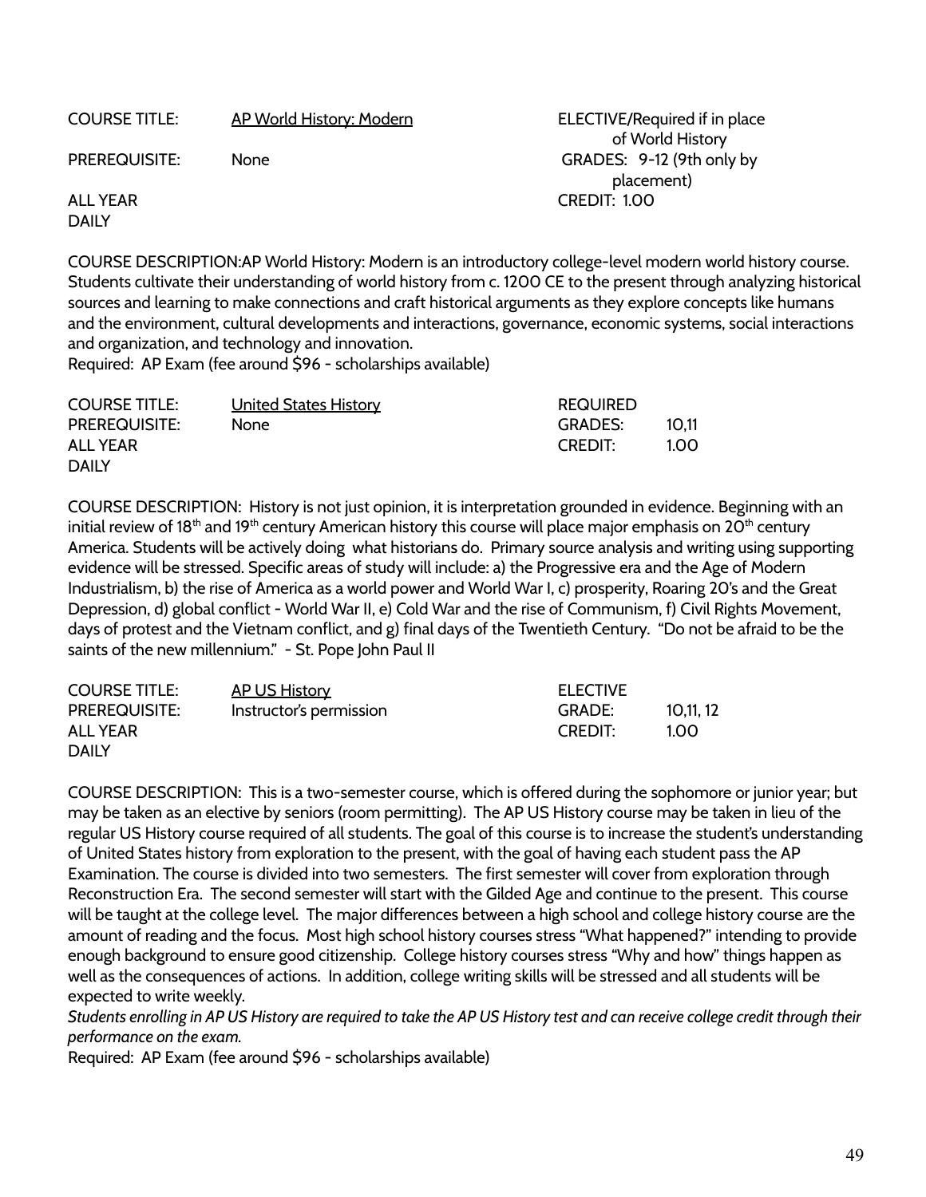| | | |
|---|---|---|
| COURSE TITLE: | <u>AP World History: Modern</u> | ELECTIVE/Required if in place of World History |
| PREREQUISITE: | None | GRADES: 9-12 (9th only by placement) |
| ALL YEAR | | CREDIT: 1.00 |
| DAILY | | |

COURSE DESCRIPTION:AP World History: Modern is an introductory college-level modern world history course. Students cultivate their understanding of world history from c. 1200 CE to the present through analyzing historical sources and learning to make connections and craft historical arguments as they explore concepts like humans and the environment, cultural developments and interactions, governance, economic systems, social interactions and organization, and technology and innovation.
Required: AP Exam (fee around $96 - scholarships available)

| | | | |
|---|---|---|---|
| COURSE TITLE: | <u>United States History</u> | REQUIRED | |
| PREREQUISITE: | None | GRADES: | 10,11 |
| ALL YEAR | | CREDIT: | 1.00 |
| DAILY | | | |

COURSE DESCRIPTION: History is not just opinion, it is interpretation grounded in evidence. Beginning with an initial review of 18th and 19th century American history this course will place major emphasis on 20th century America. Students will be actively doing what historians do. Primary source analysis and writing using supporting evidence will be stressed. Specific areas of study will include: a) the Progressive era and the Age of Modern Industrialism, b) the rise of America as a world power and World War I, c) prosperity, Roaring 20's and the Great Depression, d) global conflict - World War II, e) Cold War and the rise of Communism, f) Civil Rights Movement, days of protest and the Vietnam conflict, and g) final days of the Twentieth Century. "Do not be afraid to be the saints of the new millennium." - St. Pope John Paul II

| | | | |
|---|---|---|---|
| COURSE TITLE: | <u>AP US History</u> | ELECTIVE | |
| PREREQUISITE: | Instructor's permission | GRADE: | 10,11, 12 |
| ALL YEAR | | CREDIT: | 1.00 |
| DAILY | | | |

COURSE DESCRIPTION: This is a two-semester course, which is offered during the sophomore or junior year; but may be taken as an elective by seniors (room permitting). The AP US History course may be taken in lieu of the regular US History course required of all students. The goal of this course is to increase the student's understanding of United States history from exploration to the present, with the goal of having each student pass the AP Examination. The course is divided into two semesters. The first semester will cover from exploration through Reconstruction Era. The second semester will start with the Gilded Age and continue to the present. This course will be taught at the college level. The major differences between a high school and college history course are the amount of reading and the focus. Most high school history courses stress "What happened?" intending to provide enough background to ensure good citizenship. College history courses stress "Why and how" things happen as well as the consequences of actions. In addition, college writing skills will be stressed and all students will be expected to write weekly.
*Students enrolling in AP US History are required to take the AP US History test and can receive college credit through their performance on the exam.*
Required: AP Exam (fee around $96 - scholarships available)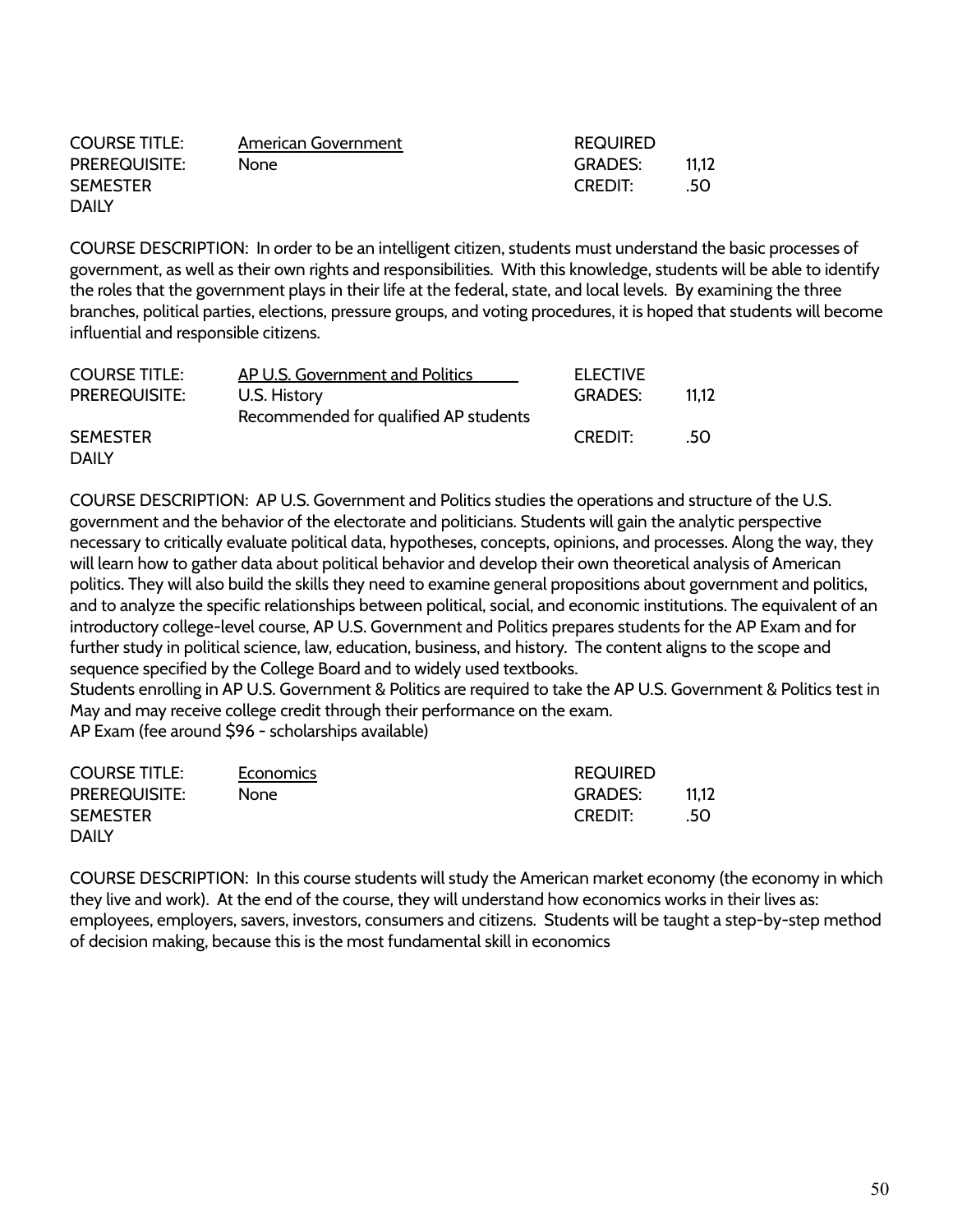| | | | |
|---|---|---|---|
| COURSE TITLE: | American Government | REQUIRED | |
| PREREQUISITE: | None | GRADES: | 11,12 |
| SEMESTER | | CREDIT: | .50 |
| DAILY | | | |

COURSE DESCRIPTION: In order to be an intelligent citizen, students must understand the basic processes of government, as well as their own rights and responsibilities. With this knowledge, students will be able to identify the roles that the government plays in their life at the federal, state, and local levels. By examining the three branches, political parties, elections, pressure groups, and voting procedures, it is hoped that students will become influential and responsible citizens.

| | | | |
|---|---|---|---|
| COURSE TITLE: | AP U.S. Government and Politics | ELECTIVE | |
| PREREQUISITE: | U.S. History<br>Recommended for qualified AP students | GRADES: | 11,12 |
| SEMESTER | | CREDIT: | .50 |
| DAILY | | | |

COURSE DESCRIPTION: AP U.S. Government and Politics studies the operations and structure of the U.S. government and the behavior of the electorate and politicians. Students will gain the analytic perspective necessary to critically evaluate political data, hypotheses, concepts, opinions, and processes. Along the way, they will learn how to gather data about political behavior and develop their own theoretical analysis of American politics. They will also build the skills they need to examine general propositions about government and politics, and to analyze the specific relationships between political, social, and economic institutions. The equivalent of an introductory college-level course, AP U.S. Government and Politics prepares students for the AP Exam and for further study in political science, law, education, business, and history. The content aligns to the scope and sequence specified by the College Board and to widely used textbooks.
Students enrolling in AP U.S. Government & Politics are required to take the AP U.S. Government & Politics test in May and may receive college credit through their performance on the exam.
AP Exam (fee around $96 - scholarships available)

| | | | |
|---|---|---|---|
| COURSE TITLE: | Economics | REQUIRED | |
| PREREQUISITE: | None | GRADES: | 11,12 |
| SEMESTER | | CREDIT: | .50 |
| DAILY | | | |

COURSE DESCRIPTION: In this course students will study the American market economy (the economy in which they live and work). At the end of the course, they will understand how economics works in their lives as: employees, employers, savers, investors, consumers and citizens. Students will be taught a step-by-step method of decision making, because this is the most fundamental skill in economics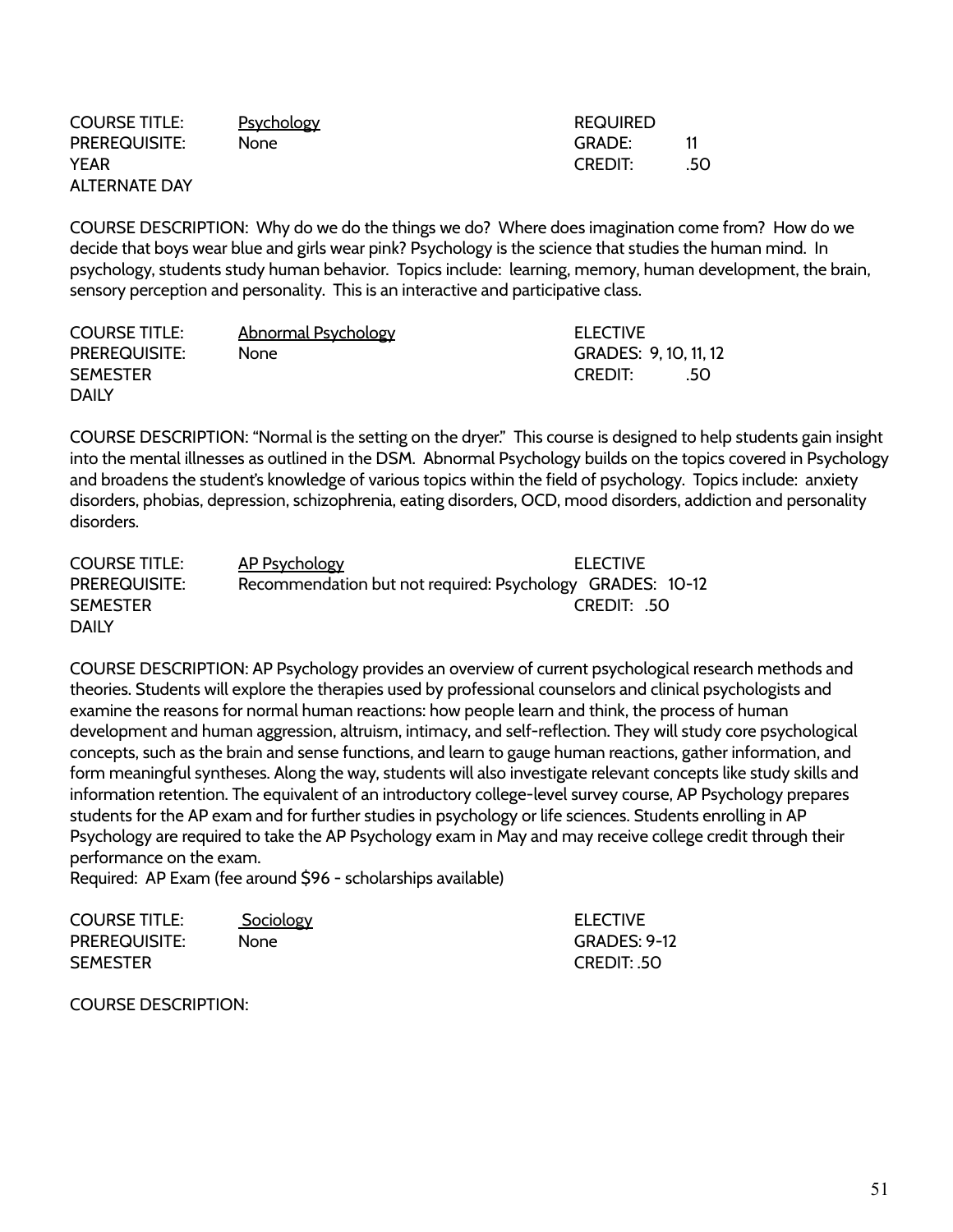| | | | |
|---|---|---|---|
| COURSE TITLE: | Psychology | REQUIRED | |
| PREREQUISITE: | None | GRADE: | 11 |
| YEAR | | CREDIT: | .50 |
| ALTERNATE DAY | | | |

COURSE DESCRIPTION: Why do we do the things we do? Where does imagination come from? How do we decide that boys wear blue and girls wear pink? Psychology is the science that studies the human mind. In psychology, students study human behavior. Topics include: learning, memory, human development, the brain, sensory perception and personality. This is an interactive and participative class.

| | | | |
|---|---|---|---|
| COURSE TITLE: | Abnormal Psychology | ELECTIVE | |
| PREREQUISITE: | None | GRADES: 9, 10, 11, 12 | |
| SEMESTER | | CREDIT: | .50 |
| DAILY | | | |

COURSE DESCRIPTION: "Normal is the setting on the dryer." This course is designed to help students gain insight into the mental illnesses as outlined in the DSM. Abnormal Psychology builds on the topics covered in Psychology and broadens the student's knowledge of various topics within the field of psychology. Topics include: anxiety disorders, phobias, depression, schizophrenia, eating disorders, OCD, mood disorders, addiction and personality disorders.

| | | |
|---|---|---|
| COURSE TITLE: | AP Psychology | ELECTIVE |
| PREREQUISITE: | Recommendation but not required: Psychology | GRADES: 10-12 |
| SEMESTER | | CREDIT: .50 |
| DAILY | | |

COURSE DESCRIPTION: AP Psychology provides an overview of current psychological research methods and theories. Students will explore the therapies used by professional counselors and clinical psychologists and examine the reasons for normal human reactions: how people learn and think, the process of human development and human aggression, altruism, intimacy, and self-reflection. They will study core psychological concepts, such as the brain and sense functions, and learn to gauge human reactions, gather information, and form meaningful syntheses. Along the way, students will also investigate relevant concepts like study skills and information retention. The equivalent of an introductory college-level survey course, AP Psychology prepares students for the AP exam and for further studies in psychology or life sciences. Students enrolling in AP Psychology are required to take the AP Psychology exam in May and may receive college credit through their performance on the exam.

Required: AP Exam (fee around $96 - scholarships available)

| | | |
|---|---|---|
| COURSE TITLE: | Sociology | ELECTIVE |
| PREREQUISITE: | None | GRADES: 9-12 |
| SEMESTER | | CREDIT: .50 |

COURSE DESCRIPTION: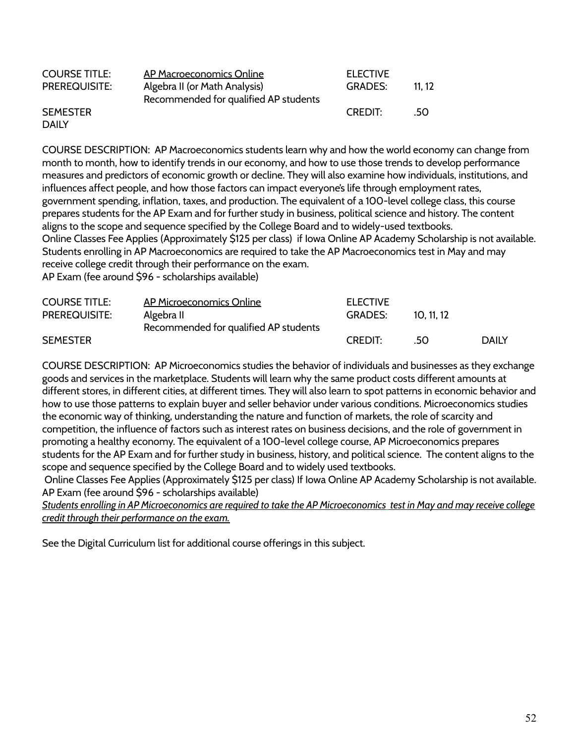| | | | | |
|---|---|---|---|---|
| COURSE TITLE: | <u>AP Macroeconomics Online</u> | ELECTIVE | | |
| PREREQUISITE: | Algebra II (or Math Analysis)<br>Recommended for qualified AP students | GRADES: | 11, 12 | |
| SEMESTER<br>DAILY | | CREDIT: | .50 | |

COURSE DESCRIPTION: AP Macroeconomics students learn why and how the world economy can change from month to month, how to identify trends in our economy, and how to use those trends to develop performance measures and predictors of economic growth or decline. They will also examine how individuals, institutions, and influences affect people, and how those factors can impact everyone's life through employment rates, government spending, inflation, taxes, and production. The equivalent of a 100-level college class, this course prepares students for the AP Exam and for further study in business, political science and history. The content aligns to the scope and sequence specified by the College Board and to widely-used textbooks.
Online Classes Fee Applies (Approximately $125 per class) if Iowa Online AP Academy Scholarship is not available. Students enrolling in AP Macroeconomics are required to take the AP Macroeconomics test in May and may receive college credit through their performance on the exam.
AP Exam (fee around $96 - scholarships available)

| | | | | |
|---|---|---|---|---|
| COURSE TITLE: | <u>AP Microeconomics Online</u> | ELECTIVE | | |
| PREREQUISITE: | Algebra II<br>Recommended for qualified AP students | GRADES: | 10, 11, 12 | |
| SEMESTER | | CREDIT: | .50 | DAILY |

COURSE DESCRIPTION: AP Microeconomics studies the behavior of individuals and businesses as they exchange goods and services in the marketplace. Students will learn why the same product costs different amounts at different stores, in different cities, at different times. They will also learn to spot patterns in economic behavior and how to use those patterns to explain buyer and seller behavior under various conditions. Microeconomics studies the economic way of thinking, understanding the nature and function of markets, the role of scarcity and competition, the influence of factors such as interest rates on business decisions, and the role of government in promoting a healthy economy. The equivalent of a 100-level college course, AP Microeconomics prepares students for the AP Exam and for further study in business, history, and political science. The content aligns to the scope and sequence specified by the College Board and to widely used textbooks.
Online Classes Fee Applies (Approximately $125 per class) If Iowa Online AP Academy Scholarship is not available.
AP Exam (fee around $96 - scholarships available)
*<u>Students enrolling in AP Microeconomics are required to take the AP Microeconomics test in May and may receive college credit through their performance on the exam.</u>*

See the Digital Curriculum list for additional course offerings in this subject.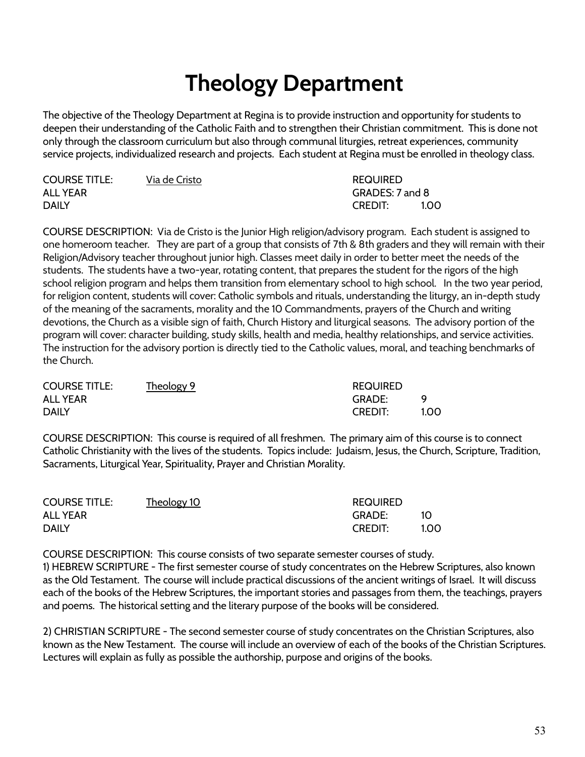# Theology Department

The objective of the Theology Department at Regina is to provide instruction and opportunity for students to deepen their understanding of the Catholic Faith and to strengthen their Christian commitment. This is done not only through the classroom curriculum but also through communal liturgies, retreat experiences, community service projects, individualized research and projects. Each student at Regina must be enrolled in theology class.

| COURSE TITLE: Via de Cristo | REQUIRED |
|---|---|
| ALL YEAR | GRADES: 7 and 8 |
| DAILY | CREDIT: 1.00 |

COURSE DESCRIPTION: Via de Cristo is the Junior High religion/advisory program. Each student is assigned to one homeroom teacher. They are part of a group that consists of 7th & 8th graders and they will remain with their Religion/Advisory teacher throughout junior high. Classes meet daily in order to better meet the needs of the students. The students have a two-year, rotating content, that prepares the student for the rigors of the high school religion program and helps them transition from elementary school to high school. In the two year period, for religion content, students will cover: Catholic symbols and rituals, understanding the liturgy, an in-depth study of the meaning of the sacraments, morality and the 10 Commandments, prayers of the Church and writing devotions, the Church as a visible sign of faith, Church History and liturgical seasons. The advisory portion of the program will cover: character building, study skills, health and media, healthy relationships, and service activities. The instruction for the advisory portion is directly tied to the Catholic values, moral, and teaching benchmarks of the Church.

| COURSE TITLE: Theology 9 | REQUIRED |
|---|---|
| ALL YEAR | GRADE: 9 |
| DAILY | CREDIT: 1.00 |

COURSE DESCRIPTION: This course is required of all freshmen. The primary aim of this course is to connect Catholic Christianity with the lives of the students. Topics include: Judaism, Jesus, the Church, Scripture, Tradition, Sacraments, Liturgical Year, Spirituality, Prayer and Christian Morality.

| COURSE TITLE: Theology 10 | REQUIRED |
|---|---|
| ALL YEAR | GRADE: 10 |
| DAILY | CREDIT: 1.00 |

COURSE DESCRIPTION: This course consists of two separate semester courses of study.
1) HEBREW SCRIPTURE - The first semester course of study concentrates on the Hebrew Scriptures, also known as the Old Testament. The course will include practical discussions of the ancient writings of Israel. It will discuss each of the books of the Hebrew Scriptures, the important stories and passages from them, the teachings, prayers and poems. The historical setting and the literary purpose of the books will be considered.

2) CHRISTIAN SCRIPTURE - The second semester course of study concentrates on the Christian Scriptures, also known as the New Testament. The course will include an overview of each of the books of the Christian Scriptures. Lectures will explain as fully as possible the authorship, purpose and origins of the books.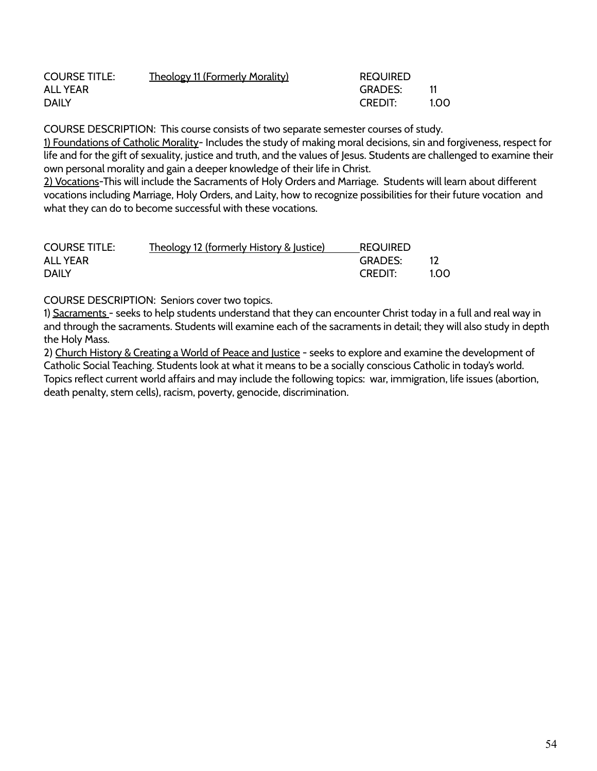| COURSE TITLE: | Theology 11 (Formerly Morality) | REQUIRED | |
|---|---|---|---|
| ALL YEAR | | GRADES: | 11 |
| DAILY | | CREDIT: | 1.00 |

COURSE DESCRIPTION: This course consists of two separate semester courses of study.

1) Foundations of Catholic Morality- Includes the study of making moral decisions, sin and forgiveness, respect for life and for the gift of sexuality, justice and truth, and the values of Jesus. Students are challenged to examine their own personal morality and gain a deeper knowledge of their life in Christ.

2) Vocations-This will include the Sacraments of Holy Orders and Marriage. Students will learn about different vocations including Marriage, Holy Orders, and Laity, how to recognize possibilities for their future vocation and what they can do to become successful with these vocations.

| COURSE TITLE: | Theology 12 (formerly History & Justice) | REQUIRED | |
|---|---|---|---|
| ALL YEAR | | GRADES: | 12 |
| DAILY | | CREDIT: | 1.00 |

COURSE DESCRIPTION: Seniors cover two topics.

1) Sacraments - seeks to help students understand that they can encounter Christ today in a full and real way in and through the sacraments. Students will examine each of the sacraments in detail; they will also study in depth the Holy Mass.

2) Church History & Creating a World of Peace and Justice - seeks to explore and examine the development of Catholic Social Teaching. Students look at what it means to be a socially conscious Catholic in today's world. Topics reflect current world affairs and may include the following topics: war, immigration, life issues (abortion, death penalty, stem cells), racism, poverty, genocide, discrimination.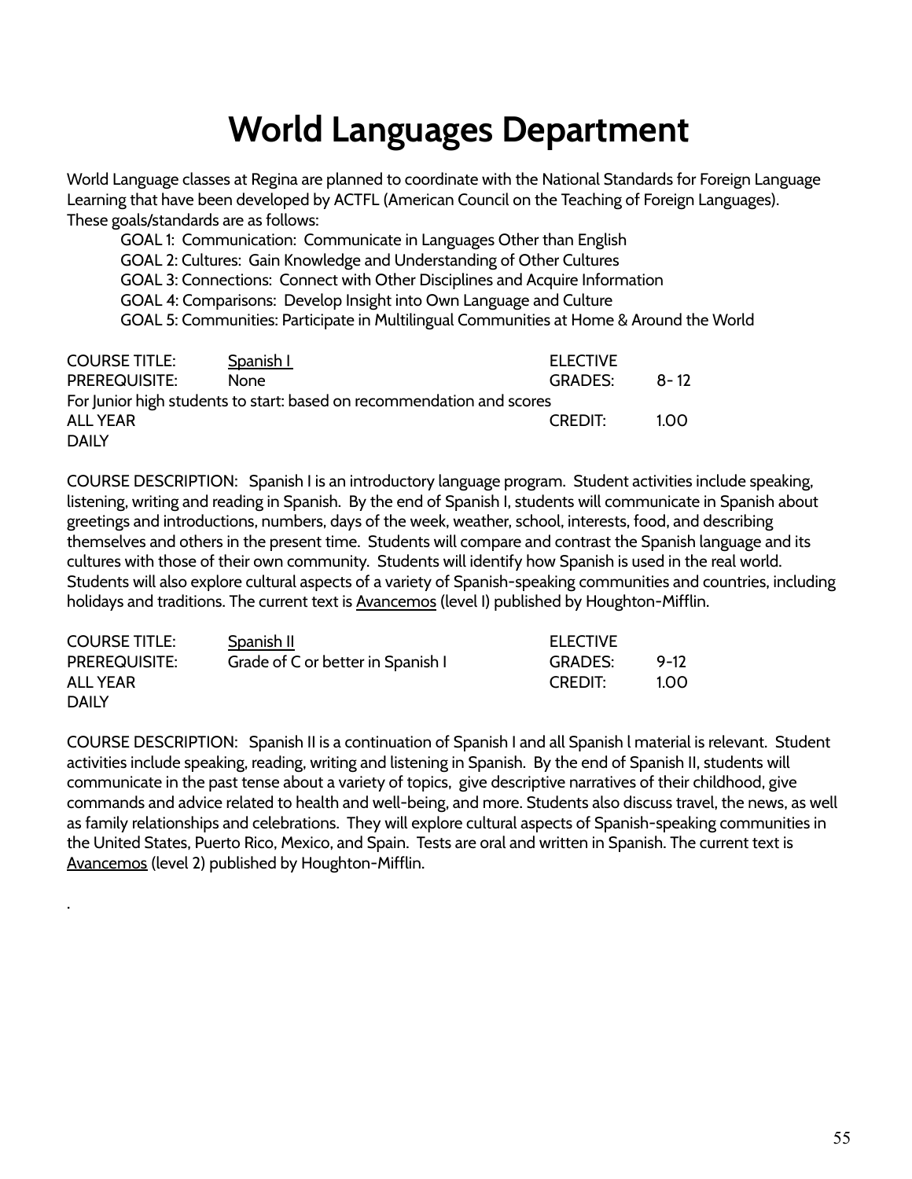# World Languages Department

World Language classes at Regina are planned to coordinate with the National Standards for Foreign Language Learning that have been developed by ACTFL (American Council on the Teaching of Foreign Languages). These goals/standards are as follows:

- GOAL 1: Communication: Communicate in Languages Other than English
- GOAL 2: Cultures: Gain Knowledge and Understanding of Other Cultures
- GOAL 3: Connections: Connect with Other Disciplines and Acquire Information
- GOAL 4: Comparisons: Develop Insight into Own Language and Culture
- GOAL 5: Communities: Participate in Multilingual Communities at Home & Around the World

| | | | |
|---|---|---|---|
| COURSE TITLE: | Spanish I | ELECTIVE | |
| PREREQUISITE: | None | GRADES: | 8- 12 |
| For Junior high students to start: based on recommendation and scores | | | |
| ALL YEAR | | CREDIT: | 1.00 |
| DAILY | | | |

COURSE DESCRIPTION: Spanish I is an introductory language program. Student activities include speaking, listening, writing and reading in Spanish. By the end of Spanish I, students will communicate in Spanish about greetings and introductions, numbers, days of the week, weather, school, interests, food, and describing themselves and others in the present time. Students will compare and contrast the Spanish language and its cultures with those of their own community. Students will identify how Spanish is used in the real world. Students will also explore cultural aspects of a variety of Spanish-speaking communities and countries, including holidays and traditions. The current text is Avancemos (level I) published by Houghton-Mifflin.

| | | | |
|---|---|---|---|
| COURSE TITLE: | Spanish II | ELECTIVE | |
| PREREQUISITE: | Grade of C or better in Spanish I | GRADES: | 9-12 |
| ALL YEAR | | CREDIT: | 1.00 |
| DAILY | | | |

COURSE DESCRIPTION: Spanish II is a continuation of Spanish I and all Spanish l material is relevant. Student activities include speaking, reading, writing and listening in Spanish. By the end of Spanish II, students will communicate in the past tense about a variety of topics, give descriptive narratives of their childhood, give commands and advice related to health and well-being, and more. Students also discuss travel, the news, as well as family relationships and celebrations. They will explore cultural aspects of Spanish-speaking communities in the United States, Puerto Rico, Mexico, and Spain. Tests are oral and written in Spanish. The current text is Avancemos (level 2) published by Houghton-Mifflin.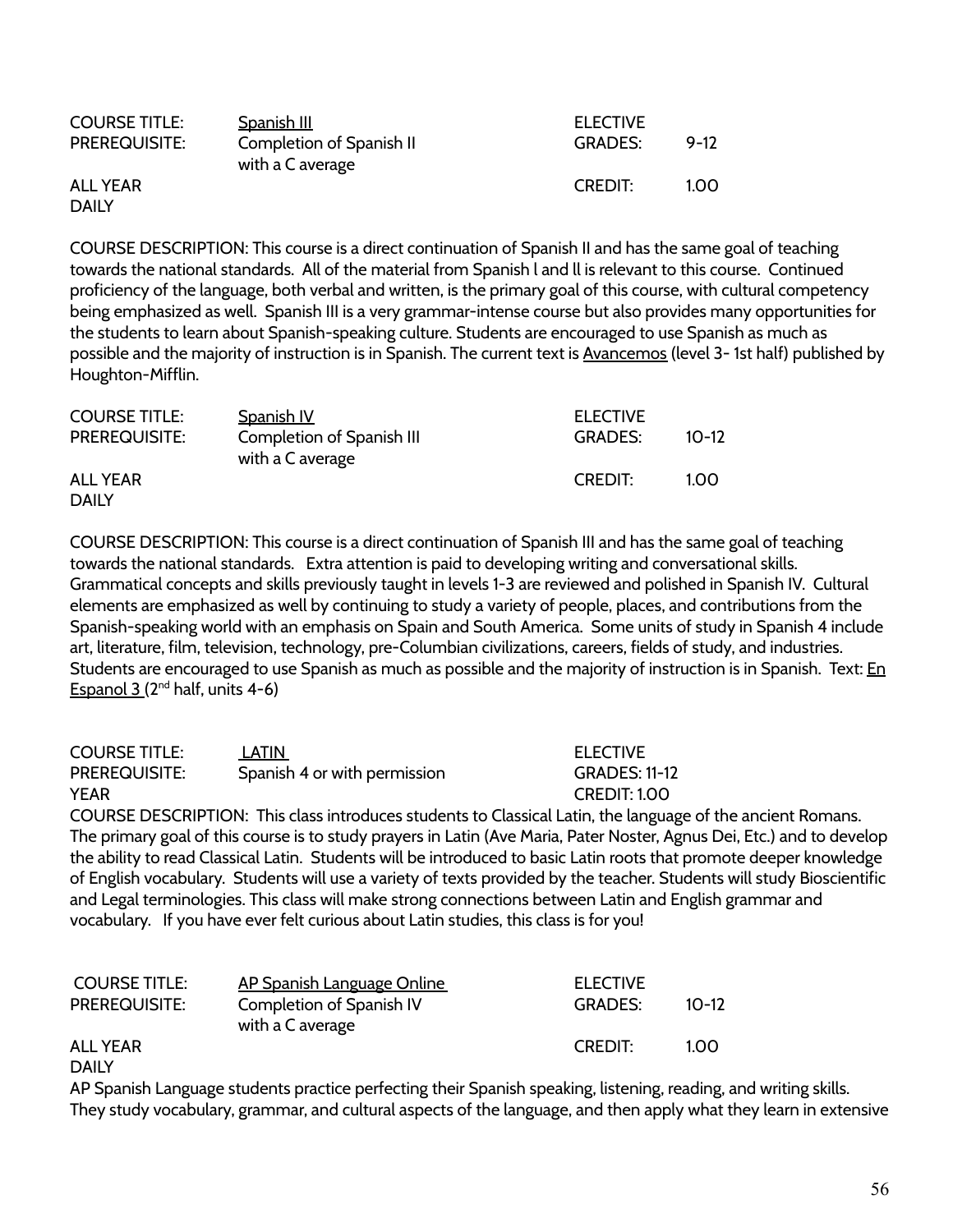| | | | |
|---|---|---|---|
| COURSE TITLE: | Spanish III | ELECTIVE | |
| PREREQUISITE: | Completion of Spanish II with a C average | GRADES: | 9-12 |
| ALL YEAR DAILY | | CREDIT: | 1.00 |

COURSE DESCRIPTION: This course is a direct continuation of Spanish II and has the same goal of teaching towards the national standards. All of the material from Spanish l and ll is relevant to this course. Continued proficiency of the language, both verbal and written, is the primary goal of this course, with cultural competency being emphasized as well. Spanish III is a very grammar-intense course but also provides many opportunities for the students to learn about Spanish-speaking culture. Students are encouraged to use Spanish as much as possible and the majority of instruction is in Spanish. The current text is Avancemos (level 3- 1st half) published by Houghton-Mifflin.

| | | | |
|---|---|---|---|
| COURSE TITLE: | Spanish IV | ELECTIVE | |
| PREREQUISITE: | Completion of Spanish III with a C average | GRADES: | 10-12 |
| ALL YEAR DAILY | | CREDIT: | 1.00 |

COURSE DESCRIPTION: This course is a direct continuation of Spanish III and has the same goal of teaching towards the national standards. Extra attention is paid to developing writing and conversational skills. Grammatical concepts and skills previously taught in levels 1-3 are reviewed and polished in Spanish IV. Cultural elements are emphasized as well by continuing to study a variety of people, places, and contributions from the Spanish-speaking world with an emphasis on Spain and South America. Some units of study in Spanish 4 include art, literature, film, television, technology, pre-Columbian civilizations, careers, fields of study, and industries. Students are encouraged to use Spanish as much as possible and the majority of instruction is in Spanish. Text: En Espanol 3 (2nd half, units 4-6)

| | | |
|---|---|---|
| COURSE TITLE: | LATIN | ELECTIVE |
| PREREQUISITE: | Spanish 4 or with permission | GRADES: 11-12 |
| YEAR | | CREDIT: 1.00 |

COURSE DESCRIPTION: This class introduces students to Classical Latin, the language of the ancient Romans. The primary goal of this course is to study prayers in Latin (Ave Maria, Pater Noster, Agnus Dei, Etc.) and to develop the ability to read Classical Latin. Students will be introduced to basic Latin roots that promote deeper knowledge of English vocabulary. Students will use a variety of texts provided by the teacher. Students will study Bioscientific and Legal terminologies. This class will make strong connections between Latin and English grammar and vocabulary. If you have ever felt curious about Latin studies, this class is for you!

| | | | |
|---|---|---|---|
| COURSE TITLE: | AP Spanish Language Online | ELECTIVE | |
| PREREQUISITE: | Completion of Spanish IV with a C average | GRADES: | 10-12 |
| ALL YEAR DAILY | | CREDIT: | 1.00 |

AP Spanish Language students practice perfecting their Spanish speaking, listening, reading, and writing skills. They study vocabulary, grammar, and cultural aspects of the language, and then apply what they learn in extensive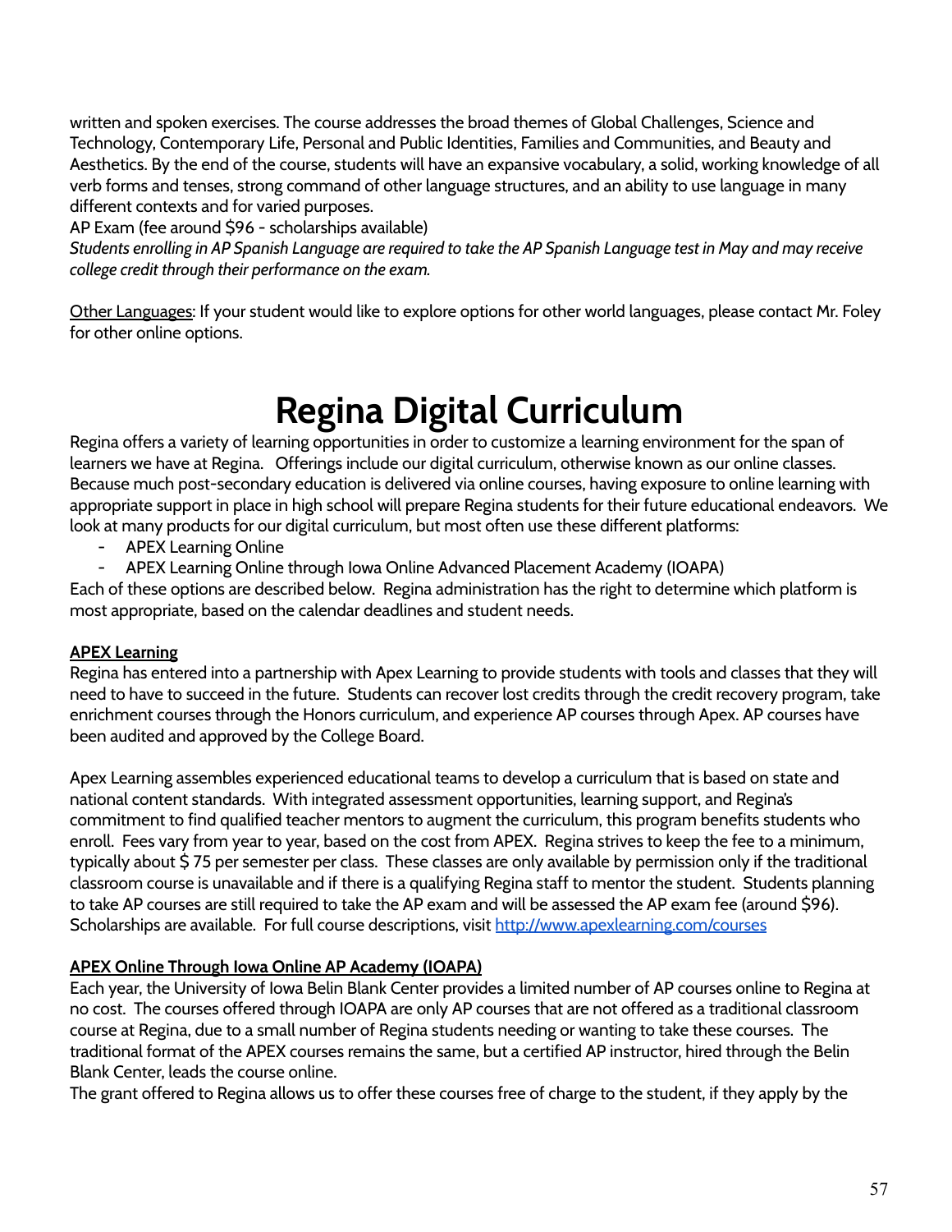written and spoken exercises. The course addresses the broad themes of Global Challenges, Science and Technology, Contemporary Life, Personal and Public Identities, Families and Communities, and Beauty and Aesthetics. By the end of the course, students will have an expansive vocabulary, a solid, working knowledge of all verb forms and tenses, strong command of other language structures, and an ability to use language in many different contexts and for varied purposes.
AP Exam (fee around $96 - scholarships available)
*Students enrolling in AP Spanish Language are required to take the AP Spanish Language test in May and may receive college credit through their performance on the exam.*

<u>Other Languages</u>: If your student would like to explore options for other world languages, please contact Mr. Foley for other online options.

# Regina Digital Curriculum

Regina offers a variety of learning opportunities in order to customize a learning environment for the span of learners we have at Regina. Offerings include our digital curriculum, otherwise known as our online classes. Because much post-secondary education is delivered via online courses, having exposure to online learning with appropriate support in place in high school will prepare Regina students for their future educational endeavors. We look at many products for our digital curriculum, but most often use these different platforms:

- APEX Learning Online
- APEX Learning Online through Iowa Online Advanced Placement Academy (IOAPA)

Each of these options are described below. Regina administration has the right to determine which platform is most appropriate, based on the calendar deadlines and student needs.

**<u>APEX Learning</u>**

Regina has entered into a partnership with Apex Learning to provide students with tools and classes that they will need to have to succeed in the future. Students can recover lost credits through the credit recovery program, take enrichment courses through the Honors curriculum, and experience AP courses through Apex. AP courses have been audited and approved by the College Board.

Apex Learning assembles experienced educational teams to develop a curriculum that is based on state and national content standards. With integrated assessment opportunities, learning support, and Regina's commitment to find qualified teacher mentors to augment the curriculum, this program benefits students who enroll. Fees vary from year to year, based on the cost from APEX. Regina strives to keep the fee to a minimum, typically about $ 75 per semester per class. These classes are only available by permission only if the traditional classroom course is unavailable and if there is a qualifying Regina staff to mentor the student. Students planning to take AP courses are still required to take the AP exam and will be assessed the AP exam fee (around $96). Scholarships are available. For full course descriptions, visit [http://www.apexlearning.com/courses](http://www.apexlearning.com/courses)

**<u>APEX Online Through Iowa Online AP Academy (IOAPA)</u>**

Each year, the University of Iowa Belin Blank Center provides a limited number of AP courses online to Regina at no cost. The courses offered through IOAPA are only AP courses that are not offered as a traditional classroom course at Regina, due to a small number of Regina students needing or wanting to take these courses. The traditional format of the APEX courses remains the same, but a certified AP instructor, hired through the Belin Blank Center, leads the course online.
The grant offered to Regina allows us to offer these courses free of charge to the student, if they apply by the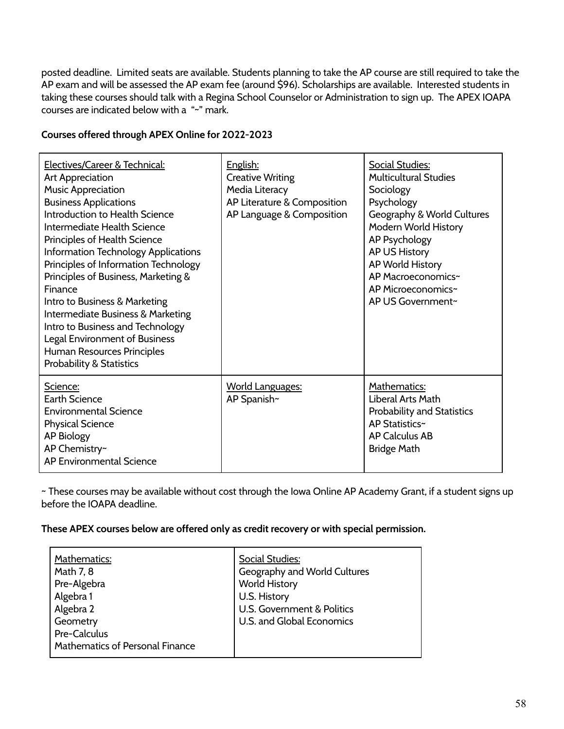posted deadline. Limited seats are available. Students planning to take the AP course are still required to take the AP exam and will be assessed the AP exam fee (around $96). Scholarships are available. Interested students in taking these courses should talk with a Regina School Counselor or Administration to sign up. The APEX IOAPA courses are indicated below with a "~" mark.

**Courses offered through APEX Online for 2022-2023**

| Electives/Career & Technical: | English: | Social Studies: |
|---|---|---|
| Art Appreciation<br>Music Appreciation<br>Business Applications<br>Introduction to Health Science<br>Intermediate Health Science<br>Principles of Health Science<br>Information Technology Applications<br>Principles of Information Technology<br>Principles of Business, Marketing & Finance<br>Intro to Business & Marketing<br>Intermediate Business & Marketing<br>Intro to Business and Technology<br>Legal Environment of Business<br>Human Resources Principles<br>Probability & Statistics | Creative Writing<br>Media Literacy<br>AP Literature & Composition<br>AP Language & Composition | Multicultural Studies<br>Sociology<br>Psychology<br>Geography & World Cultures<br>Modern World History<br>AP Psychology<br>AP US History<br>AP World History<br>AP Macroeconomics~<br>AP Microeconomics~<br>AP US Government~ |
| **Science:** | **World Languages:** | **Mathematics:** |
| Earth Science<br>Environmental Science<br>Physical Science<br>AP Biology<br>AP Chemistry~<br>AP Environmental Science | AP Spanish~ | Liberal Arts Math<br>Probability and Statistics<br>AP Statistics~<br>AP Calculus AB<br>Bridge Math |

~ These courses may be available without cost through the Iowa Online AP Academy Grant, if a student signs up before the IOAPA deadline.

**These APEX courses below are offered only as credit recovery or with special permission.**

| Mathematics: | Social Studies: |
|---|---|
| Math 7, 8<br>Pre-Algebra<br>Algebra 1<br>Algebra 2<br>Geometry<br>Pre-Calculus<br>Mathematics of Personal Finance | Geography and World Cultures<br>World History<br>U.S. History<br>U.S. Government & Politics<br>U.S. and Global Economics |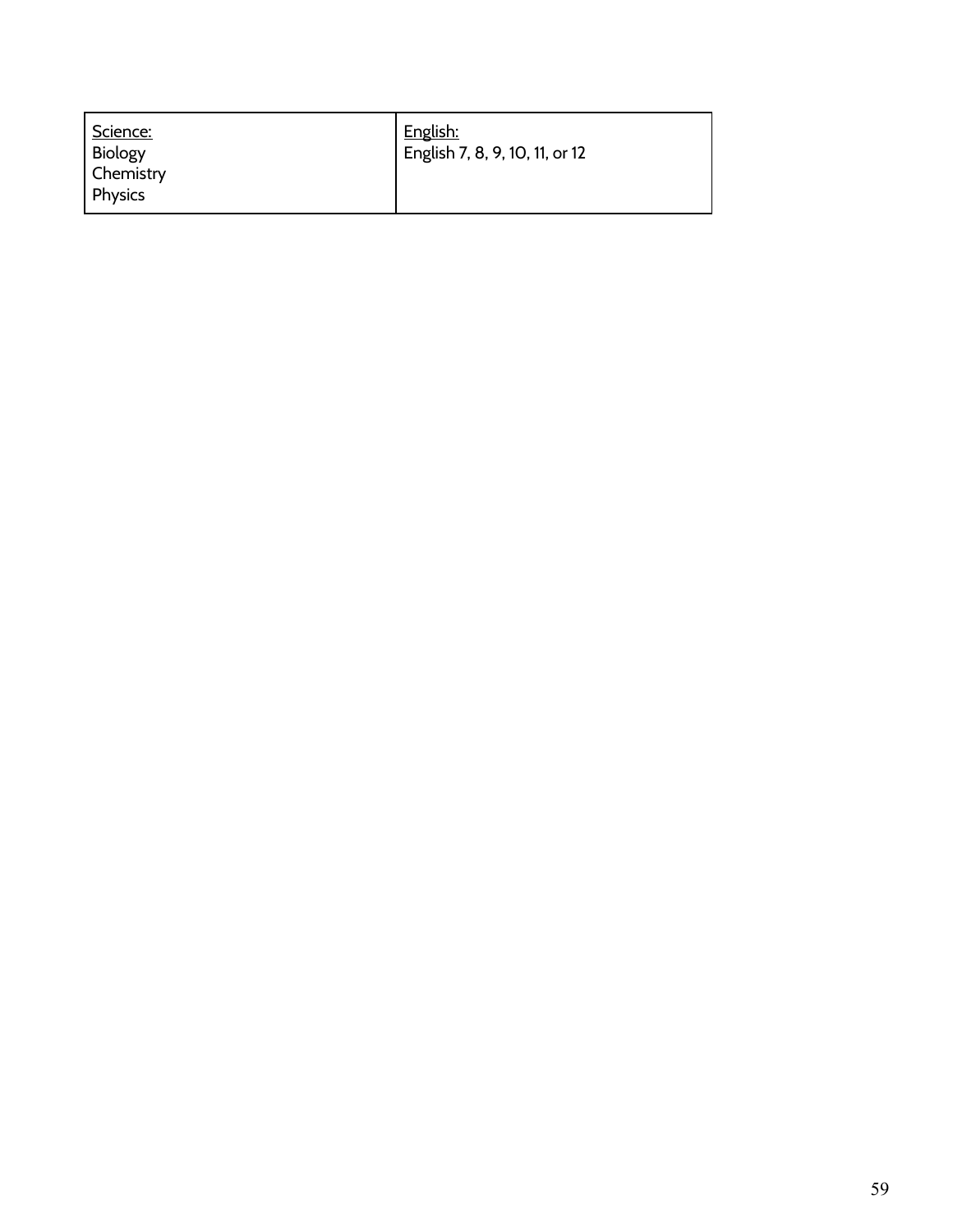| Science:<br>Biology<br>Chemistry<br>Physics | English:<br>English 7, 8, 9, 10, 11, or 12 |
|---|---|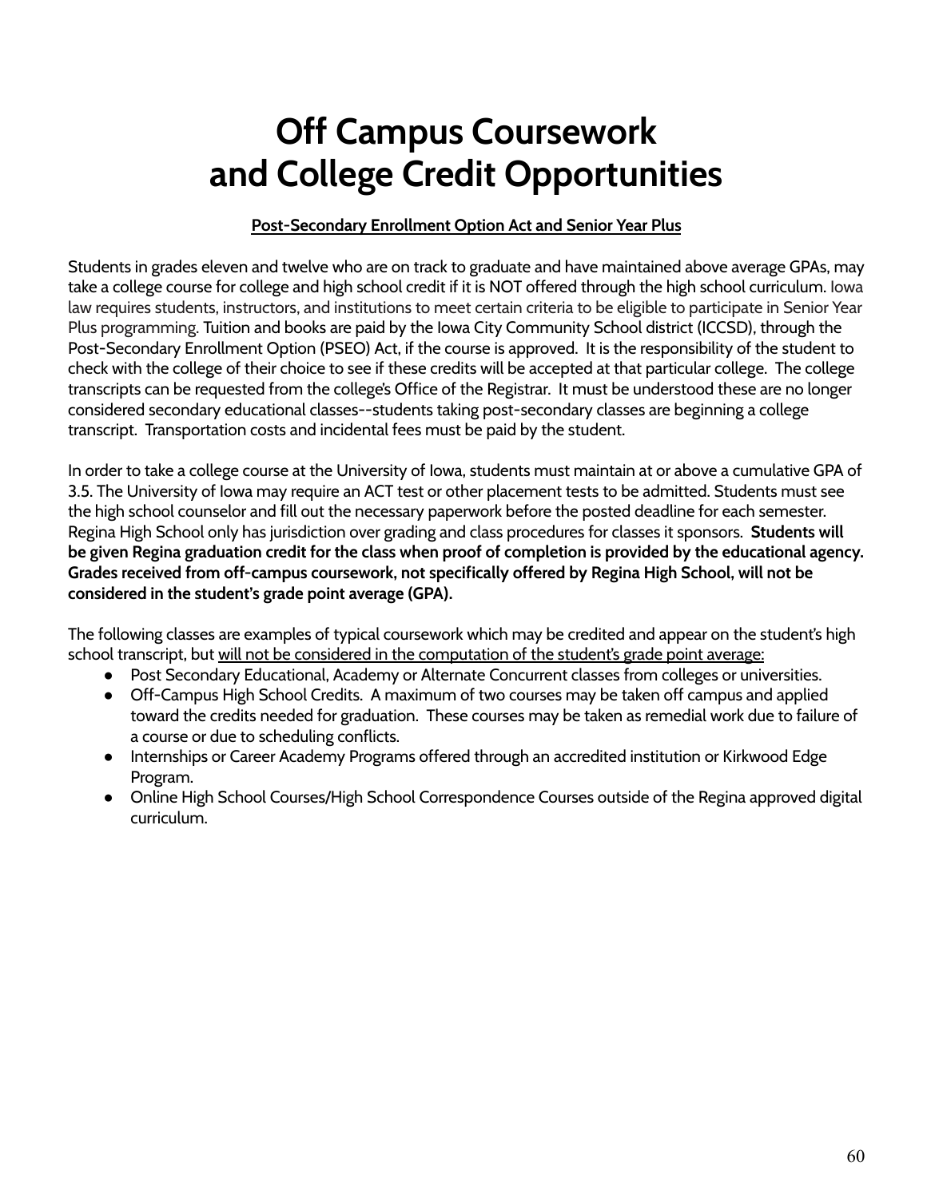# Off Campus Coursework and College Credit Opportunities

**Post-Secondary Enrollment Option Act and Senior Year Plus**

Students in grades eleven and twelve who are on track to graduate and have maintained above average GPAs, may take a college course for college and high school credit if it is NOT offered through the high school curriculum. Iowa law requires students, instructors, and institutions to meet certain criteria to be eligible to participate in Senior Year Plus programming. Tuition and books are paid by the Iowa City Community School district (ICCSD), through the Post-Secondary Enrollment Option (PSEO) Act, if the course is approved. It is the responsibility of the student to check with the college of their choice to see if these credits will be accepted at that particular college. The college transcripts can be requested from the college's Office of the Registrar. It must be understood these are no longer considered secondary educational classes--students taking post-secondary classes are beginning a college transcript. Transportation costs and incidental fees must be paid by the student.

In order to take a college course at the University of Iowa, students must maintain at or above a cumulative GPA of 3.5. The University of Iowa may require an ACT test or other placement tests to be admitted. Students must see the high school counselor and fill out the necessary paperwork before the posted deadline for each semester. Regina High School only has jurisdiction over grading and class procedures for classes it sponsors. **Students will be given Regina graduation credit for the class when proof of completion is provided by the educational agency. Grades received from off-campus coursework, not specifically offered by Regina High School, will not be considered in the student's grade point average (GPA).**

The following classes are examples of typical coursework which may be credited and appear on the student's high school transcript, but <u>will not be considered in the computation of the student's grade point average:</u>

- Post Secondary Educational, Academy or Alternate Concurrent classes from colleges or universities.
- Off-Campus High School Credits. A maximum of two courses may be taken off campus and applied toward the credits needed for graduation. These courses may be taken as remedial work due to failure of a course or due to scheduling conflicts.
- Internships or Career Academy Programs offered through an accredited institution or Kirkwood Edge Program.
- Online High School Courses/High School Correspondence Courses outside of the Regina approved digital curriculum.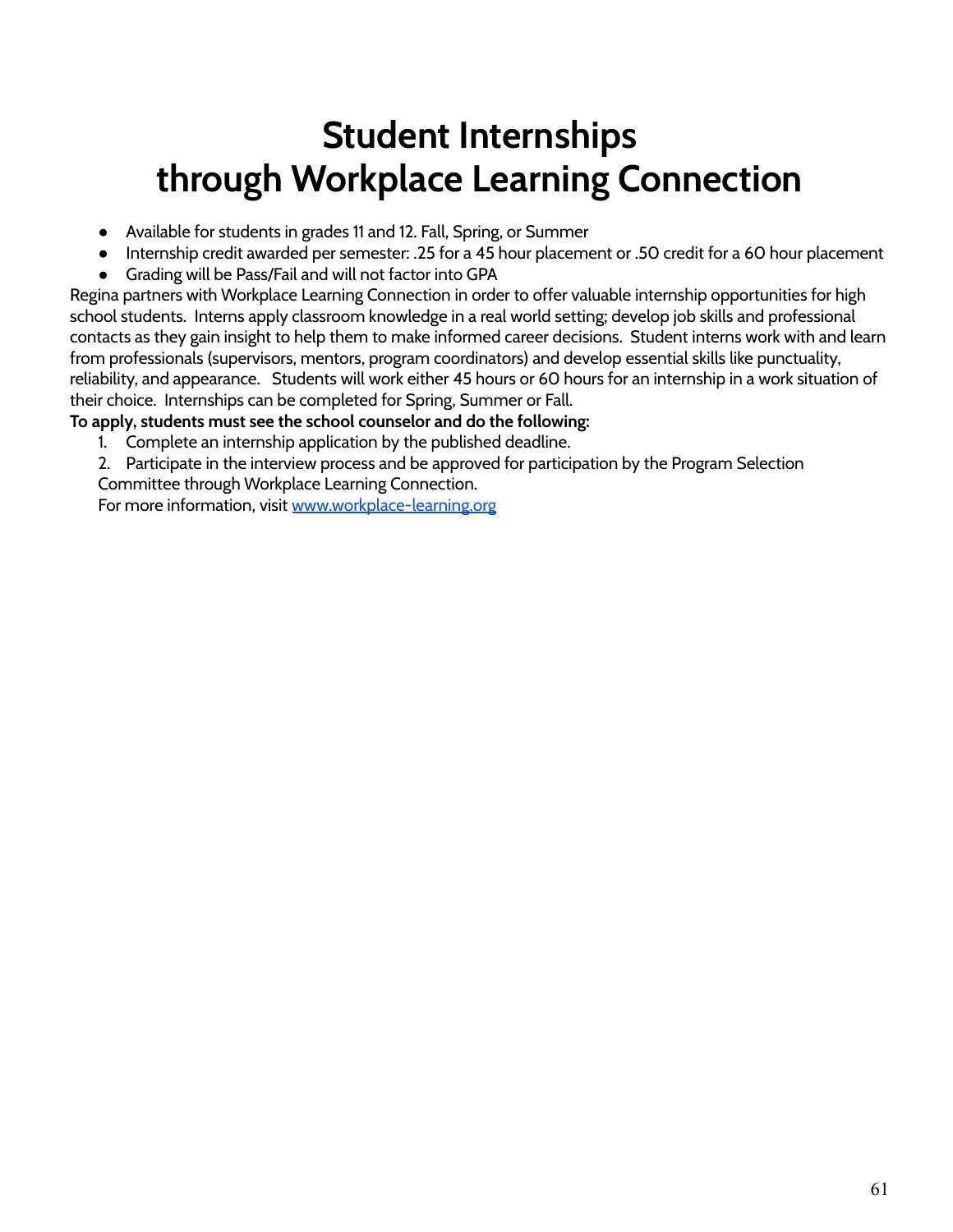# Student Internships through Workplace Learning Connection

- Available for students in grades 11 and 12. Fall, Spring, or Summer
- Internship credit awarded per semester: .25 for a 45 hour placement or .50 credit for a 60 hour placement
- Grading will be Pass/Fail and will not factor into GPA

Regina partners with Workplace Learning Connection in order to offer valuable internship opportunities for high school students. Interns apply classroom knowledge in a real world setting; develop job skills and professional contacts as they gain insight to help them to make informed career decisions. Student interns work with and learn from professionals (supervisors, mentors, program coordinators) and develop essential skills like punctuality, reliability, and appearance. Students will work either 45 hours or 60 hours for an internship in a work situation of their choice. Internships can be completed for Spring, Summer or Fall.

**To apply, students must see the school counselor and do the following:**

1. Complete an internship application by the published deadline.
2. Participate in the interview process and be approved for participation by the Program Selection Committee through Workplace Learning Connection.

For more information, visit [www.workplace-learning.org](http://www.workplace-learning.org)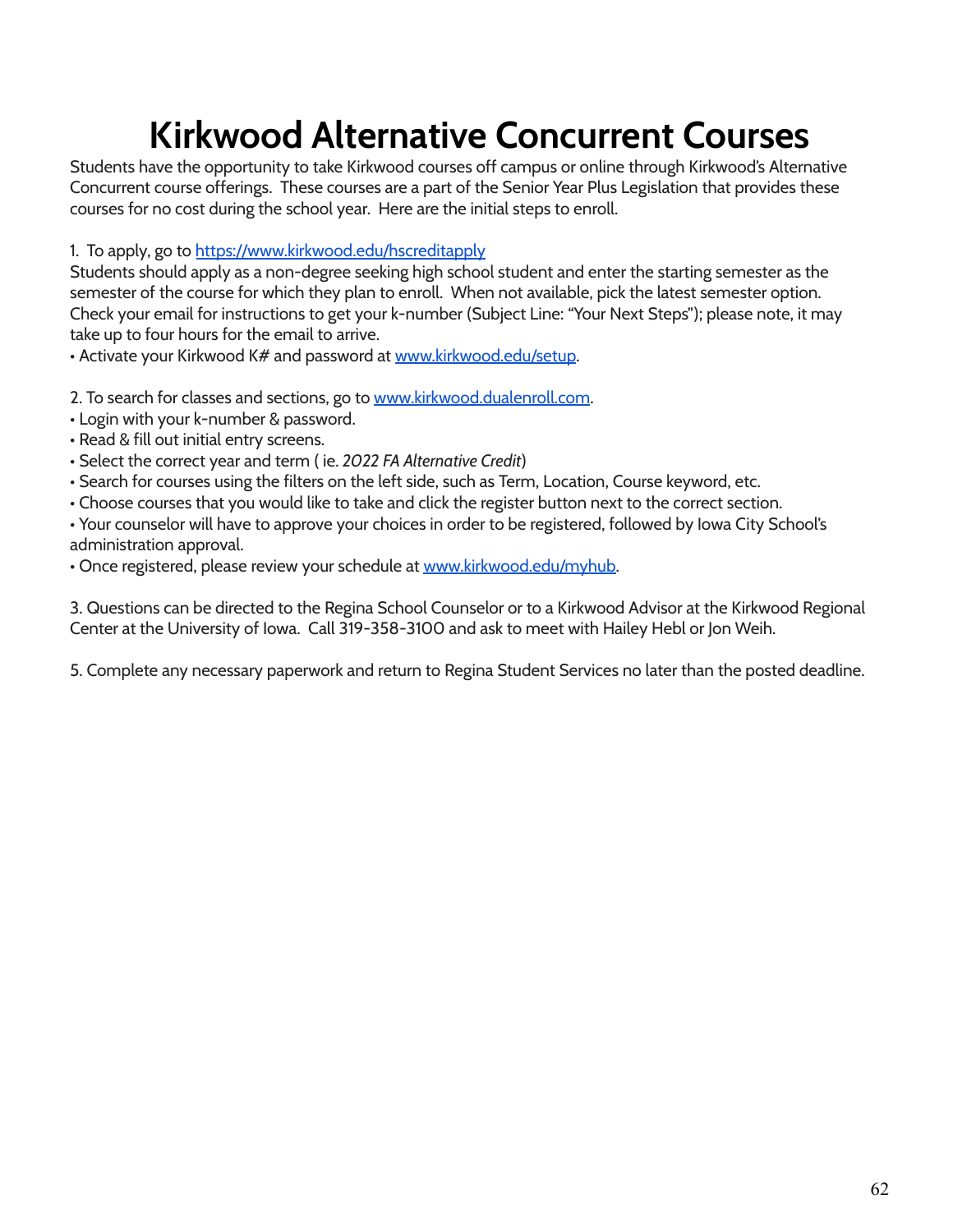# Kirkwood Alternative Concurrent Courses

Students have the opportunity to take Kirkwood courses off campus or online through Kirkwood's Alternative Concurrent course offerings. These courses are a part of the Senior Year Plus Legislation that provides these courses for no cost during the school year. Here are the initial steps to enroll.

1. To apply, go to [https://www.kirkwood.edu/hscreditapply](https://www.kirkwood.edu/hscreditapply)

Students should apply as a non-degree seeking high school student and enter the starting semester as the semester of the course for which they plan to enroll. When not available, pick the latest semester option. Check your email for instructions to get your k-number (Subject Line: "Your Next Steps"); please note, it may take up to four hours for the email to arrive.

- Activate your Kirkwood K# and password at [www.kirkwood.edu/setup](www.kirkwood.edu/setup).

2. To search for classes and sections, go to [www.kirkwood.dualenroll.com](www.kirkwood.dualenroll.com).

- Login with your k-number & password.
- Read & fill out initial entry screens.
- Select the correct year and term ( ie. *2022 FA Alternative Credit*)
- Search for courses using the filters on the left side, such as Term, Location, Course keyword, etc.
- Choose courses that you would like to take and click the register button next to the correct section.
- Your counselor will have to approve your choices in order to be registered, followed by Iowa City School's administration approval.
- Once registered, please review your schedule at [www.kirkwood.edu/myhub](www.kirkwood.edu/myhub).

3. Questions can be directed to the Regina School Counselor or to a Kirkwood Advisor at the Kirkwood Regional Center at the University of Iowa. Call 319-358-3100 and ask to meet with Hailey Hebl or Jon Weih.

5. Complete any necessary paperwork and return to Regina Student Services no later than the posted deadline.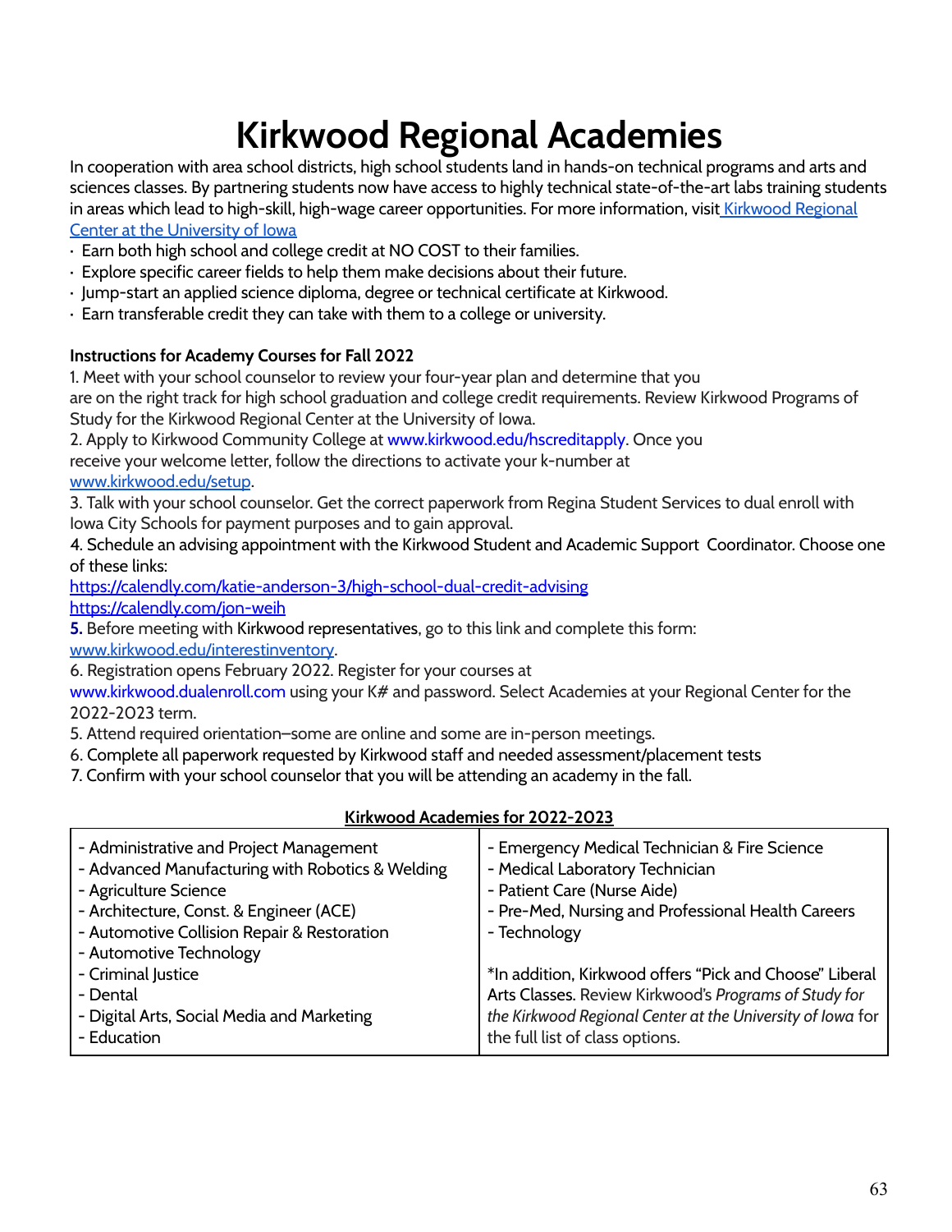# Kirkwood Regional Academies

In cooperation with area school districts, high school students land in hands-on technical programs and arts and sciences classes. By partnering students now have access to highly technical state-of-the-art labs training students in areas which lead to high-skill, high-wage career opportunities. For more information, visit [Kirkwood Regional Center at the University of Iowa](#)

- Earn both high school and college credit at NO COST to their families.
- Explore specific career fields to help them make decisions about their future.
- Jump-start an applied science diploma, degree or technical certificate at Kirkwood.
- Earn transferable credit they can take with them to a college or university.

**Instructions for Academy Courses for Fall 2022**

1. Meet with your school counselor to review your four-year plan and determine that you are on the right track for high school graduation and college credit requirements. Review Kirkwood Programs of Study for the Kirkwood Regional Center at the University of Iowa.
2. Apply to Kirkwood Community College at www.kirkwood.edu/hscreditapply. Once you receive your welcome letter, follow the directions to activate your k-number at www.kirkwood.edu/setup.
3. Talk with your school counselor. Get the correct paperwork from Regina Student Services to dual enroll with Iowa City Schools for payment purposes and to gain approval.
4. Schedule an advising appointment with the Kirkwood Student and Academic Support Coordinator. Choose one of these links:
https://calendly.com/katie-anderson-3/high-school-dual-credit-advising
https://calendly.com/jon-weih
5. Before meeting with Kirkwood representatives, go to this link and complete this form: www.kirkwood.edu/interestinventory.
6. Registration opens February 2022. Register for your courses at www.kirkwood.dualenroll.com using your K# and password. Select Academies at your Regional Center for the 2022-2023 term.
5. Attend required orientation–some are online and some are in-person meetings.
6. Complete all paperwork requested by Kirkwood staff and needed assessment/placement tests
7. Confirm with your school counselor that you will be attending an academy in the fall.

**Kirkwood Academies for 2022-2023**

| | |
|---|---|
| - Administrative and Project Management<br>- Advanced Manufacturing with Robotics & Welding<br>- Agriculture Science<br>- Architecture, Const. & Engineer (ACE)<br>- Automotive Collision Repair & Restoration<br>- Automotive Technology<br>- Criminal Justice<br>- Dental<br>- Digital Arts, Social Media and Marketing<br>- Education | - Emergency Medical Technician & Fire Science<br>- Medical Laboratory Technician<br>- Patient Care (Nurse Aide)<br>- Pre-Med, Nursing and Professional Health Careers<br>- Technology<br><br>*In addition, Kirkwood offers "Pick and Choose" Liberal Arts Classes. Review Kirkwood's *Programs of Study for the Kirkwood Regional Center at the University of Iowa* for the full list of class options. |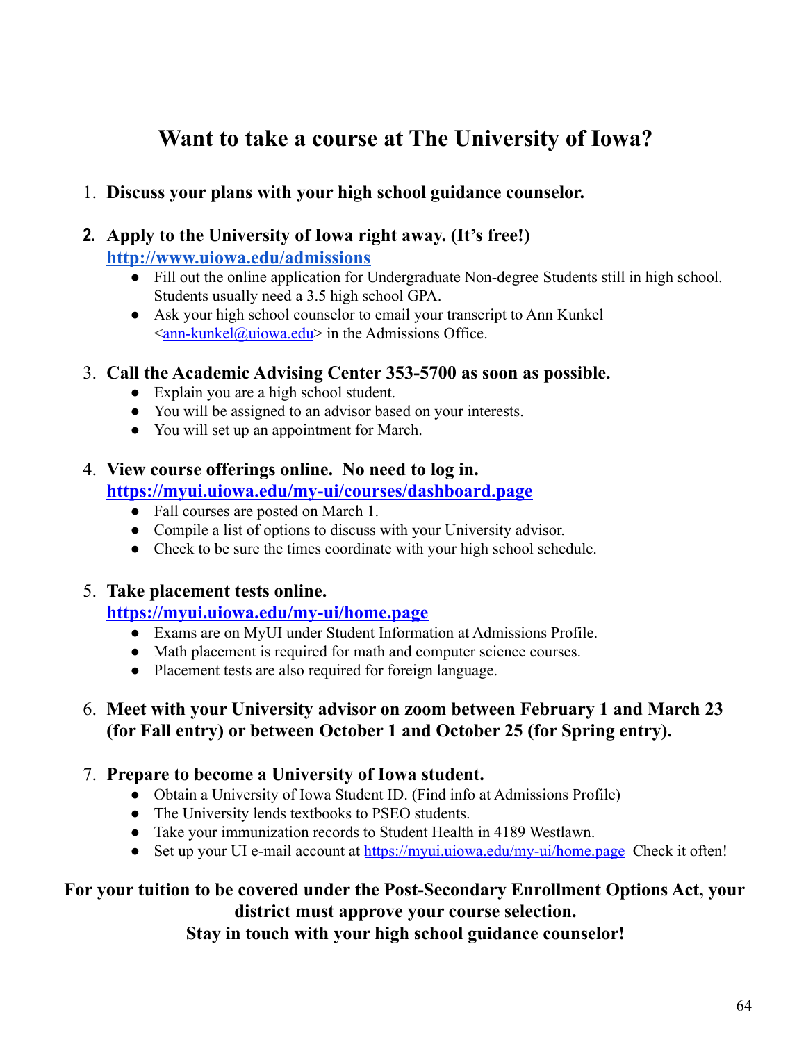# Want to take a course at The University of Iowa?

1. **Discuss your plans with your high school guidance counselor.**

2. **Apply to the University of Iowa right away. (It's free!)**
   **[http://www.uiowa.edu/admissions](http://www.uiowa.edu/admissions)**
   - Fill out the online application for Undergraduate Non-degree Students still in high school. Students usually need a 3.5 high school GPA.
   - Ask your high school counselor to email your transcript to Ann Kunkel <[ann-kunkel@uiowa.edu](mailto:ann-kunkel@uiowa.edu)> in the Admissions Office.

3. **Call the Academic Advising Center 353-5700 as soon as possible.**
   - Explain you are a high school student.
   - You will be assigned to an advisor based on your interests.
   - You will set up an appointment for March.

4. **View course offerings online. No need to log in.**
   **[https://myui.uiowa.edu/my-ui/courses/dashboard.page](https://myui.uiowa.edu/my-ui/courses/dashboard.page)**
   - Fall courses are posted on March 1.
   - Compile a list of options to discuss with your University advisor.
   - Check to be sure the times coordinate with your high school schedule.

5. **Take placement tests online.**
   **[https://myui.uiowa.edu/my-ui/home.page](https://myui.uiowa.edu/my-ui/home.page)**
   - Exams are on MyUI under Student Information at Admissions Profile.
   - Math placement is required for math and computer science courses.
   - Placement tests are also required for foreign language.

6. **Meet with your University advisor on zoom between February 1 and March 23 (for Fall entry) or between October 1 and October 25 (for Spring entry).**

7. **Prepare to become a University of Iowa student.**
   - Obtain a University of Iowa Student ID. (Find info at Admissions Profile)
   - The University lends textbooks to PSEO students.
   - Take your immunization records to Student Health in 4189 Westlawn.
   - Set up your UI e-mail account at [https://myui.uiowa.edu/my-ui/home.page](https://myui.uiowa.edu/my-ui/home.page) Check it often!

**For your tuition to be covered under the Post-Secondary Enrollment Options Act, your district must approve your course selection.**
**Stay in touch with your high school guidance counselor!**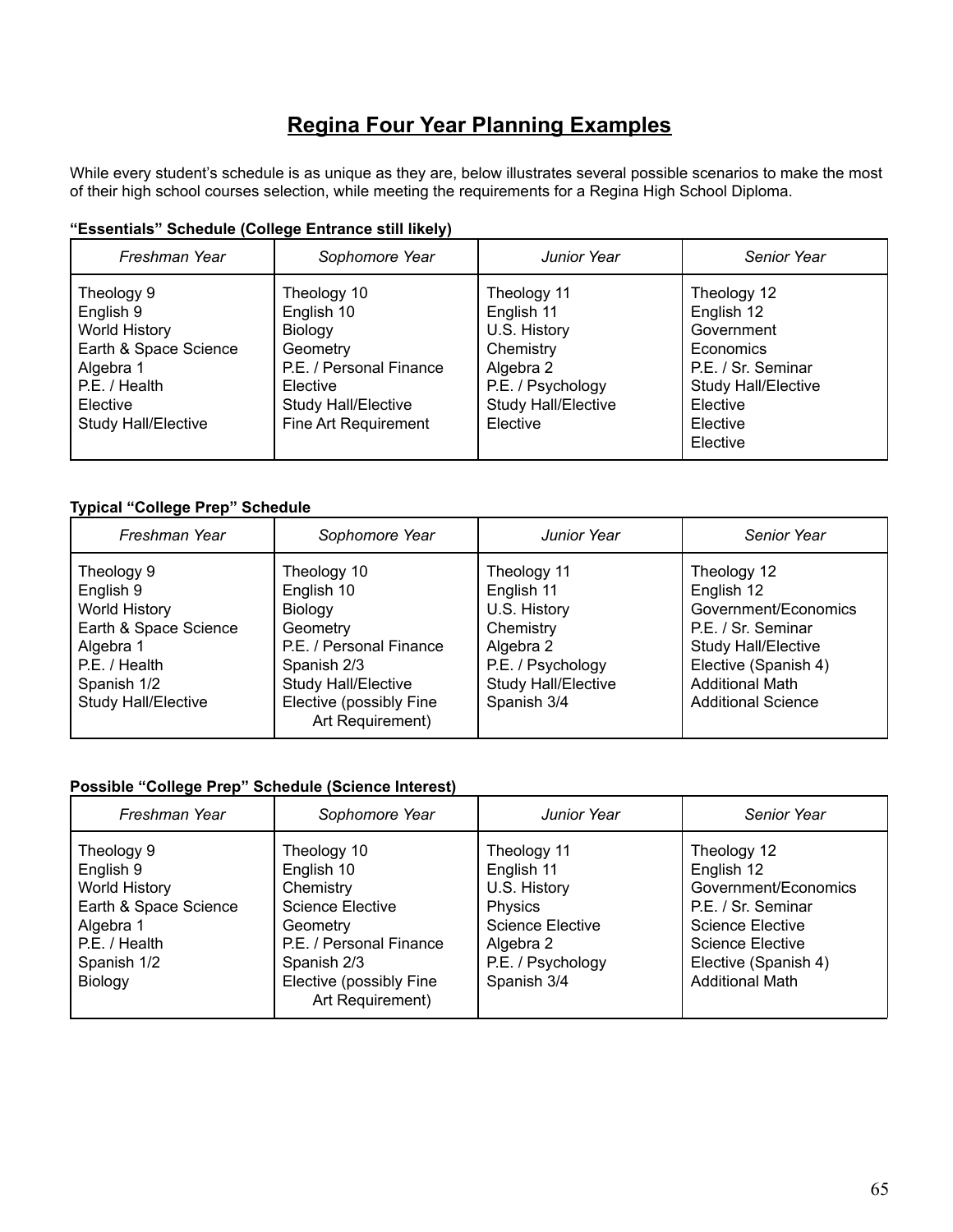# Regina Four Year Planning Examples

While every student's schedule is as unique as they are, below illustrates several possible scenarios to make the most of their high school courses selection, while meeting the requirements for a Regina High School Diploma.

**"Essentials" Schedule (College Entrance still likely)**

| *Freshman Year* | *Sophomore Year* | *Junior Year* | *Senior Year* |
|---|---|---|---|
| Theology 9<br>English 9<br>World History<br>Earth & Space Science<br>Algebra 1<br>P.E. / Health<br>Elective<br>Study Hall/Elective | Theology 10<br>English 10<br>Biology<br>Geometry<br>P.E. / Personal Finance<br>Elective<br>Study Hall/Elective<br>Fine Art Requirement | Theology 11<br>English 11<br>U.S. History<br>Chemistry<br>Algebra 2<br>P.E. / Psychology<br>Study Hall/Elective<br>Elective | Theology 12<br>English 12<br>Government<br>Economics<br>P.E. / Sr. Seminar<br>Study Hall/Elective<br>Elective<br>Elective<br>Elective |

**Typical "College Prep" Schedule**

| *Freshman Year* | *Sophomore Year* | *Junior Year* | *Senior Year* |
|---|---|---|---|
| Theology 9<br>English 9<br>World History<br>Earth & Space Science<br>Algebra 1<br>P.E. / Health<br>Spanish 1/2<br>Study Hall/Elective | Theology 10<br>English 10<br>Biology<br>Geometry<br>P.E. / Personal Finance<br>Spanish 2/3<br>Study Hall/Elective<br>Elective (possibly Fine Art Requirement) | Theology 11<br>English 11<br>U.S. History<br>Chemistry<br>Algebra 2<br>P.E. / Psychology<br>Study Hall/Elective<br>Spanish 3/4 | Theology 12<br>English 12<br>Government/Economics<br>P.E. / Sr. Seminar<br>Study Hall/Elective<br>Elective (Spanish 4)<br>Additional Math<br>Additional Science |

**Possible "College Prep" Schedule (Science Interest)**

| *Freshman Year* | *Sophomore Year* | *Junior Year* | *Senior Year* |
|---|---|---|---|
| Theology 9<br>English 9<br>World History<br>Earth & Space Science<br>Algebra 1<br>P.E. / Health<br>Spanish 1/2<br>Biology | Theology 10<br>English 10<br>Chemistry<br>Science Elective<br>Geometry<br>P.E. / Personal Finance<br>Spanish 2/3<br>Elective (possibly Fine Art Requirement) | Theology 11<br>English 11<br>U.S. History<br>Physics<br>Science Elective<br>Algebra 2<br>P.E. / Psychology<br>Spanish 3/4 | Theology 12<br>English 12<br>Government/Economics<br>P.E. / Sr. Seminar<br>Science Elective<br>Science Elective<br>Elective (Spanish 4)<br>Additional Math |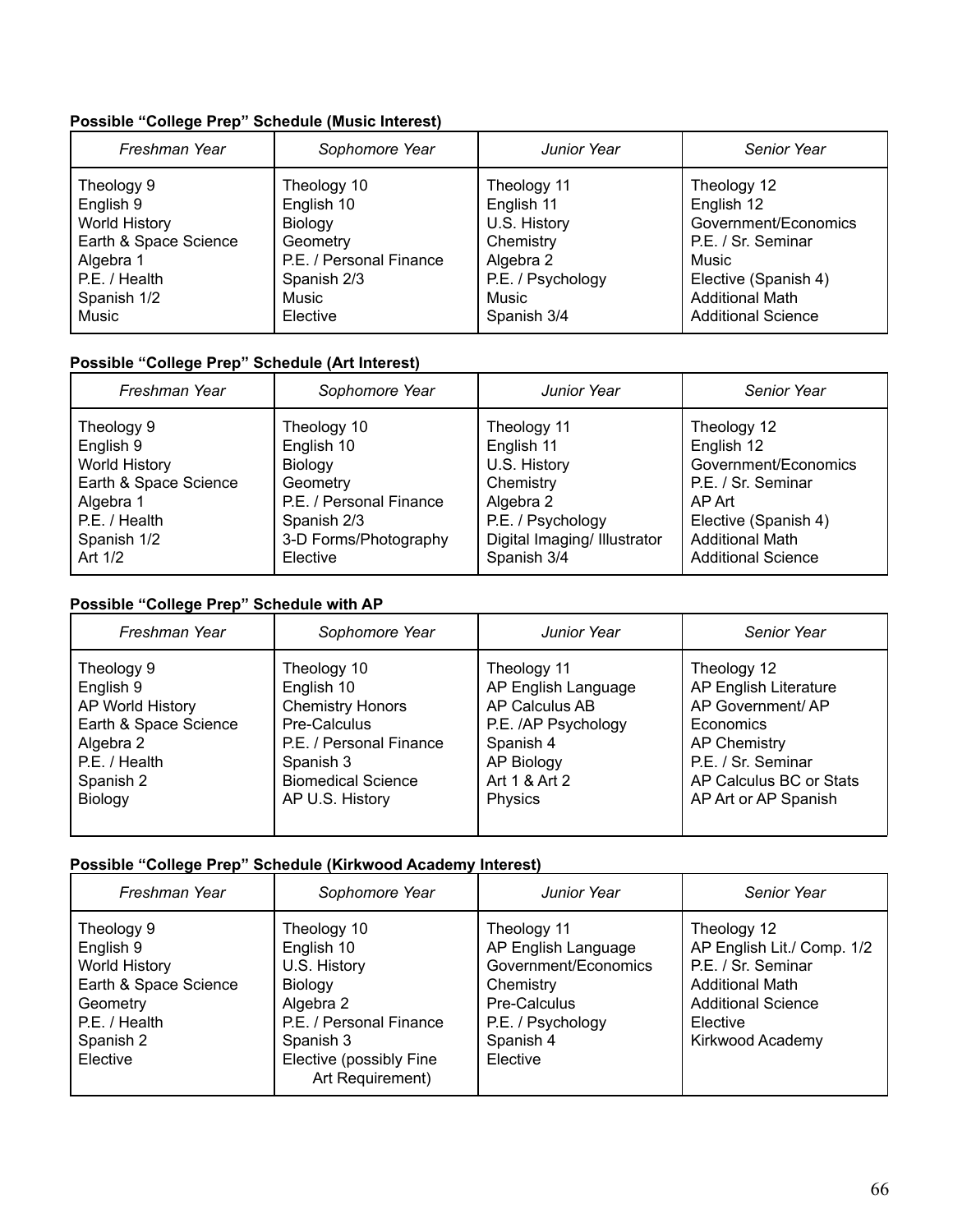**Possible "College Prep" Schedule (Music Interest)**

| *Freshman Year* | *Sophomore Year* | *Junior Year* | *Senior Year* |
|---|---|---|---|
| Theology 9<br>English 9<br>World History<br>Earth & Space Science<br>Algebra 1<br>P.E. / Health<br>Spanish 1/2<br>Music | Theology 10<br>English 10<br>Biology<br>Geometry<br>P.E. / Personal Finance<br>Spanish 2/3<br>Music<br>Elective | Theology 11<br>English 11<br>U.S. History<br>Chemistry<br>Algebra 2<br>P.E. / Psychology<br>Music<br>Spanish 3/4 | Theology 12<br>English 12<br>Government/Economics<br>P.E. / Sr. Seminar<br>Music<br>Elective (Spanish 4)<br>Additional Math<br>Additional Science |

**Possible "College Prep" Schedule (Art Interest)**

| *Freshman Year* | *Sophomore Year* | *Junior Year* | *Senior Year* |
|---|---|---|---|
| Theology 9<br>English 9<br>World History<br>Earth & Space Science<br>Algebra 1<br>P.E. / Health<br>Spanish 1/2<br>Art 1/2 | Theology 10<br>English 10<br>Biology<br>Geometry<br>P.E. / Personal Finance<br>Spanish 2/3<br>3-D Forms/Photography<br>Elective | Theology 11<br>English 11<br>U.S. History<br>Chemistry<br>Algebra 2<br>P.E. / Psychology<br>Digital Imaging/ Illustrator<br>Spanish 3/4 | Theology 12<br>English 12<br>Government/Economics<br>P.E. / Sr. Seminar<br>AP Art<br>Elective (Spanish 4)<br>Additional Math<br>Additional Science |

**Possible "College Prep" Schedule with AP**

| *Freshman Year* | *Sophomore Year* | *Junior Year* | *Senior Year* |
|---|---|---|---|
| Theology 9<br>English 9<br>AP World History<br>Earth & Space Science<br>Algebra 2<br>P.E. / Health<br>Spanish 2<br>Biology | Theology 10<br>English 10<br>Chemistry Honors<br>Pre-Calculus<br>P.E. / Personal Finance<br>Spanish 3<br>Biomedical Science<br>AP U.S. History | Theology 11<br>AP English Language<br>AP Calculus AB<br>P.E. /AP Psychology<br>Spanish 4<br>AP Biology<br>Art 1 & Art 2<br>Physics | Theology 12<br>AP English Literature<br>AP Government/ AP Economics<br>AP Chemistry<br>P.E. / Sr. Seminar<br>AP Calculus BC or Stats<br>AP Art or AP Spanish |

**Possible "College Prep" Schedule (Kirkwood Academy Interest)**

| *Freshman Year* | *Sophomore Year* | *Junior Year* | *Senior Year* |
|---|---|---|---|
| Theology 9<br>English 9<br>World History<br>Earth & Space Science<br>Geometry<br>P.E. / Health<br>Spanish 2<br>Elective | Theology 10<br>English 10<br>U.S. History<br>Biology<br>Algebra 2<br>P.E. / Personal Finance<br>Spanish 3<br>Elective (possibly Fine Art Requirement) | Theology 11<br>AP English Language<br>Government/Economics<br>Chemistry<br>Pre-Calculus<br>P.E. / Psychology<br>Spanish 4<br>Elective | Theology 12<br>AP English Lit./ Comp. 1/2<br>P.E. / Sr. Seminar<br>Additional Math<br>Additional Science<br>Elective<br>Kirkwood Academy |